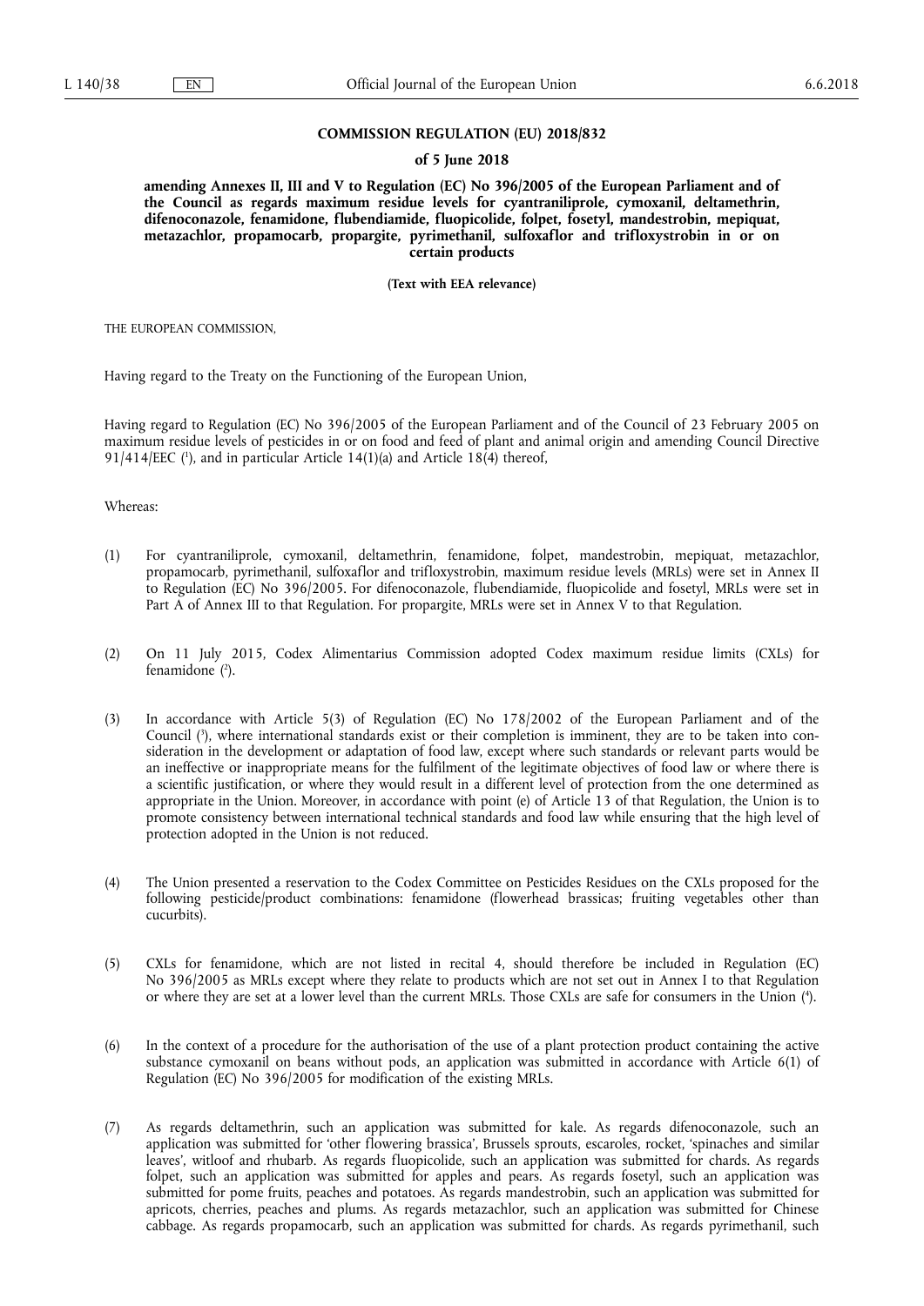**COMMISSION REGULATION (EU) 2018/832**

**of 5 June 2018**

**amending Annexes II, III and V to Regulation (EC) No 396/2005 of the European Parliament and of the Council as regards maximum residue levels for cyantraniliprole, cymoxanil, deltamethrin, difenoconazole, fenamidone, flubendiamide, fluopicolide, folpet, fosetyl, mandestrobin, mepiquat, metazachlor, propamocarb, propargite, pyrimethanil, sulfoxaflor and trifloxystrobin in or on certain products**

**(Text with EEA relevance)**

THE EUROPEAN COMMISSION,

Having regard to the Treaty on the Functioning of the European Union,

Having regard to Regulation (EC) No 396/2005 of the European Parliament and of the Council of 23 February 2005 on maximum residue levels of pesticides in or on food and feed of plant and animal origin and amending Council Directive 91/414/EEC ([1]), and in particular Article 14(1)(a) and Article 18(4) thereof,

Whereas:

(1) For cyantraniliprole, cymoxanil, deltamethrin, fenamidone, folpet, mandestrobin, mepiquat, metazachlor, propamocarb, pyrimethanil, sulfoxaflor and trifloxystrobin, maximum residue levels (MRLs) were set in Annex II to Regulation (EC) No 396/2005. For difenoconazole, flubendiamide, fluopicolide and fosetyl, MRLs were set in Part A of Annex III to that Regulation. For propargite, MRLs were set in Annex V to that Regulation.

(2) On 11 July 2015, Codex Alimentarius Commission adopted Codex maximum residue limits (CXLs) for fenamidone ([2]).

(3) In accordance with Article 5(3) of Regulation (EC) No 178/2002 of the European Parliament and of the Council ([3]), where international standards exist or their completion is imminent, they are to be taken into consideration in the development or adaptation of food law, except where such standards or relevant parts would be an ineffective or inappropriate means for the fulfilment of the legitimate objectives of food law or where there is a scientific justification, or where they would result in a different level of protection from the one determined as appropriate in the Union. Moreover, in accordance with point (e) of Article 13 of that Regulation, the Union is to promote consistency between international technical standards and food law while ensuring that the high level of protection adopted in the Union is not reduced.

(4) The Union presented a reservation to the Codex Committee on Pesticides Residues on the CXLs proposed for the following pesticide/product combinations: fenamidone (flowerhead brassicas; fruiting vegetables other than cucurbits).

(5) CXLs for fenamidone, which are not listed in recital 4, should therefore be included in Regulation (EC) No 396/2005 as MRLs except where they relate to products which are not set out in Annex I to that Regulation or where they are set at a lower level than the current MRLs. Those CXLs are safe for consumers in the Union ([4]).

(6) In the context of a procedure for the authorisation of the use of a plant protection product containing the active substance cymoxanil on beans without pods, an application was submitted in accordance with Article 6(1) of Regulation (EC) No 396/2005 for modification of the existing MRLs.

(7) As regards deltamethrin, such an application was submitted for kale. As regards difenoconazole, such an application was submitted for 'other flowering brassica', Brussels sprouts, escaroles, rocket, 'spinaches and similar leaves', witloof and rhubarb. As regards fluopicolide, such an application was submitted for chards. As regards folpet, such an application was submitted for apples and pears. As regards fosetyl, such an application was submitted for pome fruits, peaches and potatoes. As regards mandestrobin, such an application was submitted for apricots, cherries, peaches and plums. As regards metazachlor, such an application was submitted for Chinese cabbage. As regards propamocarb, such an application was submitted for chards. As regards pyrimethanil, such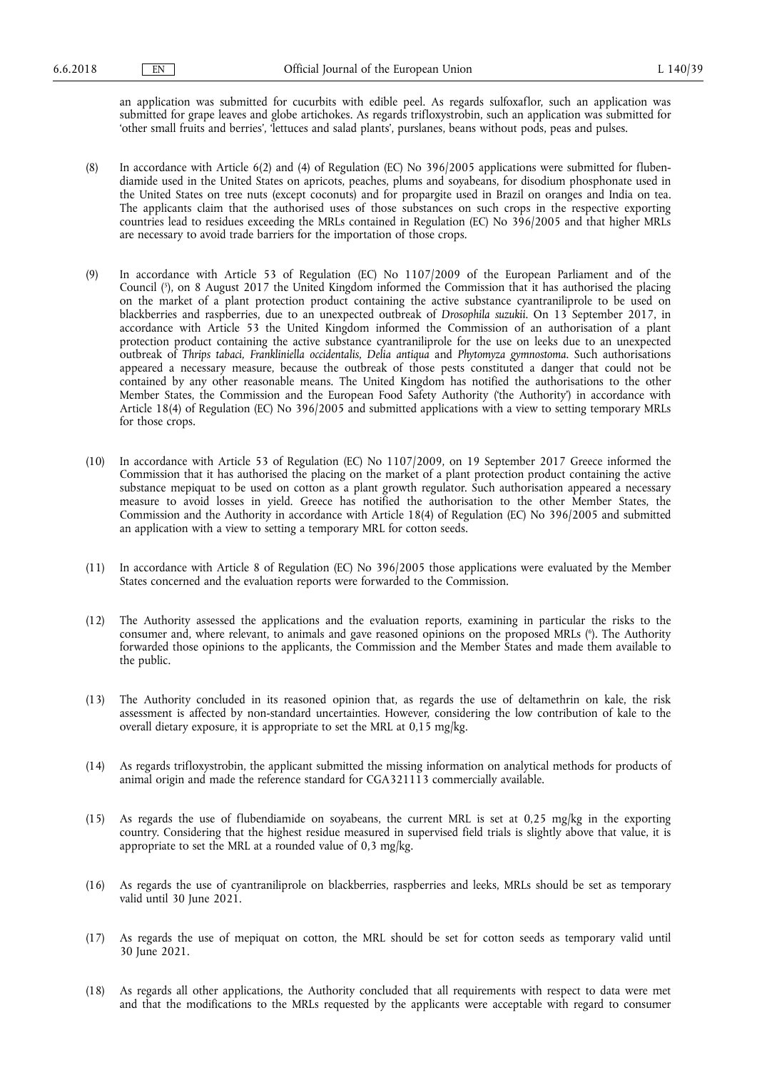an application was submitted for cucurbits with edible peel. As regards sulfoxaflor, such an application was submitted for grape leaves and globe artichokes. As regards trifloxystrobin, such an application was submitted for 'other small fruits and berries', 'lettuces and salad plants', purslanes, beans without pods, peas and pulses.

(8) In accordance with Article 6(2) and (4) of Regulation (EC) No 396/2005 applications were submitted for flubendiamide used in the United States on apricots, peaches, plums and soyabeans, for disodium phosphonate used in the United States on tree nuts (except coconuts) and for propargite used in Brazil on oranges and India on tea. The applicants claim that the authorised uses of those substances on such crops in the respective exporting countries lead to residues exceeding the MRLs contained in Regulation (EC) No 396/2005 and that higher MRLs are necessary to avoid trade barriers for the importation of those crops.

(9) In accordance with Article 53 of Regulation (EC) No 1107/2009 of the European Parliament and of the Council [5], on 8 August 2017 the United Kingdom informed the Commission that it has authorised the placing on the market of a plant protection product containing the active substance cyantraniliprole to be used on blackberries and raspberries, due to an unexpected outbreak of *Drosophila suzukii*. On 13 September 2017, in accordance with Article 53 the United Kingdom informed the Commission of an authorisation of a plant protection product containing the active substance cyantraniliprole for the use on leeks due to an unexpected outbreak of *Thrips tabaci, Frankliniella occidentalis, Delia antiqua* and *Phytomyza gymnostoma*. Such authorisations appeared a necessary measure, because the outbreak of those pests constituted a danger that could not be contained by any other reasonable means. The United Kingdom has notified the authorisations to the other Member States, the Commission and the European Food Safety Authority ('the Authority') in accordance with Article 18(4) of Regulation (EC) No 396/2005 and submitted applications with a view to setting temporary MRLs for those crops.

(10) In accordance with Article 53 of Regulation (EC) No 1107/2009, on 19 September 2017 Greece informed the Commission that it has authorised the placing on the market of a plant protection product containing the active substance mepiquat to be used on cotton as a plant growth regulator. Such authorisation appeared a necessary measure to avoid losses in yield. Greece has notified the authorisation to the other Member States, the Commission and the Authority in accordance with Article 18(4) of Regulation (EC) No 396/2005 and submitted an application with a view to setting a temporary MRL for cotton seeds.

(11) In accordance with Article 8 of Regulation (EC) No 396/2005 those applications were evaluated by the Member States concerned and the evaluation reports were forwarded to the Commission.

(12) The Authority assessed the applications and the evaluation reports, examining in particular the risks to the consumer and, where relevant, to animals and gave reasoned opinions on the proposed MRLs [6]. The Authority forwarded those opinions to the applicants, the Commission and the Member States and made them available to the public.

(13) The Authority concluded in its reasoned opinion that, as regards the use of deltamethrin on kale, the risk assessment is affected by non-standard uncertainties. However, considering the low contribution of kale to the overall dietary exposure, it is appropriate to set the MRL at 0,15 mg/kg.

(14) As regards trifloxystrobin, the applicant submitted the missing information on analytical methods for products of animal origin and made the reference standard for CGA321113 commercially available.

(15) As regards the use of flubendiamide on soyabeans, the current MRL is set at 0,25 mg/kg in the exporting country. Considering that the highest residue measured in supervised field trials is slightly above that value, it is appropriate to set the MRL at a rounded value of 0,3 mg/kg.

(16) As regards the use of cyantraniliprole on blackberries, raspberries and leeks, MRLs should be set as temporary valid until 30 June 2021.

(17) As regards the use of mepiquat on cotton, the MRL should be set for cotton seeds as temporary valid until 30 June 2021.

(18) As regards all other applications, the Authority concluded that all requirements with respect to data were met and that the modifications to the MRLs requested by the applicants were acceptable with regard to consumer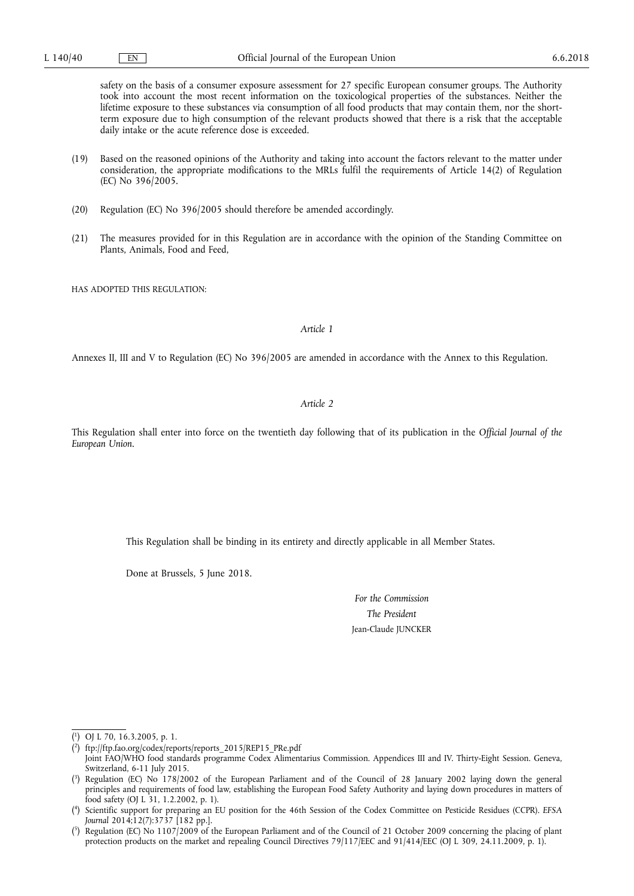safety on the basis of a consumer exposure assessment for 27 specific European consumer groups. The Authority took into account the most recent information on the toxicological properties of the substances. Neither the lifetime exposure to these substances via consumption of all food products that may contain them, nor the short-term exposure due to high consumption of the relevant products showed that there is a risk that the acceptable daily intake or the acute reference dose is exceeded.

(19) Based on the reasoned opinions of the Authority and taking into account the factors relevant to the matter under consideration, the appropriate modifications to the MRLs fulfil the requirements of Article 14(2) of Regulation (EC) No 396/2005.

(20) Regulation (EC) No 396/2005 should therefore be amended accordingly.

(21) The measures provided for in this Regulation are in accordance with the opinion of the Standing Committee on Plants, Animals, Food and Feed,

HAS ADOPTED THIS REGULATION:

*Article 1*

Annexes II, III and V to Regulation (EC) No 396/2005 are amended in accordance with the Annex to this Regulation.

*Article 2*

This Regulation shall enter into force on the twentieth day following that of its publication in the *Official Journal of the European Union*.

This Regulation shall be binding in its entirety and directly applicable in all Member States.

Done at Brussels, 5 June 2018.

*For the Commission*

*The President*

Jean-Claude JUNCKER

---

(1) OJ L 70, 16.3.2005, p. 1.

(2) ftp://ftp.fao.org/codex/reports/reports_2015/REP15_PRe.pdf
Joint FAO/WHO food standards programme Codex Alimentarius Commission. Appendices III and IV. Thirty-Eight Session. Geneva, Switzerland, 6-11 July 2015.

(3) Regulation (EC) No 178/2002 of the European Parliament and of the Council of 28 January 2002 laying down the general principles and requirements of food law, establishing the European Food Safety Authority and laying down procedures in matters of food safety (OJ L 31, 1.2.2002, p. 1).

(4) Scientific support for preparing an EU position for the 46th Session of the Codex Committee on Pesticide Residues (CCPR). *EFSA Journal* 2014;12(7):3737 [182 pp.].

(5) Regulation (EC) No 1107/2009 of the European Parliament and of the Council of 21 October 2009 concerning the placing of plant protection products on the market and repealing Council Directives 79/117/EEC and 91/414/EEC (OJ L 309, 24.11.2009, p. 1).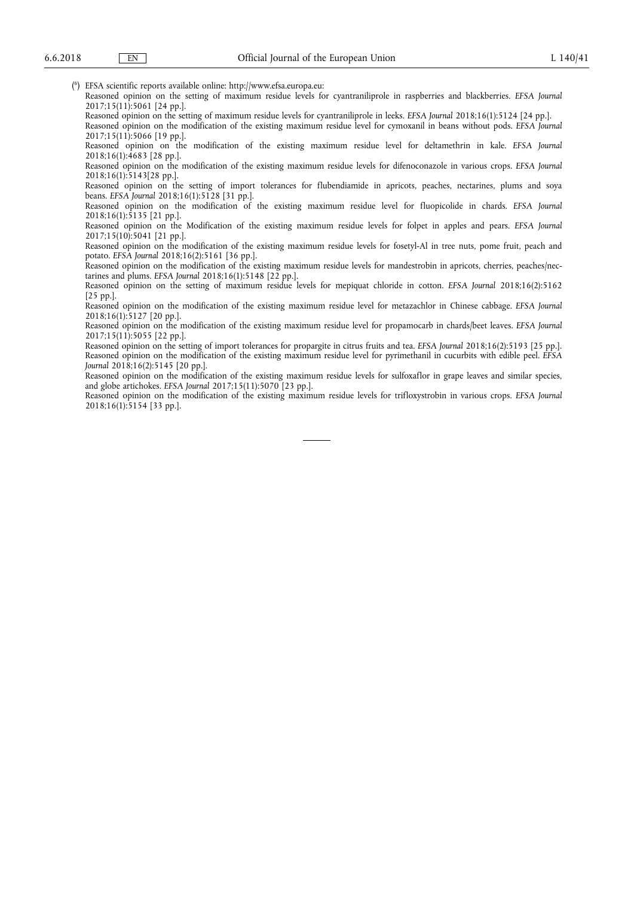([6]) EFSA scientific reports available online: http://www.efsa.europa.eu:

Reasoned opinion on the setting of maximum residue levels for cyantraniliprole in raspberries and blackberries. *EFSA Journal* 2017;15(11):5061 [24 pp.].

Reasoned opinion on the setting of maximum residue levels for cyantraniliprole in leeks. *EFSA Journal* 2018;16(1):5124 [24 pp.].

Reasoned opinion on the modification of the existing maximum residue level for cymoxanil in beans without pods. *EFSA Journal* 2017;15(11):5066 [19 pp.].

Reasoned opinion on the modification of the existing maximum residue level for deltamethrin in kale. *EFSA Journal* 2018;16(1):4683 [28 pp.].

Reasoned opinion on the modification of the existing maximum residue levels for difenoconazole in various crops. *EFSA Journal* 2018;16(1):5143[28 pp.].

Reasoned opinion on the setting of import tolerances for flubendiamide in apricots, peaches, nectarines, plums and soya beans. *EFSA Journal* 2018;16(1):5128 [31 pp.].

Reasoned opinion on the modification of the existing maximum residue level for fluopicolide in chards. *EFSA Journal* 2018;16(1):5135 [21 pp.].

Reasoned opinion on the Modification of the existing maximum residue levels for folpet in apples and pears. *EFSA Journal* 2017;15(10):5041 [21 pp.].

Reasoned opinion on the modification of the existing maximum residue levels for fosetyl-Al in tree nuts, pome fruit, peach and potato. *EFSA Journal* 2018;16(2):5161 [36 pp.].

Reasoned opinion on the modification of the existing maximum residue levels for mandestrobin in apricots, cherries, peaches/nectarines and plums. *EFSA Journal* 2018;16(1):5148 [22 pp.].

Reasoned opinion on the setting of maximum residue levels for mepiquat chloride in cotton. *EFSA Journal* 2018;16(2):5162 [25 pp.].

Reasoned opinion on the modification of the existing maximum residue level for metazachlor in Chinese cabbage. *EFSA Journal* 2018;16(1):5127 [20 pp.].

Reasoned opinion on the modification of the existing maximum residue level for propamocarb in chards/beet leaves. *EFSA Journal* 2017;15(11):5055 [22 pp.].

Reasoned opinion on the setting of import tolerances for propargite in citrus fruits and tea. *EFSA Journal* 2018;16(2):5193 [25 pp.].

Reasoned opinion on the modification of the existing maximum residue level for pyrimethanil in cucurbits with edible peel. *EFSA Journal* 2018;16(2):5145 [20 pp.].

Reasoned opinion on the modification of the existing maximum residue levels for sulfoxaflor in grape leaves and similar species, and globe artichokes. *EFSA Journal* 2017;15(11):5070 [23 pp.].

Reasoned opinion on the modification of the existing maximum residue levels for trifloxystrobin in various crops. *EFSA Journal* 2018;16(1):5154 [33 pp.].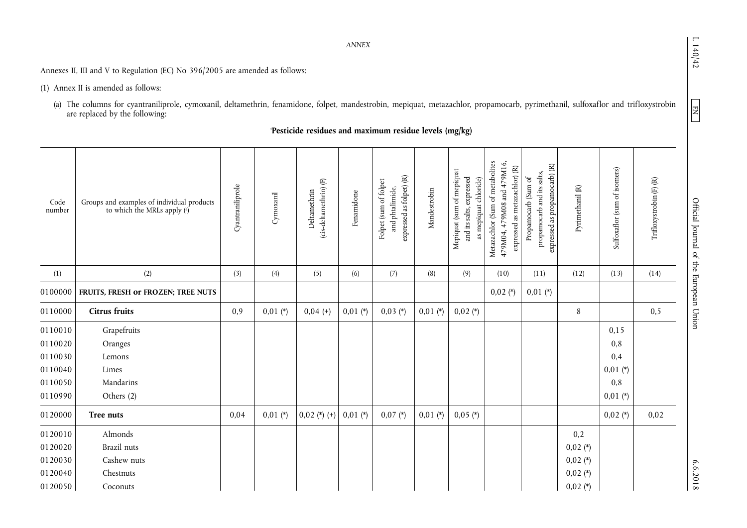*ANNEX*

Annexes II, III and V to Regulation (EC) No 396/2005 are amended as follows:

(1) Annex II is amended as follows:

(a) The columns for cyantraniliprole, cymoxanil, deltamethrin, fenamidone, folpet, mandestrobin, mepiquat, metazachlor, propamocarb, pyrimethanil, sulfoxaflor and trifloxystrobin are replaced by the following:

'**Pesticide residues and maximum residue levels (mg/kg)**

| Code number | Groups and examples of individual products to which the MRLs apply (a) | Cyantraniliprole | Cymoxanil | Deltamethrin (cis-deltamethrin) (F) | Fenamidone | Folpet (sum of folpet and phtalimide, expressed as folpet) (R) | Mandestrobin | Mepiquat (sum of mepiquat and its salts, expressed as mepiquat chloride) | Metazachlor (Sum of metabolites 479M04, 479M08 and 479M16, expressed as metazachlor) (R) | Propamocarb (Sum of propamocarb and its salts, expressed as propamocarb) (R) | Pyrimethanil (R) | Sulfoxaflor (sum of isomers) | Trifloxystrobin (F) (R) |
|---|---|---|---|---|---|---|---|---|---|---|---|---|---|
| (1) | (2) | (3) | (4) | (5) | (6) | (7) | (8) | (9) | (10) | (11) | (12) | (13) | (14) |
| 0100000 | **FRUITS, FRESH or FROZEN; TREE NUTS** | | | | | | | | 0,02 (*) | 0,01 (*) | | | |
| 0110000 | **Citrus fruits** | 0,9 | 0,01 (*) | 0,04 (+) | 0,01 (*) | 0,03 (*) | 0,01 (*) | 0,02 (*) | | | 8 | | 0,5 |
| 0110010 | Grapefruits | | | | | | | | | | | 0,15 | |
| 0110020 | Oranges | | | | | | | | | | | 0,8 | |
| 0110030 | Lemons | | | | | | | | | | | 0,4 | |
| 0110040 | Limes | | | | | | | | | | | 0,01 (*) | |
| 0110050 | Mandarins | | | | | | | | | | | 0,8 | |
| 0110990 | Others (2) | | | | | | | | | | | 0,01 (*) | |
| 0120000 | **Tree nuts** | 0,04 | 0,01 (*) | 0,02 (*) (+) | 0,01 (*) | 0,07 (*) | 0,01 (*) | 0,05 (*) | | | | 0,02 (*) | 0,02 |
| 0120010 | Almonds | | | | | | | | | | 0,2 | | |
| 0120020 | Brazil nuts | | | | | | | | | | 0,02 (*) | | |
| 0120030 | Cashew nuts | | | | | | | | | | 0,02 (*) | | |
| 0120040 | Chestnuts | | | | | | | | | | 0,02 (*) | | |
| 0120050 | Coconuts | | | | | | | | | | 0,02 (*) | | |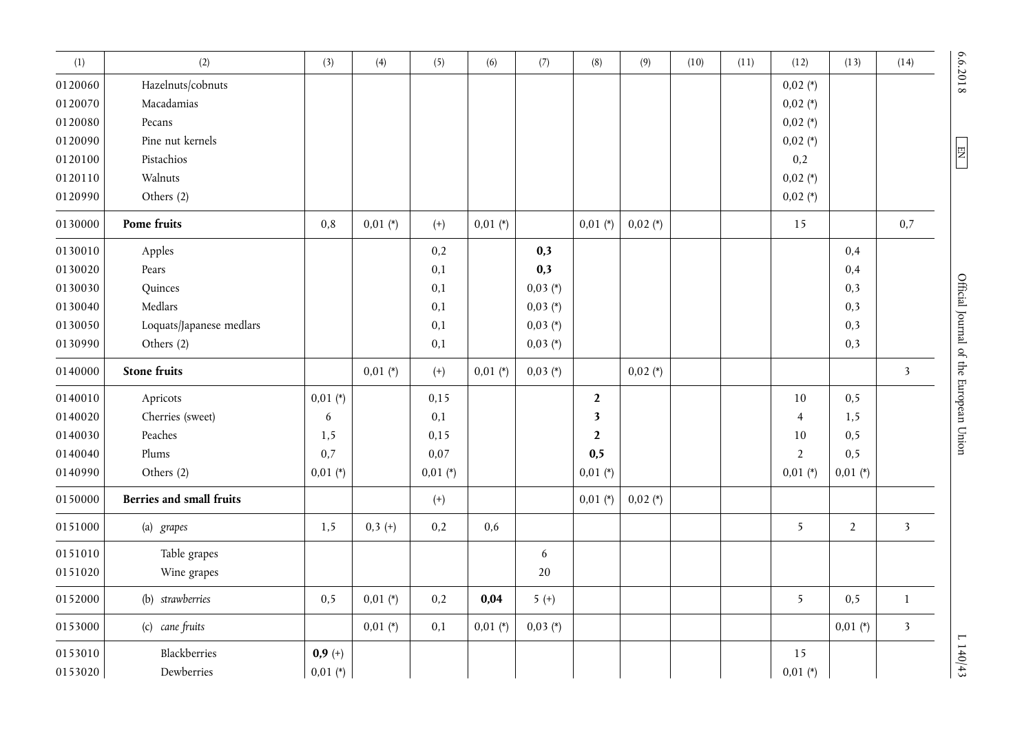| (1) | (2) | (3) | (4) | (5) | (6) | (7) | (8) | (9) | (10) | (11) | (12) | (13) | (14) |
|---|---|---|---|---|---|---|---|---|---|---|---|---|---|
| 0120060 | Hazelnuts/cobnuts | | | | | | | | | | 0,02 (*) | | |
| 0120070 | Macadamias | | | | | | | | | | 0,02 (*) | | |
| 0120080 | Pecans | | | | | | | | | | 0,02 (*) | | |
| 0120090 | Pine nut kernels | | | | | | | | | | 0,02 (*) | | |
| 0120100 | Pistachios | | | | | | | | | | 0,2 | | |
| 0120110 | Walnuts | | | | | | | | | | 0,02 (*) | | |
| 0120990 | Others (2) | | | | | | | | | | 0,02 (*) | | |
| 0130000 | **Pome fruits** | 0,8 | 0,01 (*) | (+) | 0,01 (*) | | 0,01 (*) | 0,02 (*) | | | 15 | | 0,7 |
| 0130010 | Apples | | | 0,2 | | **0,3** | | | | | | 0,4 | |
| 0130020 | Pears | | | 0,1 | | **0,3** | | | | | | 0,4 | |
| 0130030 | Quinces | | | 0,1 | | 0,03 (*) | | | | | | 0,3 | |
| 0130040 | Medlars | | | 0,1 | | 0,03 (*) | | | | | | 0,3 | |
| 0130050 | Loquats/Japanese medlars | | | 0,1 | | 0,03 (*) | | | | | | 0,3 | |
| 0130990 | Others (2) | | | 0,1 | | 0,03 (*) | | | | | | 0,3 | |
| 0140000 | **Stone fruits** | | 0,01 (*) | (+) | 0,01 (*) | 0,03 (*) | | 0,02 (*) | | | | | 3 |
| 0140010 | Apricots | 0,01 (*) | | 0,15 | | | **2** | | | | 10 | 0,5 | |
| 0140020 | Cherries (sweet) | 6 | | 0,1 | | | **3** | | | | 4 | 1,5 | |
| 0140030 | Peaches | 1,5 | | 0,15 | | | **2** | | | | 10 | 0,5 | |
| 0140040 | Plums | 0,7 | | 0,07 | | | **0,5** | | | | 2 | 0,5 | |
| 0140990 | Others (2) | 0,01 (*) | | 0,01 (*) | | | 0,01 (*) | | | | 0,01 (*) | 0,01 (*) | |
| 0150000 | **Berries and small fruits** | | | (+) | | | 0,01 (*) | 0,02 (*) | | | | | |
| 0151000 | (a) *grapes* | 1,5 | 0,3 (+) | 0,2 | 0,6 | | | | | | 5 | 2 | 3 |
| 0151010 | Table grapes | | | | | 6 | | | | | | | |
| 0151020 | Wine grapes | | | | | 20 | | | | | | | |
| 0152000 | (b) *strawberries* | 0,5 | 0,01 (*) | 0,2 | **0,04** | 5 (+) | | | | | 5 | 0,5 | 1 |
| 0153000 | (c) *cane fruits* | | 0,01 (*) | 0,1 | 0,01 (*) | 0,03 (*) | | | | | | 0,01 (*) | 3 |
| 0153010 | Blackberries | **0,9** (+) | | | | | | | | | 15 | | |
| 0153020 | Dewberries | 0,01 (*) | | | | | | | | | 0,01 (*) | | |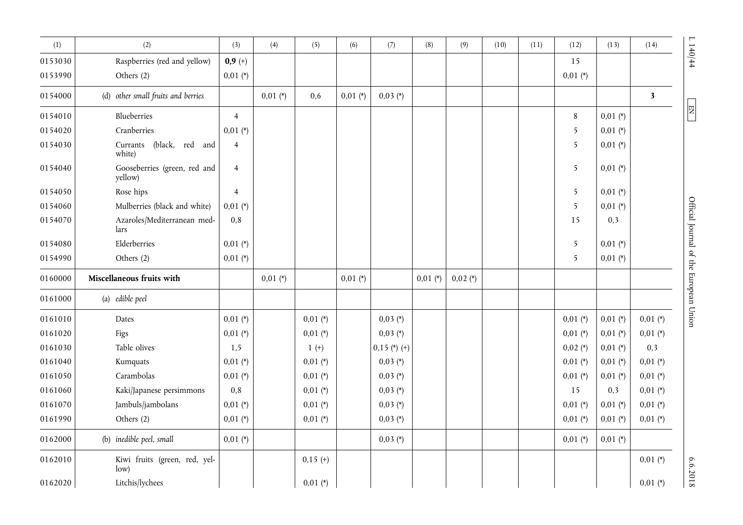| (1) | (2) | (3) | (4) | (5) | (6) | (7) | (8) | (9) | (10) | (11) | (12) | (13) | (14) |
|---|---|---|---|---|---|---|---|---|---|---|---|---|---|
| 0153030 | Raspberries (red and yellow) | **0,9** (+) | | | | | | | | | 15 | | |
| 0153990 | Others (2) | 0,01 (*) | | | | | | | | | 0,01 (*) | | |
| 0154000 | (d) *other small fruits and berries* | | 0,01 (*) | 0,6 | 0,01 (*) | 0,03 (*) | | | | | | | **3** |
| 0154010 | Blueberries | 4 | | | | | | | | | 8 | 0,01 (*) | |
| 0154020 | Cranberries | 0,01 (*) | | | | | | | | | 5 | 0,01 (*) | |
| 0154030 | Currants (black, red and white) | 4 | | | | | | | | | 5 | 0,01 (*) | |
| 0154040 | Gooseberries (green, red and yellow) | 4 | | | | | | | | | 5 | 0,01 (*) | |
| 0154050 | Rose hips | 4 | | | | | | | | | 5 | 0,01 (*) | |
| 0154060 | Mulberries (black and white) | 0,01 (*) | | | | | | | | | 5 | 0,01 (*) | |
| 0154070 | Azaroles/Mediterranean medlars | 0,8 | | | | | | | | | 15 | 0,3 | |
| 0154080 | Elderberries | 0,01 (*) | | | | | | | | | 5 | 0,01 (*) | |
| 0154990 | Others (2) | 0,01 (*) | | | | | | | | | 5 | 0,01 (*) | |
| 0160000 | **Miscellaneous fruits with** | | 0,01 (*) | | 0,01 (*) | | 0,01 (*) | 0,02 (*) | | | | | |
| 0161000 | (a) *edible peel* | | | | | | | | | | | | |
| 0161010 | Dates | 0,01 (*) | | 0,01 (*) | | 0,03 (*) | | | | | 0,01 (*) | 0,01 (*) | 0,01 (*) |
| 0161020 | Figs | 0,01 (*) | | 0,01 (*) | | 0,03 (*) | | | | | 0,01 (*) | 0,01 (*) | 0,01 (*) |
| 0161030 | Table olives | 1,5 | | 1 (+) | | 0,15 (*) (+) | | | | | 0,02 (*) | 0,01 (*) | 0,3 |
| 0161040 | Kumquats | 0,01 (*) | | 0,01 (*) | | 0,03 (*) | | | | | 0,01 (*) | 0,01 (*) | 0,01 (*) |
| 0161050 | Carambolas | 0,01 (*) | | 0,01 (*) | | 0,03 (*) | | | | | 0,01 (*) | 0,01 (*) | 0,01 (*) |
| 0161060 | Kaki/Japanese persimmons | 0,8 | | 0,01 (*) | | 0,03 (*) | | | | | 15 | 0,3 | 0,01 (*) |
| 0161070 | Jambuls/jambolans | 0,01 (*) | | 0,01 (*) | | 0,03 (*) | | | | | 0,01 (*) | 0,01 (*) | 0,01 (*) |
| 0161990 | Others (2) | 0,01 (*) | | 0,01 (*) | | 0,03 (*) | | | | | 0,01 (*) | 0,01 (*) | 0,01 (*) |
| 0162000 | (b) *inedible peel, small* | 0,01 (*) | | | | 0,03 (*) | | | | | 0,01 (*) | 0,01 (*) | |
| 0162010 | Kiwi fruits (green, red, yellow) | | | 0,15 (+) | | | | | | | | | 0,01 (*) |
| 0162020 | Litchis/lychees | | | 0,01 (*) | | | | | | | | | 0,01 (*) |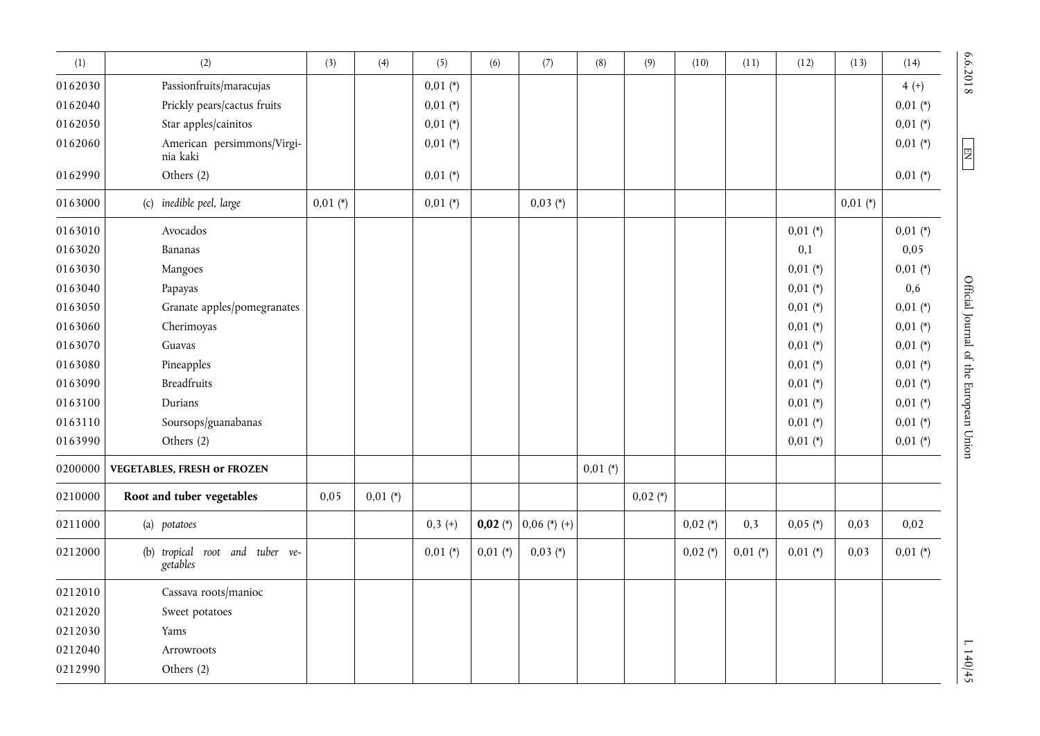| (1) | (2) | (3) | (4) | (5) | (6) | (7) | (8) | (9) | (10) | (11) | (12) | (13) | (14) |
|---|---|---|---|---|---|---|---|---|---|---|---|---|---|
| 0162030 | Passionfruits/maracujas | | | 0,01 (*) | | | | | | | | | 4 (+) |
| 0162040 | Prickly pears/cactus fruits | | | 0,01 (*) | | | | | | | | | 0,01 (*) |
| 0162050 | Star apples/cainitos | | | 0,01 (*) | | | | | | | | | 0,01 (*) |
| 0162060 | American persimmons/Virginia kaki | | | 0,01 (*) | | | | | | | | | 0,01 (*) |
| 0162990 | Others (2) | | | 0,01 (*) | | | | | | | | | 0,01 (*) |
| 0163000 | (c) *inedible peel, large* | 0,01 (*) | | 0,01 (*) | | 0,03 (*) | | | | | | 0,01 (*) | |
| 0163010 | Avocados | | | | | | | | | | 0,01 (*) | | 0,01 (*) |
| 0163020 | Bananas | | | | | | | | | | 0,1 | | 0,05 |
| 0163030 | Mangoes | | | | | | | | | | 0,01 (*) | | 0,01 (*) |
| 0163040 | Papayas | | | | | | | | | | 0,01 (*) | | 0,6 |
| 0163050 | Granate apples/pomegranates | | | | | | | | | | 0,01 (*) | | 0,01 (*) |
| 0163060 | Cherimoyas | | | | | | | | | | 0,01 (*) | | 0,01 (*) |
| 0163070 | Guavas | | | | | | | | | | 0,01 (*) | | 0,01 (*) |
| 0163080 | Pineapples | | | | | | | | | | 0,01 (*) | | 0,01 (*) |
| 0163090 | Breadfruits | | | | | | | | | | 0,01 (*) | | 0,01 (*) |
| 0163100 | Durians | | | | | | | | | | 0,01 (*) | | 0,01 (*) |
| 0163110 | Soursops/guanabanas | | | | | | | | | | 0,01 (*) | | 0,01 (*) |
| 0163990 | Others (2) | | | | | | | | | | 0,01 (*) | | 0,01 (*) |
| 0200000 | **VEGETABLES, FRESH or FROZEN** | | | | | | 0,01 (*) | | | | | | |
| 0210000 | **Root and tuber vegetables** | 0,05 | 0,01 (*) | | | | | 0,02 (*) | | | | | |
| 0211000 | (a) *potatoes* | | | 0,3 (+) | **0,02** (*) | 0,06 (*) (+) | | | 0,02 (*) | 0,3 | 0,05 (*) | 0,03 | 0,02 |
| 0212000 | (b) *tropical root and tuber vegetables* | | | 0,01 (*) | 0,01 (*) | 0,03 (*) | | | 0,02 (*) | 0,01 (*) | 0,01 (*) | 0,03 | 0,01 (*) |
| 0212010 | Cassava roots/manioc | | | | | | | | | | | | |
| 0212020 | Sweet potatoes | | | | | | | | | | | | |
| 0212030 | Yams | | | | | | | | | | | | |
| 0212040 | Arrowroots | | | | | | | | | | | | |
| 0212990 | Others (2) | | | | | | | | | | | | |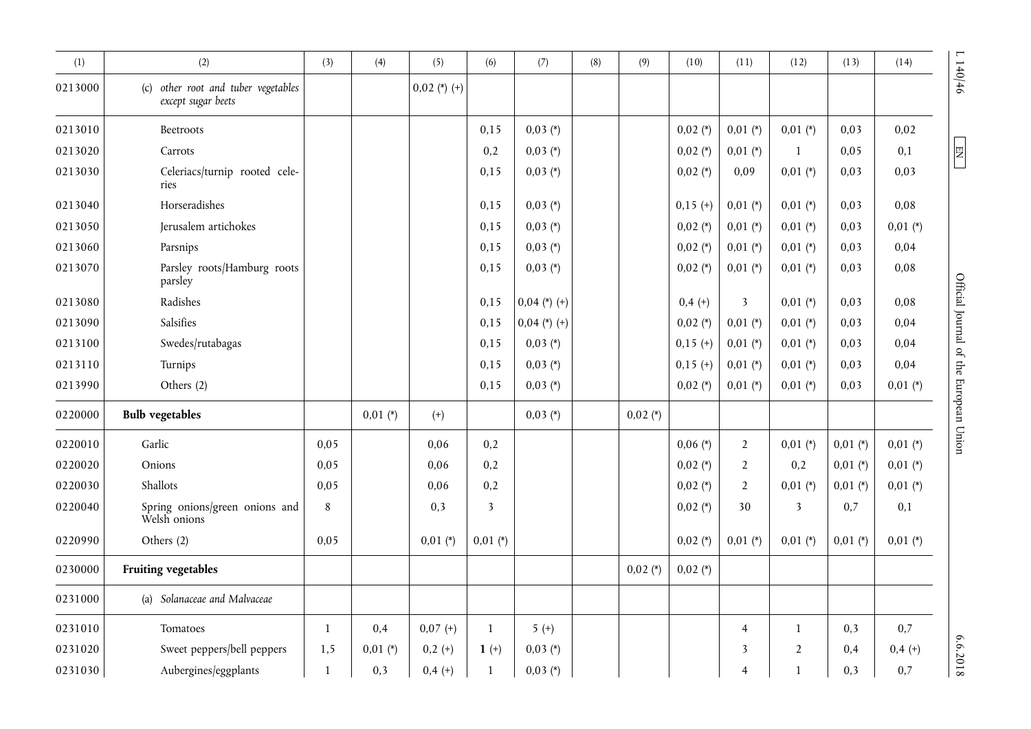| (1) | (2) | (3) | (4) | (5) | (6) | (7) | (8) | (9) | (10) | (11) | (12) | (13) | (14) |
|---|---|---|---|---|---|---|---|---|---|---|---|---|---|
| 0213000 | (c) *other root and tuber vegetables except sugar beets* | | | 0,02 (*) (+) | | | | | | | | | |
| 0213010 | Beetroots | | | | 0,15 | 0,03 (*) | | | 0,02 (*) | 0,01 (*) | 0,01 (*) | 0,03 | 0,02 |
| 0213020 | Carrots | | | | 0,2 | 0,03 (*) | | | 0,02 (*) | 0,01 (*) | 1 | 0,05 | 0,1 |
| 0213030 | Celeriacs/turnip rooted celeries | | | | 0,15 | 0,03 (*) | | | 0,02 (*) | 0,09 | 0,01 (*) | 0,03 | 0,03 |
| 0213040 | Horseradishes | | | | 0,15 | 0,03 (*) | | | 0,15 (+) | 0,01 (*) | 0,01 (*) | 0,03 | 0,08 |
| 0213050 | Jerusalem artichokes | | | | 0,15 | 0,03 (*) | | | 0,02 (*) | 0,01 (*) | 0,01 (*) | 0,03 | 0,01 (*) |
| 0213060 | Parsnips | | | | 0,15 | 0,03 (*) | | | 0,02 (*) | 0,01 (*) | 0,01 (*) | 0,03 | 0,04 |
| 0213070 | Parsley roots/Hamburg roots parsley | | | | 0,15 | 0,03 (*) | | | 0,02 (*) | 0,01 (*) | 0,01 (*) | 0,03 | 0,08 |
| 0213080 | Radishes | | | | 0,15 | 0,04 (*) (+) | | | 0,4 (+) | 3 | 0,01 (*) | 0,03 | 0,08 |
| 0213090 | Salsifies | | | | 0,15 | 0,04 (*) (+) | | | 0,02 (*) | 0,01 (*) | 0,01 (*) | 0,03 | 0,04 |
| 0213100 | Swedes/rutabagas | | | | 0,15 | 0,03 (*) | | | 0,15 (+) | 0,01 (*) | 0,01 (*) | 0,03 | 0,04 |
| 0213110 | Turnips | | | | 0,15 | 0,03 (*) | | | 0,15 (+) | 0,01 (*) | 0,01 (*) | 0,03 | 0,04 |
| 0213990 | Others (2) | | | | 0,15 | 0,03 (*) | | | 0,02 (*) | 0,01 (*) | 0,01 (*) | 0,03 | 0,01 (*) |
| 0220000 | **Bulb vegetables** | | 0,01 (*) | (+) | | 0,03 (*) | | 0,02 (*) | | | | | |
| 0220010 | Garlic | 0,05 | | 0,06 | 0,2 | | | | 0,06 (*) | 2 | 0,01 (*) | 0,01 (*) | 0,01 (*) |
| 0220020 | Onions | 0,05 | | 0,06 | 0,2 | | | | 0,02 (*) | 2 | 0,2 | 0,01 (*) | 0,01 (*) |
| 0220030 | Shallots | 0,05 | | 0,06 | 0,2 | | | | 0,02 (*) | 2 | 0,01 (*) | 0,01 (*) | 0,01 (*) |
| 0220040 | Spring onions/green onions and Welsh onions | 8 | | 0,3 | 3 | | | | 0,02 (*) | 30 | 3 | 0,7 | 0,1 |
| 0220990 | Others (2) | 0,05 | | 0,01 (*) | 0,01 (*) | | | | 0,02 (*) | 0,01 (*) | 0,01 (*) | 0,01 (*) | 0,01 (*) |
| 0230000 | **Fruiting vegetables** | | | | | | | 0,02 (*) | 0,02 (*) | | | | |
| 0231000 | (a) *Solanaceae and Malvaceae* | | | | | | | | | | | | |
| 0231010 | Tomatoes | 1 | 0,4 | 0,07 (+) | 1 | 5 (+) | | | | 4 | 1 | 0,3 | 0,7 |
| 0231020 | Sweet peppers/bell peppers | 1,5 | 0,01 (*) | 0,2 (+) | **1** (+) | 0,03 (*) | | | | 3 | 2 | 0,4 | 0,4 (+) |
| 0231030 | Aubergines/eggplants | 1 | 0,3 | 0,4 (+) | 1 | 0,03 (*) | | | | 4 | 1 | 0,3 | 0,7 |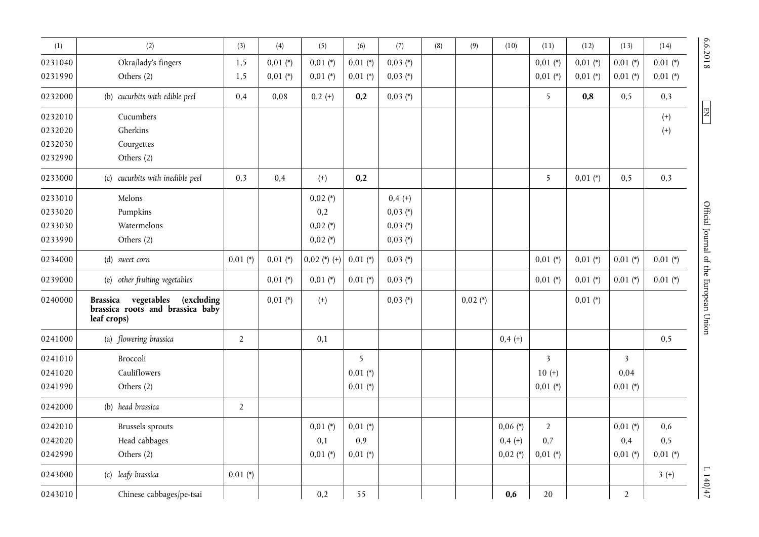| (1) | (2) | (3) | (4) | (5) | (6) | (7) | (8) | (9) | (10) | (11) | (12) | (13) | (14) |
|---|---|---|---|---|---|---|---|---|---|---|---|---|---|
| 0231040 | Okra/lady's fingers | 1,5 | 0,01 (*) | 0,01 (*) | 0,01 (*) | 0,03 (*) | | | | 0,01 (*) | 0,01 (*) | 0,01 (*) | 0,01 (*) |
| 0231990 | Others (2) | 1,5 | 0,01 (*) | 0,01 (*) | 0,01 (*) | 0,03 (*) | | | | 0,01 (*) | 0,01 (*) | 0,01 (*) | 0,01 (*) |
| 0232000 | (b) *cucurbits with edible peel* | 0,4 | 0,08 | 0,2 (+) | **0,2** | 0,03 (*) | | | | 5 | **0,8** | 0,5 | 0,3 |
| 0232010 | Cucumbers | | | | | | | | | | | | (+) |
| 0232020 | Gherkins | | | | | | | | | | | | (+) |
| 0232030 | Courgettes | | | | | | | | | | | | |
| 0232990 | Others (2) | | | | | | | | | | | | |
| 0233000 | (c) *cucurbits with inedible peel* | 0,3 | 0,4 | (+) | **0,2** | | | | | 5 | 0,01 (*) | 0,5 | 0,3 |
| 0233010 | Melons | | | 0,02 (*) | | 0,4 (+) | | | | | | | |
| 0233020 | Pumpkins | | | 0,2 | | 0,03 (*) | | | | | | | |
| 0233030 | Watermelons | | | 0,02 (*) | | 0,03 (*) | | | | | | | |
| 0233990 | Others (2) | | | 0,02 (*) | | 0,03 (*) | | | | | | | |
| 0234000 | (d) *sweet corn* | 0,01 (*) | 0,01 (*) | 0,02 (*) (+) | 0,01 (*) | 0,03 (*) | | | | 0,01 (*) | 0,01 (*) | 0,01 (*) | 0,01 (*) |
| 0239000 | (e) *other fruiting vegetables* | | 0,01 (*) | 0,01 (*) | 0,01 (*) | 0,03 (*) | | | | 0,01 (*) | 0,01 (*) | 0,01 (*) | 0,01 (*) |
| 0240000 | **Brassica vegetables (excluding brassica roots and brassica baby leaf crops)** | | 0,01 (*) | (+) | | 0,03 (*) | | 0,02 (*) | | | 0,01 (*) | | |
| 0241000 | (a) *flowering brassica* | 2 | | 0,1 | | | | | 0,4 (+) | | | | 0,5 |
| 0241010 | Broccoli | | | | 5 | | | | | 3 | | 3 | |
| 0241020 | Cauliflowers | | | | 0,01 (*) | | | | | 10 (+) | | 0,04 | |
| 0241990 | Others (2) | | | | 0,01 (*) | | | | | 0,01 (*) | | 0,01 (*) | |
| 0242000 | (b) *head brassica* | 2 | | | | | | | | | | | |
| 0242010 | Brussels sprouts | | | 0,01 (*) | 0,01 (*) | | | | 0,06 (*) | 2 | | 0,01 (*) | 0,6 |
| 0242020 | Head cabbages | | | 0,1 | 0,9 | | | | 0,4 (+) | 0,7 | | 0,4 | 0,5 |
| 0242990 | Others (2) | | | 0,01 (*) | 0,01 (*) | | | | 0,02 (*) | 0,01 (*) | | 0,01 (*) | 0,01 (*) |
| 0243000 | (c) *leafy brassica* | 0,01 (*) | | | | | | | | | | | 3 (+) |
| 0243010 | Chinese cabbages/pe-tsai | | | 0,2 | 55 | | | | **0,6** | 20 | | 2 | |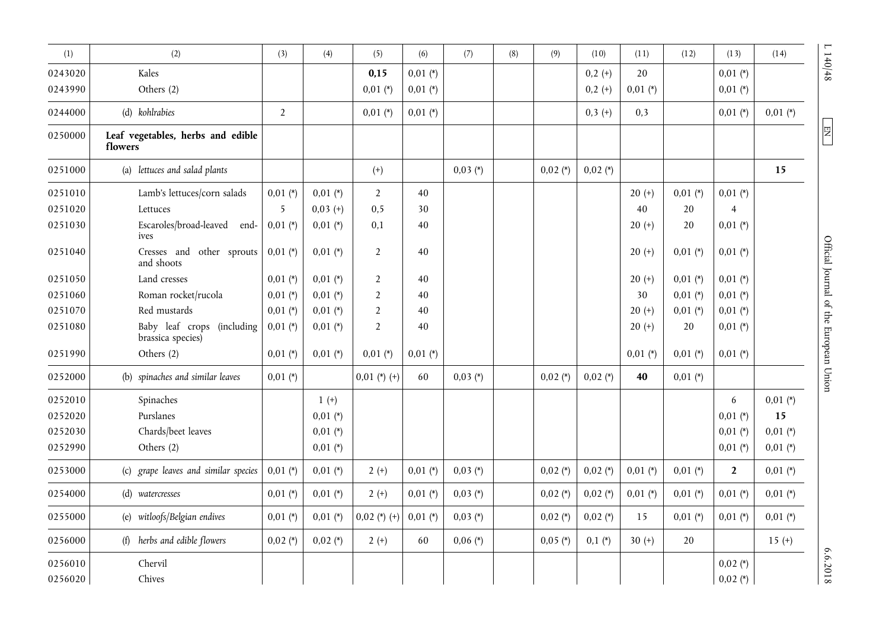| (1) | (2) | (3) | (4) | (5) | (6) | (7) | (8) | (9) | (10) | (11) | (12) | (13) | (14) |
|---|---|---|---|---|---|---|---|---|---|---|---|---|---|
| 0243020 | Kales | | | **0,15** | 0,01 (*) | | | | 0,2 (+) | 20 | | 0,01 (*) | |
| 0243990 | Others (2) | | | 0,01 (*) | 0,01 (*) | | | | 0,2 (+) | 0,01 (*) | | 0,01 (*) | |
| 0244000 | (d) *kohlrabies* | 2 | | 0,01 (*) | 0,01 (*) | | | | 0,3 (+) | 0,3 | | 0,01 (*) | 0,01 (*) |
| 0250000 | **Leaf vegetables, herbs and edible flowers** | | | | | | | | | | | | |
| 0251000 | (a) *lettuces and salad plants* | | | (+) | | 0,03 (*) | | 0,02 (*) | 0,02 (*) | | | | **15** |
| 0251010 | Lamb's lettuces/corn salads | 0,01 (*) | 0,01 (*) | 2 | 40 | | | | | 20 (+) | 0,01 (*) | 0,01 (*) | |
| 0251020 | Lettuces | 5 | 0,03 (+) | 0,5 | 30 | | | | | 40 | 20 | 4 | |
| 0251030 | Escaroles/broad-leaved endives | 0,01 (*) | 0,01 (*) | 0,1 | 40 | | | | | 20 (+) | 20 | 0,01 (*) | |
| 0251040 | Cresses and other sprouts and shoots | 0,01 (*) | 0,01 (*) | 2 | 40 | | | | | 20 (+) | 0,01 (*) | 0,01 (*) | |
| 0251050 | Land cresses | 0,01 (*) | 0,01 (*) | 2 | 40 | | | | | 20 (+) | 0,01 (*) | 0,01 (*) | |
| 0251060 | Roman rocket/rucola | 0,01 (*) | 0,01 (*) | 2 | 40 | | | | | 30 | 0,01 (*) | 0,01 (*) | |
| 0251070 | Red mustards | 0,01 (*) | 0,01 (*) | 2 | 40 | | | | | 20 (+) | 0,01 (*) | 0,01 (*) | |
| 0251080 | Baby leaf crops (including brassica species) | 0,01 (*) | 0,01 (*) | 2 | 40 | | | | | 20 (+) | 20 | 0,01 (*) | |
| 0251990 | Others (2) | 0,01 (*) | 0,01 (*) | 0,01 (*) | 0,01 (*) | | | | | 0,01 (*) | 0,01 (*) | 0,01 (*) | |
| 0252000 | (b) *spinaches and similar leaves* | 0,01 (*) | | 0,01 (*) (+) | 60 | 0,03 (*) | | 0,02 (*) | 0,02 (*) | **40** | 0,01 (*) | | |
| 0252010 | Spinaches | | 1 (+) | | | | | | | | | 6 | 0,01 (*) |
| 0252020 | Purslanes | | 0,01 (*) | | | | | | | | | 0,01 (*) | **15** |
| 0252030 | Chards/beet leaves | | 0,01 (*) | | | | | | | | | 0,01 (*) | 0,01 (*) |
| 0252990 | Others (2) | | 0,01 (*) | | | | | | | | | 0,01 (*) | 0,01 (*) |
| 0253000 | (c) *grape leaves and similar species* | 0,01 (*) | 0,01 (*) | 2 (+) | 0,01 (*) | 0,03 (*) | | 0,02 (*) | 0,02 (*) | 0,01 (*) | 0,01 (*) | **2** | 0,01 (*) |
| 0254000 | (d) *watercresses* | 0,01 (*) | 0,01 (*) | 2 (+) | 0,01 (*) | 0,03 (*) | | 0,02 (*) | 0,02 (*) | 0,01 (*) | 0,01 (*) | 0,01 (*) | 0,01 (*) |
| 0255000 | (e) *witloofs/Belgian endives* | 0,01 (*) | 0,01 (*) | 0,02 (*) (+) | 0,01 (*) | 0,03 (*) | | 0,02 (*) | 0,02 (*) | 15 | 0,01 (*) | 0,01 (*) | 0,01 (*) |
| 0256000 | (f) *herbs and edible flowers* | 0,02 (*) | 0,02 (*) | 2 (+) | 60 | 0,06 (*) | | 0,05 (*) | 0,1 (*) | 30 (+) | 20 | | 15 (+) |
| 0256010 | Chervil | | | | | | | | | | | 0,02 (*) | |
| 0256020 | Chives | | | | | | | | | | | 0,02 (*) | |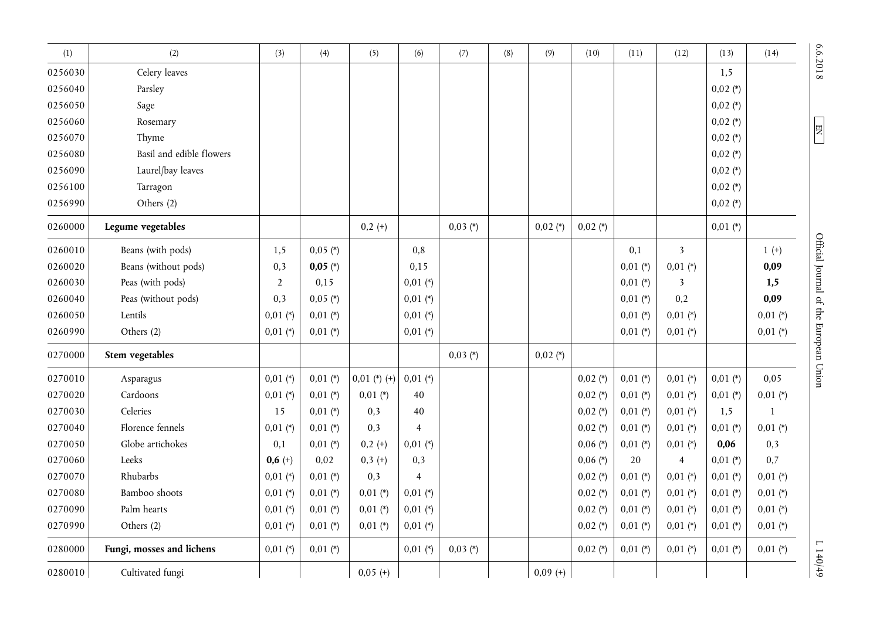| (1) | (2) | (3) | (4) | (5) | (6) | (7) | (8) | (9) | (10) | (11) | (12) | (13) | (14) |
|---|---|---|---|---|---|---|---|---|---|---|---|---|---|
| 0256030 | Celery leaves | | | | | | | | | | | 1,5 | |
| 0256040 | Parsley | | | | | | | | | | | 0,02 (*) | |
| 0256050 | Sage | | | | | | | | | | | 0,02 (*) | |
| 0256060 | Rosemary | | | | | | | | | | | 0,02 (*) | |
| 0256070 | Thyme | | | | | | | | | | | 0,02 (*) | |
| 0256080 | Basil and edible flowers | | | | | | | | | | | 0,02 (*) | |
| 0256090 | Laurel/bay leaves | | | | | | | | | | | 0,02 (*) | |
| 0256100 | Tarragon | | | | | | | | | | | 0,02 (*) | |
| 0256990 | Others (2) | | | | | | | | | | | 0,02 (*) | |
| 0260000 | **Legume vegetables** | | | 0,2 (+) | | 0,03 (*) | | 0,02 (*) | 0,02 (*) | | | 0,01 (*) | |
| 0260010 | Beans (with pods) | 1,5 | 0,05 (*) | | 0,8 | | | | | 0,1 | 3 | | 1 (+) |
| 0260020 | Beans (without pods) | 0,3 | **0,05** (*) | | 0,15 | | | | | 0,01 (*) | 0,01 (*) | | **0,09** |
| 0260030 | Peas (with pods) | 2 | 0,15 | | 0,01 (*) | | | | | 0,01 (*) | 3 | | **1,5** |
| 0260040 | Peas (without pods) | 0,3 | 0,05 (*) | | 0,01 (*) | | | | | 0,01 (*) | 0,2 | | **0,09** |
| 0260050 | Lentils | 0,01 (*) | 0,01 (*) | | 0,01 (*) | | | | | 0,01 (*) | 0,01 (*) | | 0,01 (*) |
| 0260990 | Others (2) | 0,01 (*) | 0,01 (*) | | 0,01 (*) | | | | | 0,01 (*) | 0,01 (*) | | 0,01 (*) |
| 0270000 | **Stem vegetables** | | | | | 0,03 (*) | | 0,02 (*) | | | | | |
| 0270010 | Asparagus | 0,01 (*) | 0,01 (*) | 0,01 (*) (+) | 0,01 (*) | | | | 0,02 (*) | 0,01 (*) | 0,01 (*) | 0,01 (*) | 0,05 |
| 0270020 | Cardoons | 0,01 (*) | 0,01 (*) | 0,01 (*) | 40 | | | | 0,02 (*) | 0,01 (*) | 0,01 (*) | 0,01 (*) | 0,01 (*) |
| 0270030 | Celeries | 15 | 0,01 (*) | 0,3 | 40 | | | | 0,02 (*) | 0,01 (*) | 0,01 (*) | 1,5 | 1 |
| 0270040 | Florence fennels | 0,01 (*) | 0,01 (*) | 0,3 | 4 | | | | 0,02 (*) | 0,01 (*) | 0,01 (*) | 0,01 (*) | 0,01 (*) |
| 0270050 | Globe artichokes | 0,1 | 0,01 (*) | 0,2 (+) | 0,01 (*) | | | | 0,06 (*) | 0,01 (*) | 0,01 (*) | **0,06** | 0,3 |
| 0270060 | Leeks | **0,6** (+) | 0,02 | 0,3 (+) | 0,3 | | | | 0,06 (*) | 20 | 4 | 0,01 (*) | 0,7 |
| 0270070 | Rhubarbs | 0,01 (*) | 0,01 (*) | 0,3 | 4 | | | | 0,02 (*) | 0,01 (*) | 0,01 (*) | 0,01 (*) | 0,01 (*) |
| 0270080 | Bamboo shoots | 0,01 (*) | 0,01 (*) | 0,01 (*) | 0,01 (*) | | | | 0,02 (*) | 0,01 (*) | 0,01 (*) | 0,01 (*) | 0,01 (*) |
| 0270090 | Palm hearts | 0,01 (*) | 0,01 (*) | 0,01 (*) | 0,01 (*) | | | | 0,02 (*) | 0,01 (*) | 0,01 (*) | 0,01 (*) | 0,01 (*) |
| 0270990 | Others (2) | 0,01 (*) | 0,01 (*) | 0,01 (*) | 0,01 (*) | | | | 0,02 (*) | 0,01 (*) | 0,01 (*) | 0,01 (*) | 0,01 (*) |
| 0280000 | **Fungi, mosses and lichens** | 0,01 (*) | 0,01 (*) | | 0,01 (*) | 0,03 (*) | | | 0,02 (*) | 0,01 (*) | 0,01 (*) | 0,01 (*) | 0,01 (*) |
| 0280010 | Cultivated fungi | | | 0,05 (+) | | | | 0,09 (+) | | | | | |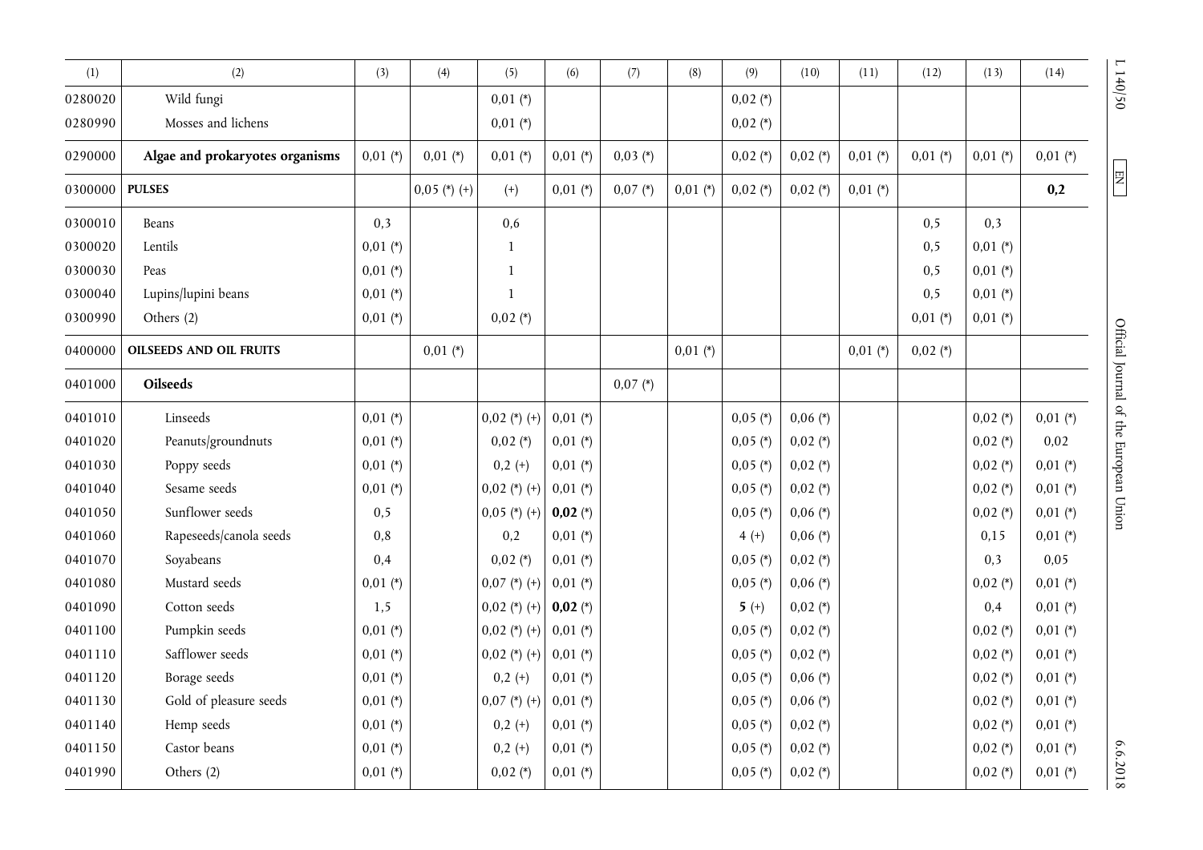| (1) | (2) | (3) | (4) | (5) | (6) | (7) | (8) | (9) | (10) | (11) | (12) | (13) | (14) |
|---|---|---|---|---|---|---|---|---|---|---|---|---|---|
| 0280020 | Wild fungi | | | 0,01 (*) | | | | 0,02 (*) | | | | | |
| 0280990 | Mosses and lichens | | | 0,01 (*) | | | | 0,02 (*) | | | | | |
| 0290000 | **Algae and prokaryotes organisms** | 0,01 (*) | 0,01 (*) | 0,01 (*) | 0,01 (*) | 0,03 (*) | | 0,02 (*) | 0,02 (*) | 0,01 (*) | 0,01 (*) | 0,01 (*) | 0,01 (*) |
| 0300000 | **PULSES** | | 0,05 (*) (+) | (+) | 0,01 (*) | 0,07 (*) | 0,01 (*) | 0,02 (*) | 0,02 (*) | 0,01 (*) | | | **0,2** |
| 0300010 | Beans | 0,3 | | 0,6 | | | | | | | 0,5 | 0,3 | |
| 0300020 | Lentils | 0,01 (*) | | 1 | | | | | | | 0,5 | 0,01 (*) | |
| 0300030 | Peas | 0,01 (*) | | 1 | | | | | | | 0,5 | 0,01 (*) | |
| 0300040 | Lupins/lupini beans | 0,01 (*) | | 1 | | | | | | | 0,5 | 0,01 (*) | |
| 0300990 | Others (2) | 0,01 (*) | | 0,02 (*) | | | | | | | 0,01 (*) | 0,01 (*) | |
| 0400000 | **OILSEEDS AND OIL FRUITS** | | 0,01 (*) | | | | 0,01 (*) | | | 0,01 (*) | 0,02 (*) | | |
| 0401000 | **Oilseeds** | | | | | 0,07 (*) | | | | | | | |
| 0401010 | Linseeds | 0,01 (*) | | 0,02 (*) (+) | 0,01 (*) | | | 0,05 (*) | 0,06 (*) | | | 0,02 (*) | 0,01 (*) |
| 0401020 | Peanuts/groundnuts | 0,01 (*) | | 0,02 (*) | 0,01 (*) | | | 0,05 (*) | 0,02 (*) | | | 0,02 (*) | 0,02 |
| 0401030 | Poppy seeds | 0,01 (*) | | 0,2 (+) | 0,01 (*) | | | 0,05 (*) | 0,02 (*) | | | 0,02 (*) | 0,01 (*) |
| 0401040 | Sesame seeds | 0,01 (*) | | 0,02 (*) (+) | 0,01 (*) | | | 0,05 (*) | 0,02 (*) | | | 0,02 (*) | 0,01 (*) |
| 0401050 | Sunflower seeds | 0,5 | | 0,05 (*) (+) | **0,02** (*) | | | 0,05 (*) | 0,06 (*) | | | 0,02 (*) | 0,01 (*) |
| 0401060 | Rapeseeds/canola seeds | 0,8 | | 0,2 | 0,01 (*) | | | 4 (+) | 0,06 (*) | | | 0,15 | 0,01 (*) |
| 0401070 | Soyabeans | 0,4 | | 0,02 (*) | 0,01 (*) | | | 0,05 (*) | 0,02 (*) | | | 0,3 | 0,05 |
| 0401080 | Mustard seeds | 0,01 (*) | | 0,07 (*) (+) | 0,01 (*) | | | 0,05 (*) | 0,06 (*) | | | 0,02 (*) | 0,01 (*) |
| 0401090 | Cotton seeds | 1,5 | | 0,02 (*) (+) | **0,02** (*) | | | **5** (+) | 0,02 (*) | | | 0,4 | 0,01 (*) |
| 0401100 | Pumpkin seeds | 0,01 (*) | | 0,02 (*) (+) | 0,01 (*) | | | 0,05 (*) | 0,02 (*) | | | 0,02 (*) | 0,01 (*) |
| 0401110 | Safflower seeds | 0,01 (*) | | 0,02 (*) (+) | 0,01 (*) | | | 0,05 (*) | 0,02 (*) | | | 0,02 (*) | 0,01 (*) |
| 0401120 | Borage seeds | 0,01 (*) | | 0,2 (+) | 0,01 (*) | | | 0,05 (*) | 0,06 (*) | | | 0,02 (*) | 0,01 (*) |
| 0401130 | Gold of pleasure seeds | 0,01 (*) | | 0,07 (*) (+) | 0,01 (*) | | | 0,05 (*) | 0,06 (*) | | | 0,02 (*) | 0,01 (*) |
| 0401140 | Hemp seeds | 0,01 (*) | | 0,2 (+) | 0,01 (*) | | | 0,05 (*) | 0,02 (*) | | | 0,02 (*) | 0,01 (*) |
| 0401150 | Castor beans | 0,01 (*) | | 0,2 (+) | 0,01 (*) | | | 0,05 (*) | 0,02 (*) | | | 0,02 (*) | 0,01 (*) |
| 0401990 | Others (2) | 0,01 (*) | | 0,02 (*) | 0,01 (*) | | | 0,05 (*) | 0,02 (*) | | | 0,02 (*) | 0,01 (*) |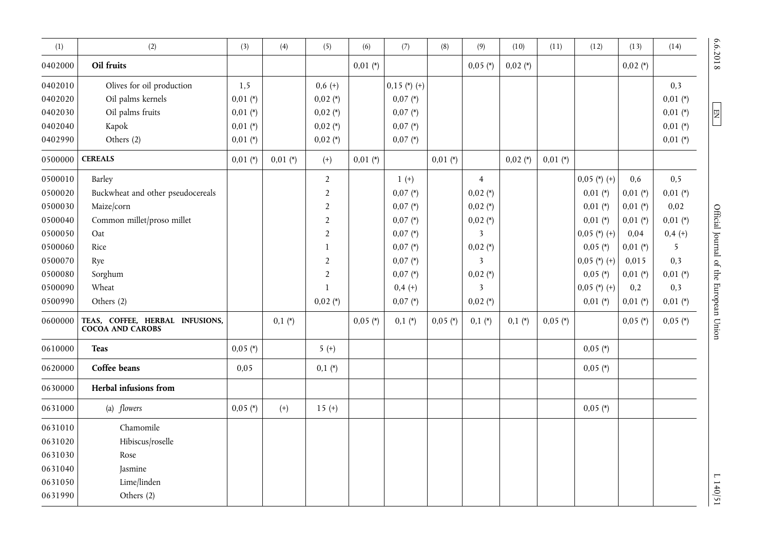| (1) | (2) | (3) | (4) | (5) | (6) | (7) | (8) | (9) | (10) | (11) | (12) | (13) | (14) |
|---|---|---|---|---|---|---|---|---|---|---|---|---|---|
| 0402000 | **Oil fruits** | | | | 0,01 (*) | | | 0,05 (*) | 0,02 (*) | | | 0,02 (*) | |
| 0402010 | Olives for oil production | 1,5 | | 0,6 (+) | | 0,15 (*) (+) | | | | | | | 0,3 |
| 0402020 | Oil palms kernels | 0,01 (*) | | 0,02 (*) | | 0,07 (*) | | | | | | | 0,01 (*) |
| 0402030 | Oil palms fruits | 0,01 (*) | | 0,02 (*) | | 0,07 (*) | | | | | | | 0,01 (*) |
| 0402040 | Kapok | 0,01 (*) | | 0,02 (*) | | 0,07 (*) | | | | | | | 0,01 (*) |
| 0402990 | Others (2) | 0,01 (*) | | 0,02 (*) | | 0,07 (*) | | | | | | | 0,01 (*) |
| 0500000 | **CEREALS** | 0,01 (*) | 0,01 (*) | (+) | 0,01 (*) | | 0,01 (*) | | 0,02 (*) | 0,01 (*) | | | |
| 0500010 | Barley | | | 2 | | 1 (+) | | 4 | | | 0,05 (*) (+) | 0,6 | 0,5 |
| 0500020 | Buckwheat and other pseudocereals | | | 2 | | 0,07 (*) | | 0,02 (*) | | | 0,01 (*) | 0,01 (*) | 0,01 (*) |
| 0500030 | Maize/corn | | | 2 | | 0,07 (*) | | 0,02 (*) | | | 0,01 (*) | 0,01 (*) | 0,02 |
| 0500040 | Common millet/proso millet | | | 2 | | 0,07 (*) | | 0,02 (*) | | | 0,01 (*) | 0,01 (*) | 0,01 (*) |
| 0500050 | Oat | | | 2 | | 0,07 (*) | | 3 | | | 0,05 (*) (+) | 0,04 | 0,4 (+) |
| 0500060 | Rice | | | 1 | | 0,07 (*) | | 0,02 (*) | | | 0,05 (*) | 0,01 (*) | 5 |
| 0500070 | Rye | | | 2 | | 0,07 (*) | | 3 | | | 0,05 (*) (+) | 0,015 | 0,3 |
| 0500080 | Sorghum | | | 2 | | 0,07 (*) | | 0,02 (*) | | | 0,05 (*) | 0,01 (*) | 0,01 (*) |
| 0500090 | Wheat | | | 1 | | 0,4 (+) | | 3 | | | 0,05 (*) (+) | 0,2 | 0,3 |
| 0500990 | Others (2) | | | 0,02 (*) | | 0,07 (*) | | 0,02 (*) | | | 0,01 (*) | 0,01 (*) | 0,01 (*) |
| 0600000 | **TEAS, COFFEE, HERBAL INFUSIONS, COCOA AND CAROBS** | | 0,1 (*) | | 0,05 (*) | 0,1 (*) | 0,05 (*) | 0,1 (*) | 0,1 (*) | 0,05 (*) | | 0,05 (*) | 0,05 (*) |
| 0610000 | **Teas** | 0,05 (*) | | 5 (+) | | | | | | | 0,05 (*) | | |
| 0620000 | **Coffee beans** | 0,05 | | 0,1 (*) | | | | | | | 0,05 (*) | | |
| 0630000 | **Herbal infusions from** | | | | | | | | | | | | |
| 0631000 | (a) *flowers* | 0,05 (*) | (+) | 15 (+) | | | | | | | 0,05 (*) | | |
| 0631010 | Chamomile | | | | | | | | | | | | |
| 0631020 | Hibiscus/roselle | | | | | | | | | | | | |
| 0631030 | Rose | | | | | | | | | | | | |
| 0631040 | Jasmine | | | | | | | | | | | | |
| 0631050 | Lime/linden | | | | | | | | | | | | |
| 0631990 | Others (2) | | | | | | | | | | | | |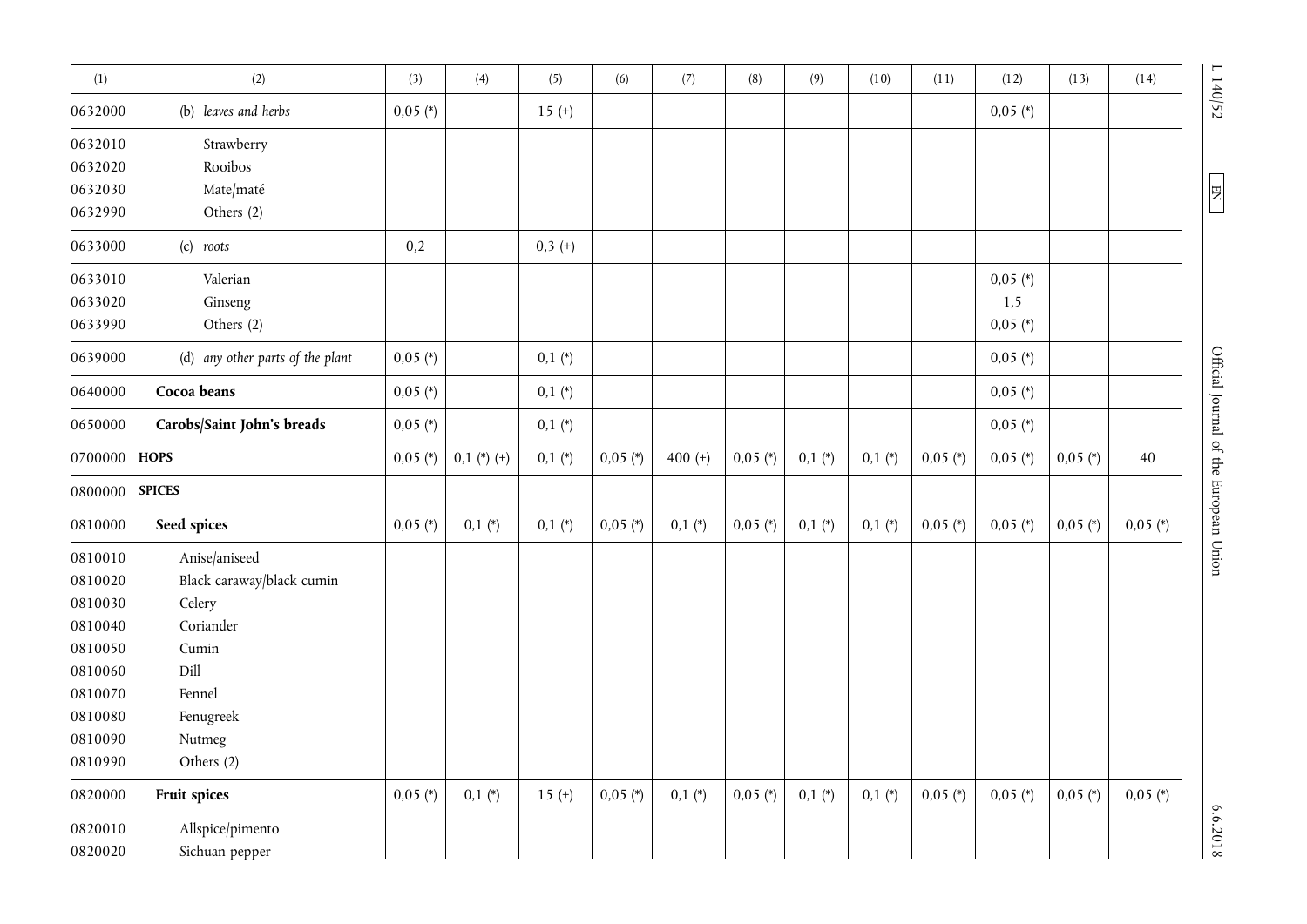| (1) | (2) | (3) | (4) | (5) | (6) | (7) | (8) | (9) | (10) | (11) | (12) | (13) | (14) |
|---|---|---|---|---|---|---|---|---|---|---|---|---|---|
| 0632000 | (b) *leaves and herbs* | 0,05 (*) | | 15 (+) | | | | | | | 0,05 (*) | | |
| 0632010<br>0632020<br>0632030<br>0632990 | Strawberry<br>Rooibos<br>Mate/maté<br>Others (2) | | | | | | | | | | | | |
| 0633000 | (c) *roots* | 0,2 | | 0,3 (+) | | | | | | | | | |
| 0633010<br>0633020<br>0633990 | Valerian<br>Ginseng<br>Others (2) | | | | | | | | | | 0,05 (*)<br>1,5<br>0,05 (*) | | |
| 0639000 | (d) *any other parts of the plant* | 0,05 (*) | | 0,1 (*) | | | | | | | 0,05 (*) | | |
| 0640000 | **Cocoa beans** | 0,05 (*) | | 0,1 (*) | | | | | | | 0,05 (*) | | |
| 0650000 | **Carobs/Saint John's breads** | 0,05 (*) | | 0,1 (*) | | | | | | | 0,05 (*) | | |
| 0700000 | **HOPS** | 0,05 (*) | 0,1 (*) (+) | 0,1 (*) | 0,05 (*) | 400 (+) | 0,05 (*) | 0,1 (*) | 0,1 (*) | 0,05 (*) | 0,05 (*) | 0,05 (*) | 40 |
| 0800000 | **SPICES** | | | | | | | | | | | | |
| 0810000 | **Seed spices** | 0,05 (*) | 0,1 (*) | 0,1 (*) | 0,05 (*) | 0,1 (*) | 0,05 (*) | 0,1 (*) | 0,1 (*) | 0,05 (*) | 0,05 (*) | 0,05 (*) | 0,05 (*) |
| 0810010<br>0810020<br>0810030<br>0810040<br>0810050<br>0810060<br>0810070<br>0810080<br>0810090<br>0810990 | Anise/aniseed<br>Black caraway/black cumin<br>Celery<br>Coriander<br>Cumin<br>Dill<br>Fennel<br>Fenugreek<br>Nutmeg<br>Others (2) | | | | | | | | | | | | |
| 0820000 | **Fruit spices** | 0,05 (*) | 0,1 (*) | 15 (+) | 0,05 (*) | 0,1 (*) | 0,05 (*) | 0,1 (*) | 0,1 (*) | 0,05 (*) | 0,05 (*) | 0,05 (*) | 0,05 (*) |
| 0820010<br>0820020 | Allspice/pimento<br>Sichuan pepper | | | | | | | | | | | | |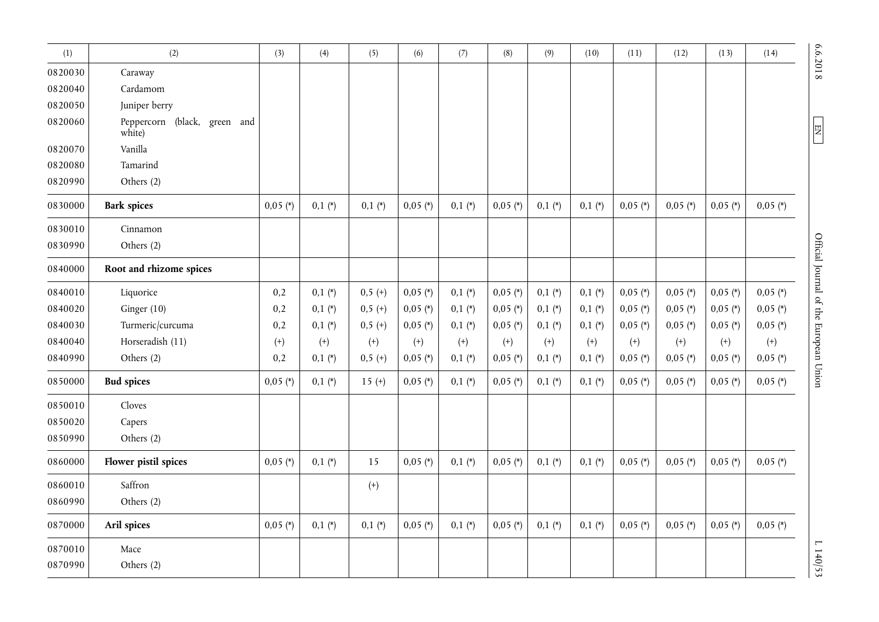| (1) | (2) | (3) | (4) | (5) | (6) | (7) | (8) | (9) | (10) | (11) | (12) | (13) | (14) |
|---|---|---|---|---|---|---|---|---|---|---|---|---|---|
| 0820030 | Caraway | | | | | | | | | | | | |
| 0820040 | Cardamom | | | | | | | | | | | | |
| 0820050 | Juniper berry | | | | | | | | | | | | |
| 0820060 | Peppercorn (black, green and white) | | | | | | | | | | | | |
| 0820070 | Vanilla | | | | | | | | | | | | |
| 0820080 | Tamarind | | | | | | | | | | | | |
| 0820990 | Others (2) | | | | | | | | | | | | |
| 0830000 | **Bark spices** | 0,05 (*) | 0,1 (*) | 0,1 (*) | 0,05 (*) | 0,1 (*) | 0,05 (*) | 0,1 (*) | 0,1 (*) | 0,05 (*) | 0,05 (*) | 0,05 (*) | 0,05 (*) |
| 0830010 | Cinnamon | | | | | | | | | | | | |
| 0830990 | Others (2) | | | | | | | | | | | | |
| 0840000 | **Root and rhizome spices** | | | | | | | | | | | | |
| 0840010 | Liquorice | 0,2 | 0,1 (*) | 0,5 (+) | 0,05 (*) | 0,1 (*) | 0,05 (*) | 0,1 (*) | 0,1 (*) | 0,05 (*) | 0,05 (*) | 0,05 (*) | 0,05 (*) |
| 0840020 | Ginger (10) | 0,2 | 0,1 (*) | 0,5 (+) | 0,05 (*) | 0,1 (*) | 0,05 (*) | 0,1 (*) | 0,1 (*) | 0,05 (*) | 0,05 (*) | 0,05 (*) | 0,05 (*) |
| 0840030 | Turmeric/curcuma | 0,2 | 0,1 (*) | 0,5 (+) | 0,05 (*) | 0,1 (*) | 0,05 (*) | 0,1 (*) | 0,1 (*) | 0,05 (*) | 0,05 (*) | 0,05 (*) | 0,05 (*) |
| 0840040 | Horseradish (11) | (+) | (+) | (+) | (+) | (+) | (+) | (+) | (+) | (+) | (+) | (+) | (+) |
| 0840990 | Others (2) | 0,2 | 0,1 (*) | 0,5 (+) | 0,05 (*) | 0,1 (*) | 0,05 (*) | 0,1 (*) | 0,1 (*) | 0,05 (*) | 0,05 (*) | 0,05 (*) | 0,05 (*) |
| 0850000 | **Bud spices** | 0,05 (*) | 0,1 (*) | 15 (+) | 0,05 (*) | 0,1 (*) | 0,05 (*) | 0,1 (*) | 0,1 (*) | 0,05 (*) | 0,05 (*) | 0,05 (*) | 0,05 (*) |
| 0850010 | Cloves | | | | | | | | | | | | |
| 0850020 | Capers | | | | | | | | | | | | |
| 0850990 | Others (2) | | | | | | | | | | | | |
| 0860000 | **Flower pistil spices** | 0,05 (*) | 0,1 (*) | 15 | 0,05 (*) | 0,1 (*) | 0,05 (*) | 0,1 (*) | 0,1 (*) | 0,05 (*) | 0,05 (*) | 0,05 (*) | 0,05 (*) |
| 0860010 | Saffron | | | (+) | | | | | | | | | |
| 0860990 | Others (2) | | | | | | | | | | | | |
| 0870000 | **Aril spices** | 0,05 (*) | 0,1 (*) | 0,1 (*) | 0,05 (*) | 0,1 (*) | 0,05 (*) | 0,1 (*) | 0,1 (*) | 0,05 (*) | 0,05 (*) | 0,05 (*) | 0,05 (*) |
| 0870010 | Mace | | | | | | | | | | | | |
| 0870990 | Others (2) | | | | | | | | | | | | |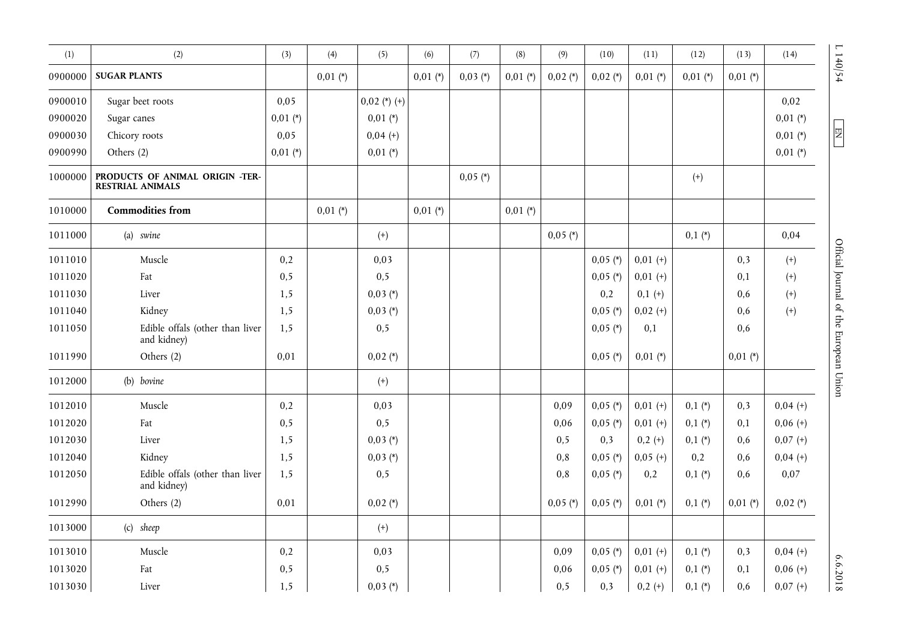| (1) | (2) | (3) | (4) | (5) | (6) | (7) | (8) | (9) | (10) | (11) | (12) | (13) | (14) |
|---|---|---|---|---|---|---|---|---|---|---|---|---|---|
| 0900000 | **SUGAR PLANTS** | | 0,01 (*) | | 0,01 (*) | 0,03 (*) | 0,01 (*) | 0,02 (*) | 0,02 (*) | 0,01 (*) | 0,01 (*) | 0,01 (*) | |
| 0900010 | Sugar beet roots | 0,05 | | 0,02 (*) (+) | | | | | | | | | 0,02 |
| 0900020 | Sugar canes | 0,01 (*) | | 0,01 (*) | | | | | | | | | 0,01 (*) |
| 0900030 | Chicory roots | 0,05 | | 0,04 (+) | | | | | | | | | 0,01 (*) |
| 0900990 | Others (2) | 0,01 (*) | | 0,01 (*) | | | | | | | | | 0,01 (*) |
| 1000000 | **PRODUCTS OF ANIMAL ORIGIN -TERRESTRIAL ANIMALS** | | | | | 0,05 (*) | | | | | (+) | | |
| 1010000 | **Commodities from** | | 0,01 (*) | | 0,01 (*) | | 0,01 (*) | | | | | | |
| 1011000 | (a) *swine* | | | (+) | | | | 0,05 (*) | | | 0,1 (*) | | 0,04 |
| 1011010 | Muscle | 0,2 | | 0,03 | | | | | 0,05 (*) | 0,01 (+) | | 0,3 | (+) |
| 1011020 | Fat | 0,5 | | 0,5 | | | | | 0,05 (*) | 0,01 (+) | | 0,1 | (+) |
| 1011030 | Liver | 1,5 | | 0,03 (*) | | | | | 0,2 | 0,1 (+) | | 0,6 | (+) |
| 1011040 | Kidney | 1,5 | | 0,03 (*) | | | | | 0,05 (*) | 0,02 (+) | | 0,6 | (+) |
| 1011050 | Edible offals (other than liver and kidney) | 1,5 | | 0,5 | | | | | 0,05 (*) | 0,1 | | 0,6 | |
| 1011990 | Others (2) | 0,01 | | 0,02 (*) | | | | | 0,05 (*) | 0,01 (*) | | 0,01 (*) | |
| 1012000 | (b) *bovine* | | | (+) | | | | | | | | | |
| 1012010 | Muscle | 0,2 | | 0,03 | | | | 0,09 | 0,05 (*) | 0,01 (+) | 0,1 (*) | 0,3 | 0,04 (+) |
| 1012020 | Fat | 0,5 | | 0,5 | | | | 0,06 | 0,05 (*) | 0,01 (+) | 0,1 (*) | 0,1 | 0,06 (+) |
| 1012030 | Liver | 1,5 | | 0,03 (*) | | | | 0,5 | 0,3 | 0,2 (+) | 0,1 (*) | 0,6 | 0,07 (+) |
| 1012040 | Kidney | 1,5 | | 0,03 (*) | | | | 0,8 | 0,05 (*) | 0,05 (+) | 0,2 | 0,6 | 0,04 (+) |
| 1012050 | Edible offals (other than liver and kidney) | 1,5 | | 0,5 | | | | 0,8 | 0,05 (*) | 0,2 | 0,1 (*) | 0,6 | 0,07 |
| 1012990 | Others (2) | 0,01 | | 0,02 (*) | | | | 0,05 (*) | 0,05 (*) | 0,01 (*) | 0,1 (*) | 0,01 (*) | 0,02 (*) |
| 1013000 | (c) *sheep* | | | (+) | | | | | | | | | |
| 1013010 | Muscle | 0,2 | | 0,03 | | | | 0,09 | 0,05 (*) | 0,01 (+) | 0,1 (*) | 0,3 | 0,04 (+) |
| 1013020 | Fat | 0,5 | | 0,5 | | | | 0,06 | 0,05 (*) | 0,01 (+) | 0,1 (*) | 0,1 | 0,06 (+) |
| 1013030 | Liver | 1,5 | | 0,03 (*) | | | | 0,5 | 0,3 | 0,2 (+) | 0,1 (*) | 0,6 | 0,07 (+) |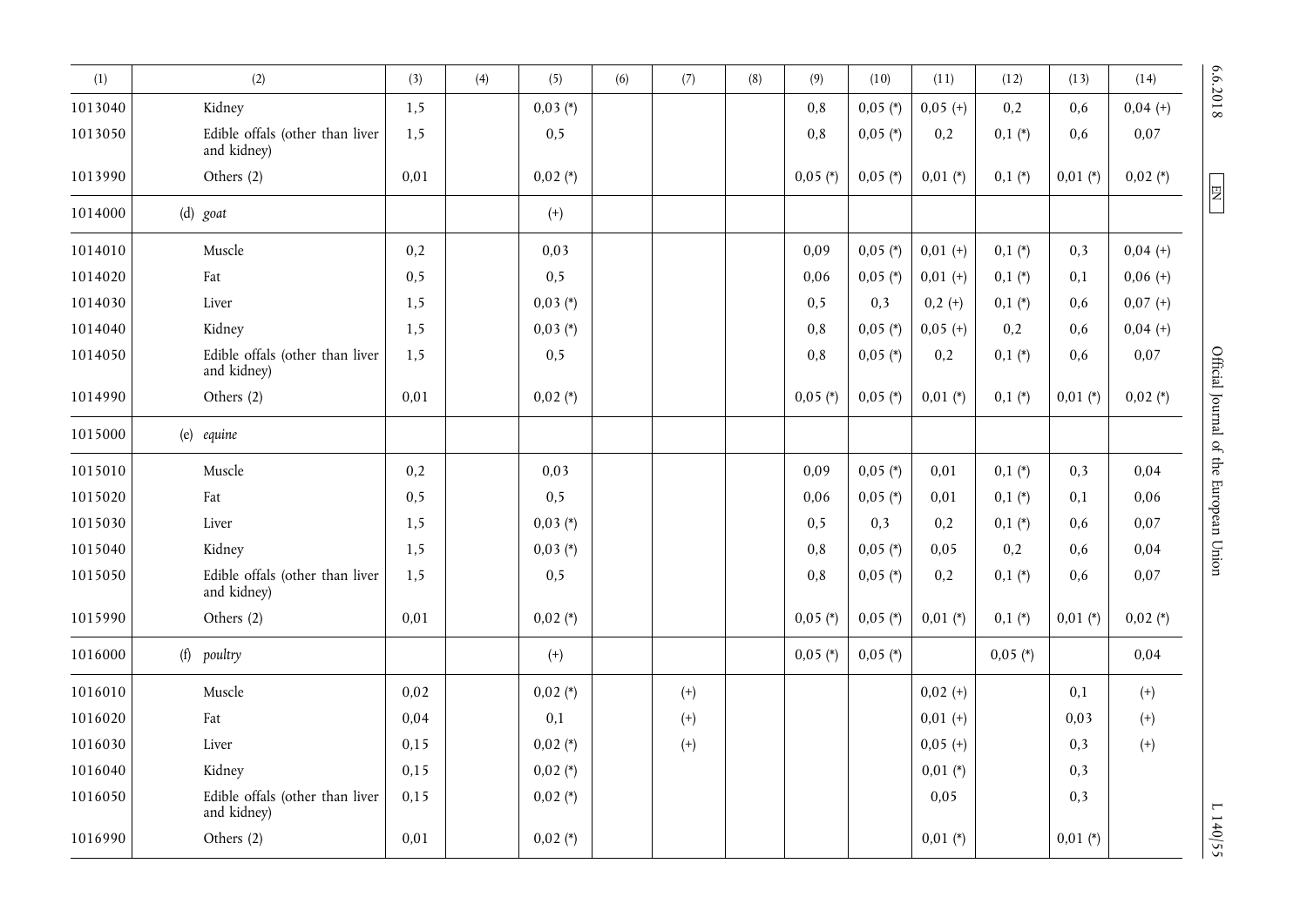| (1) | (2) | (3) | (4) | (5) | (6) | (7) | (8) | (9) | (10) | (11) | (12) | (13) | (14) |
|---|---|---|---|---|---|---|---|---|---|---|---|---|---|
| 1013040 | Kidney | 1,5 | | 0,03 (*) | | | | 0,8 | 0,05 (*) | 0,05 (+) | 0,2 | 0,6 | 0,04 (+) |
| 1013050 | Edible offals (other than liver and kidney) | 1,5 | | 0,5 | | | | 0,8 | 0,05 (*) | 0,2 | 0,1 (*) | 0,6 | 0,07 |
| 1013990 | Others (2) | 0,01 | | 0,02 (*) | | | | 0,05 (*) | 0,05 (*) | 0,01 (*) | 0,1 (*) | 0,01 (*) | 0,02 (*) |
| 1014000 | (d) *goat* | | | (+) | | | | | | | | | |
| 1014010 | Muscle | 0,2 | | 0,03 | | | | 0,09 | 0,05 (*) | 0,01 (+) | 0,1 (*) | 0,3 | 0,04 (+) |
| 1014020 | Fat | 0,5 | | 0,5 | | | | 0,06 | 0,05 (*) | 0,01 (+) | 0,1 (*) | 0,1 | 0,06 (+) |
| 1014030 | Liver | 1,5 | | 0,03 (*) | | | | 0,5 | 0,3 | 0,2 (+) | 0,1 (*) | 0,6 | 0,07 (+) |
| 1014040 | Kidney | 1,5 | | 0,03 (*) | | | | 0,8 | 0,05 (*) | 0,05 (+) | 0,2 | 0,6 | 0,04 (+) |
| 1014050 | Edible offals (other than liver and kidney) | 1,5 | | 0,5 | | | | 0,8 | 0,05 (*) | 0,2 | 0,1 (*) | 0,6 | 0,07 |
| 1014990 | Others (2) | 0,01 | | 0,02 (*) | | | | 0,05 (*) | 0,05 (*) | 0,01 (*) | 0,1 (*) | 0,01 (*) | 0,02 (*) |
| 1015000 | (e) *equine* | | | | | | | | | | | | |
| 1015010 | Muscle | 0,2 | | 0,03 | | | | 0,09 | 0,05 (*) | 0,01 | 0,1 (*) | 0,3 | 0,04 |
| 1015020 | Fat | 0,5 | | 0,5 | | | | 0,06 | 0,05 (*) | 0,01 | 0,1 (*) | 0,1 | 0,06 |
| 1015030 | Liver | 1,5 | | 0,03 (*) | | | | 0,5 | 0,3 | 0,2 | 0,1 (*) | 0,6 | 0,07 |
| 1015040 | Kidney | 1,5 | | 0,03 (*) | | | | 0,8 | 0,05 (*) | 0,05 | 0,2 | 0,6 | 0,04 |
| 1015050 | Edible offals (other than liver and kidney) | 1,5 | | 0,5 | | | | 0,8 | 0,05 (*) | 0,2 | 0,1 (*) | 0,6 | 0,07 |
| 1015990 | Others (2) | 0,01 | | 0,02 (*) | | | | 0,05 (*) | 0,05 (*) | 0,01 (*) | 0,1 (*) | 0,01 (*) | 0,02 (*) |
| 1016000 | (f) *poultry* | | | (+) | | | | 0,05 (*) | 0,05 (*) | | 0,05 (*) | | 0,04 |
| 1016010 | Muscle | 0,02 | | 0,02 (*) | | (+) | | | | 0,02 (+) | | 0,1 | (+) |
| 1016020 | Fat | 0,04 | | 0,1 | | (+) | | | | 0,01 (+) | | 0,03 | (+) |
| 1016030 | Liver | 0,15 | | 0,02 (*) | | (+) | | | | 0,05 (+) | | 0,3 | (+) |
| 1016040 | Kidney | 0,15 | | 0,02 (*) | | | | | | 0,01 (*) | | 0,3 | |
| 1016050 | Edible offals (other than liver and kidney) | 0,15 | | 0,02 (*) | | | | | | 0,05 | | 0,3 | |
| 1016990 | Others (2) | 0,01 | | 0,02 (*) | | | | | | 0,01 (*) | | 0,01 (*) | |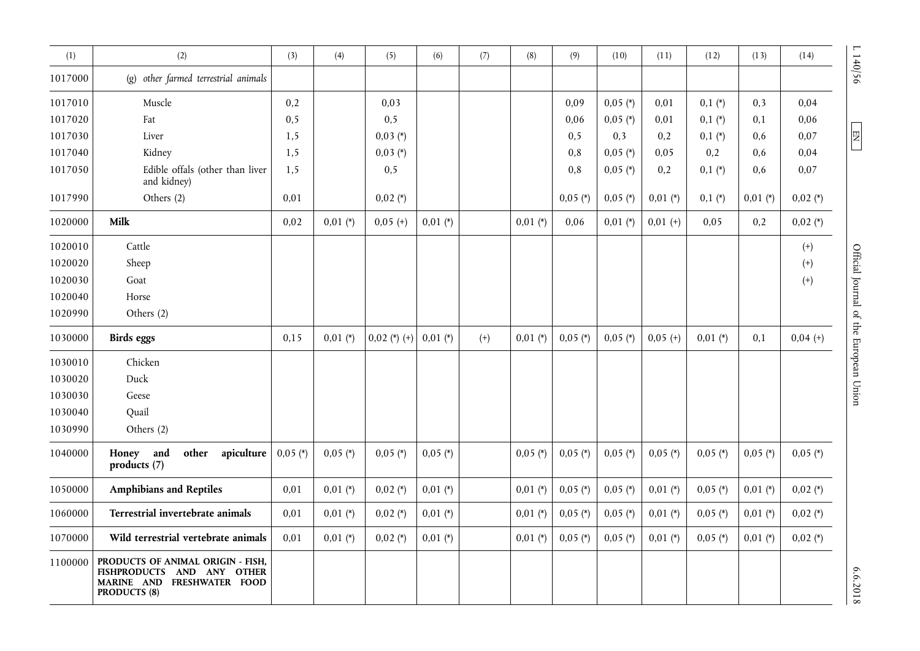| (1) | (2) | (3) | (4) | (5) | (6) | (7) | (8) | (9) | (10) | (11) | (12) | (13) | (14) |
|---|---|---|---|---|---|---|---|---|---|---|---|---|---|
| 1017000 | (g) *other farmed terrestrial animals* | | | | | | | | | | | | |
| 1017010 | Muscle | 0,2 | | 0,03 | | | | 0,09 | 0,05 (*) | 0,01 | 0,1 (*) | 0,3 | 0,04 |
| 1017020 | Fat | 0,5 | | 0,5 | | | | 0,06 | 0,05 (*) | 0,01 | 0,1 (*) | 0,1 | 0,06 |
| 1017030 | Liver | 1,5 | | 0,03 (*) | | | | 0,5 | 0,3 | 0,2 | 0,1 (*) | 0,6 | 0,07 |
| 1017040 | Kidney | 1,5 | | 0,03 (*) | | | | 0,8 | 0,05 (*) | 0,05 | 0,2 | 0,6 | 0,04 |
| 1017050 | Edible offals (other than liver and kidney) | 1,5 | | 0,5 | | | | 0,8 | 0,05 (*) | 0,2 | 0,1 (*) | 0,6 | 0,07 |
| 1017990 | Others (2) | 0,01 | | 0,02 (*) | | | | 0,05 (*) | 0,05 (*) | 0,01 (*) | 0,1 (*) | 0,01 (*) | 0,02 (*) |
| 1020000 | **Milk** | 0,02 | 0,01 (*) | 0,05 (+) | 0,01 (*) | | 0,01 (*) | 0,06 | 0,01 (*) | 0,01 (+) | 0,05 | 0,2 | 0,02 (*) |
| 1020010 | Cattle | | | | | | | | | | | | (+) |
| 1020020 | Sheep | | | | | | | | | | | | (+) |
| 1020030 | Goat | | | | | | | | | | | | (+) |
| 1020040 | Horse | | | | | | | | | | | | |
| 1020990 | Others (2) | | | | | | | | | | | | |
| 1030000 | **Birds eggs** | 0,15 | 0,01 (*) | 0,02 (*) (+) | 0,01 (*) | (+) | 0,01 (*) | 0,05 (*) | 0,05 (*) | 0,05 (+) | 0,01 (*) | 0,1 | 0,04 (+) |
| 1030010 | Chicken | | | | | | | | | | | | |
| 1030020 | Duck | | | | | | | | | | | | |
| 1030030 | Geese | | | | | | | | | | | | |
| 1030040 | Quail | | | | | | | | | | | | |
| 1030990 | Others (2) | | | | | | | | | | | | |
| 1040000 | **Honey and other apiculture products (7)** | 0,05 (*) | 0,05 (*) | 0,05 (*) | 0,05 (*) | | 0,05 (*) | 0,05 (*) | 0,05 (*) | 0,05 (*) | 0,05 (*) | 0,05 (*) | 0,05 (*) |
| 1050000 | **Amphibians and Reptiles** | 0,01 | 0,01 (*) | 0,02 (*) | 0,01 (*) | | 0,01 (*) | 0,05 (*) | 0,05 (*) | 0,01 (*) | 0,05 (*) | 0,01 (*) | 0,02 (*) |
| 1060000 | **Terrestrial invertebrate animals** | 0,01 | 0,01 (*) | 0,02 (*) | 0,01 (*) | | 0,01 (*) | 0,05 (*) | 0,05 (*) | 0,01 (*) | 0,05 (*) | 0,01 (*) | 0,02 (*) |
| 1070000 | **Wild terrestrial vertebrate animals** | 0,01 | 0,01 (*) | 0,02 (*) | 0,01 (*) | | 0,01 (*) | 0,05 (*) | 0,05 (*) | 0,01 (*) | 0,05 (*) | 0,01 (*) | 0,02 (*) |
| 1100000 | **PRODUCTS OF ANIMAL ORIGIN - FISH, FISHPRODUCTS AND ANY OTHER MARINE AND FRESHWATER FOOD PRODUCTS (8)** | | | | | | | | | | | | |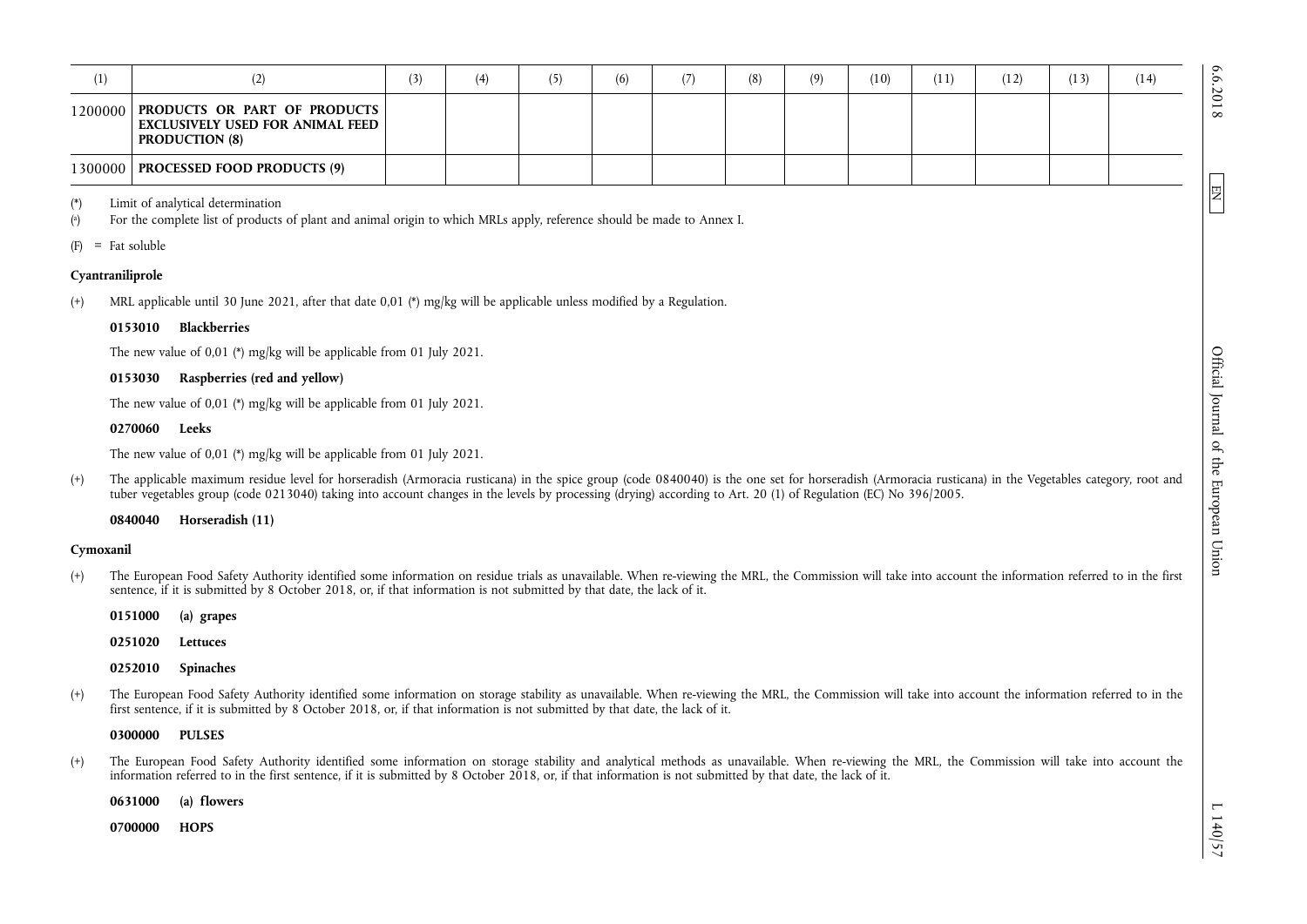| (1) | (2) | (3) | (4) | (5) | (6) | (7) | (8) | (9) | (10) | (11) | (12) | (13) | (14) |
|---|---|---|---|---|---|---|---|---|---|---|---|---|---|
| 1200000 | **PRODUCTS OR PART OF PRODUCTS EXCLUSIVELY USED FOR ANIMAL FEED PRODUCTION (8)** | | | | | | | | | | | | |
| 1300000 | **PROCESSED FOOD PRODUCTS (9)** | | | | | | | | | | | | |

(*) Limit of analytical determination

(a) For the complete list of products of plant and animal origin to which MRLs apply, reference should be made to Annex I.

(F) = Fat soluble

**Cyantraniliprole**

(+) MRL applicable until 30 June 2021, after that date 0,01 (*) mg/kg will be applicable unless modified by a Regulation.

**0153010 Blackberries**

The new value of 0,01 (*) mg/kg will be applicable from 01 July 2021.

**0153030 Raspberries (red and yellow)**

The new value of 0,01 (*) mg/kg will be applicable from 01 July 2021.

**0270060 Leeks**

The new value of 0,01 (*) mg/kg will be applicable from 01 July 2021.

(+) The applicable maximum residue level for horseradish (Armoracia rusticana) in the spice group (code 0840040) is the one set for horseradish (Armoracia rusticana) in the Vegetables category, root and tuber vegetables group (code 0213040) taking into account changes in the levels by processing (drying) according to Art. 20 (1) of Regulation (EC) No 396/2005.

**0840040 Horseradish (11)**

**Cymoxanil**

(+) The European Food Safety Authority identified some information on residue trials as unavailable. When re-viewing the MRL, the Commission will take into account the information referred to in the first sentence, if it is submitted by 8 October 2018, or, if that information is not submitted by that date, the lack of it.

**0151000 (a) grapes**

**0251020 Lettuces**

**0252010 Spinaches**

(+) The European Food Safety Authority identified some information on storage stability as unavailable. When re-viewing the MRL, the Commission will take into account the information referred to in the first sentence, if it is submitted by 8 October 2018, or, if that information is not submitted by that date, the lack of it.

**0300000 PULSES**

(+) The European Food Safety Authority identified some information on storage stability and analytical methods as unavailable. When re-viewing the MRL, the Commission will take into account the information referred to in the first sentence, if it is submitted by 8 October 2018, or, if that information is not submitted by that date, the lack of it.

**0631000 (a) flowers**

**0700000 HOPS**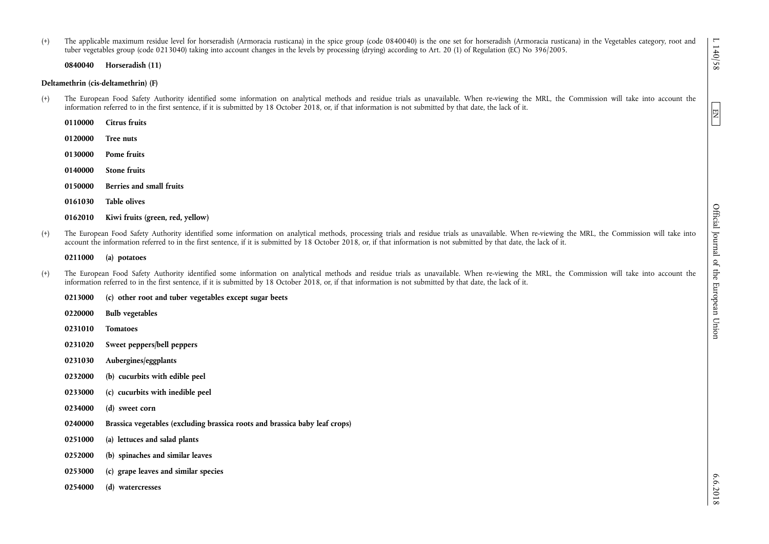(+) The applicable maximum residue level for horseradish (Armoracia rusticana) in the spice group (code 0840040) is the one set for horseradish (Armoracia rusticana) in the Vegetables category, root and tuber vegetables group (code 0213040) taking into account changes in the levels by processing (drying) according to Art. 20 (1) of Regulation (EC) No 396/2005.

**0840040 Horseradish (11)**

**Deltamethrin (cis-deltamethrin) (F)**

(+) The European Food Safety Authority identified some information on analytical methods and residue trials as unavailable. When re-viewing the MRL, the Commission will take into account the information referred to in the first sentence, if it is submitted by 18 October 2018, or, if that information is not submitted by that date, the lack of it.

**0110000 Citrus fruits**

**0120000 Tree nuts**

**0130000 Pome fruits**

**0140000 Stone fruits**

**0150000 Berries and small fruits**

**0161030 Table olives**

**0162010 Kiwi fruits (green, red, yellow)**

(+) The European Food Safety Authority identified some information on analytical methods, processing trials and residue trials as unavailable. When re-viewing the MRL, the Commission will take into account the information referred to in the first sentence, if it is submitted by 18 October 2018, or, if that information is not submitted by that date, the lack of it.

**0211000 (a) potatoes**

(+) The European Food Safety Authority identified some information on analytical methods and residue trials as unavailable. When re-viewing the MRL, the Commission will take into account the information referred to in the first sentence, if it is submitted by 18 October 2018, or, if that information is not submitted by that date, the lack of it.

**0213000 (c) other root and tuber vegetables except sugar beets**

**0220000 Bulb vegetables**

**0231010 Tomatoes**

**0231020 Sweet peppers/bell peppers**

**0231030 Aubergines/eggplants**

**0232000 (b) cucurbits with edible peel**

**0233000 (c) cucurbits with inedible peel**

**0234000 (d) sweet corn**

**0240000 Brassica vegetables (excluding brassica roots and brassica baby leaf crops)**

**0251000 (a) lettuces and salad plants**

**0252000 (b) spinaches and similar leaves**

**0253000 (c) grape leaves and similar species**

**0254000 (d) watercresses**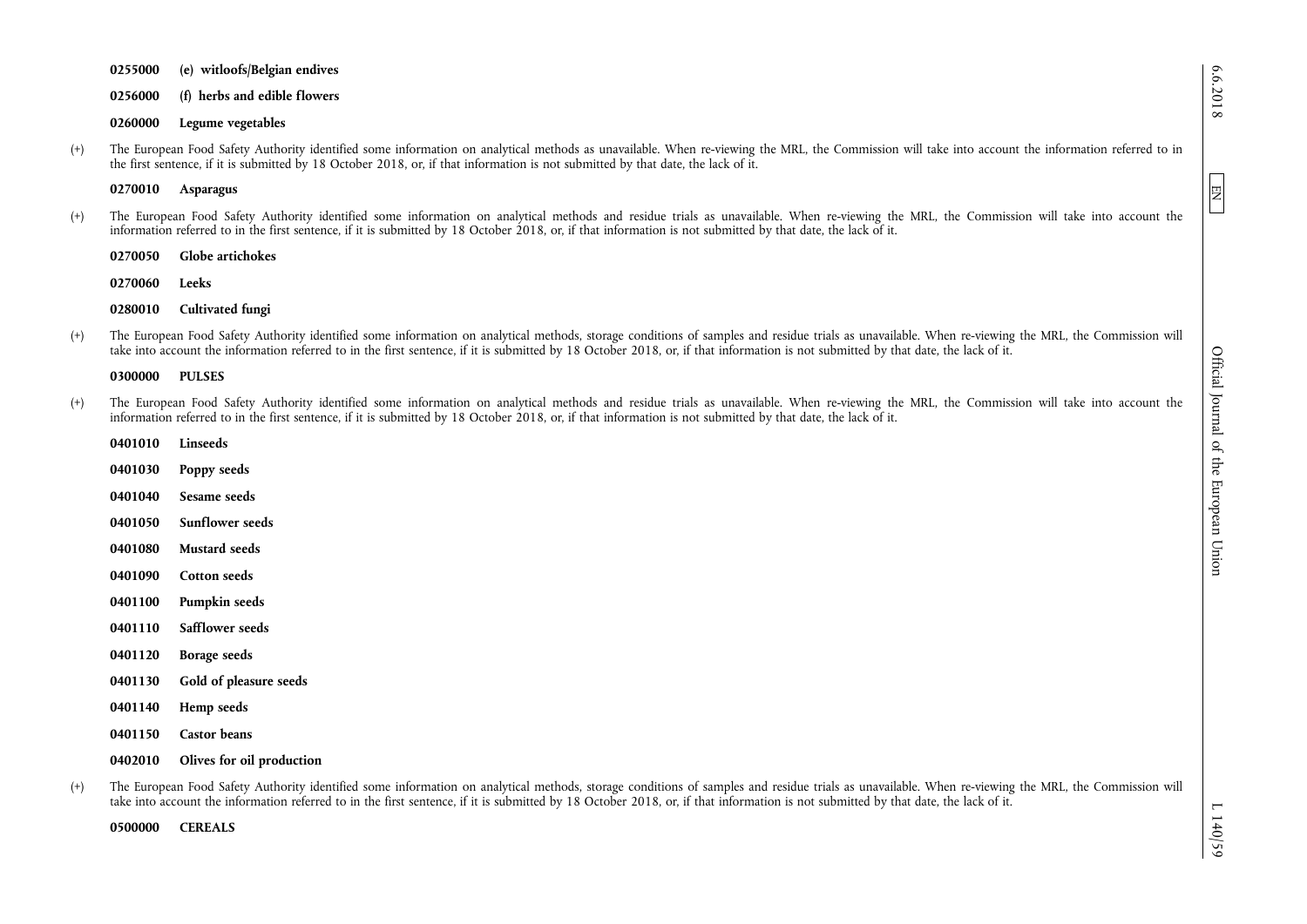**0255000** **(e) witloofs/Belgian endives**

**0256000** **(f) herbs and edible flowers**

**0260000** **Legume vegetables**

(+) The European Food Safety Authority identified some information on analytical methods as unavailable. When re-viewing the MRL, the Commission will take into account the information referred to in the first sentence, if it is submitted by 18 October 2018, or, if that information is not submitted by that date, the lack of it.

**0270010** **Asparagus**

(+) The European Food Safety Authority identified some information on analytical methods and residue trials as unavailable. When re-viewing the MRL, the Commission will take into account the information referred to in the first sentence, if it is submitted by 18 October 2018, or, if that information is not submitted by that date, the lack of it.

**0270050** **Globe artichokes**

**0270060** **Leeks**

**0280010** **Cultivated fungi**

(+) The European Food Safety Authority identified some information on analytical methods, storage conditions of samples and residue trials as unavailable. When re-viewing the MRL, the Commission will take into account the information referred to in the first sentence, if it is submitted by 18 October 2018, or, if that information is not submitted by that date, the lack of it.

**0300000** **PULSES**

(+) The European Food Safety Authority identified some information on analytical methods and residue trials as unavailable. When re-viewing the MRL, the Commission will take into account the information referred to in the first sentence, if it is submitted by 18 October 2018, or, if that information is not submitted by that date, the lack of it.

**0401010** **Linseeds**

**0401030** **Poppy seeds**

**0401040** **Sesame seeds**

**0401050** **Sunflower seeds**

**0401080** **Mustard seeds**

**0401090** **Cotton seeds**

**0401100** **Pumpkin seeds**

**0401110** **Safflower seeds**

**0401120** **Borage seeds**

**0401130** **Gold of pleasure seeds**

**0401140** **Hemp seeds**

**0401150** **Castor beans**

**0402010** **Olives for oil production**

(+) The European Food Safety Authority identified some information on analytical methods, storage conditions of samples and residue trials as unavailable. When re-viewing the MRL, the Commission will take into account the information referred to in the first sentence, if it is submitted by 18 October 2018, or, if that information is not submitted by that date, the lack of it.

**0500000** **CEREALS**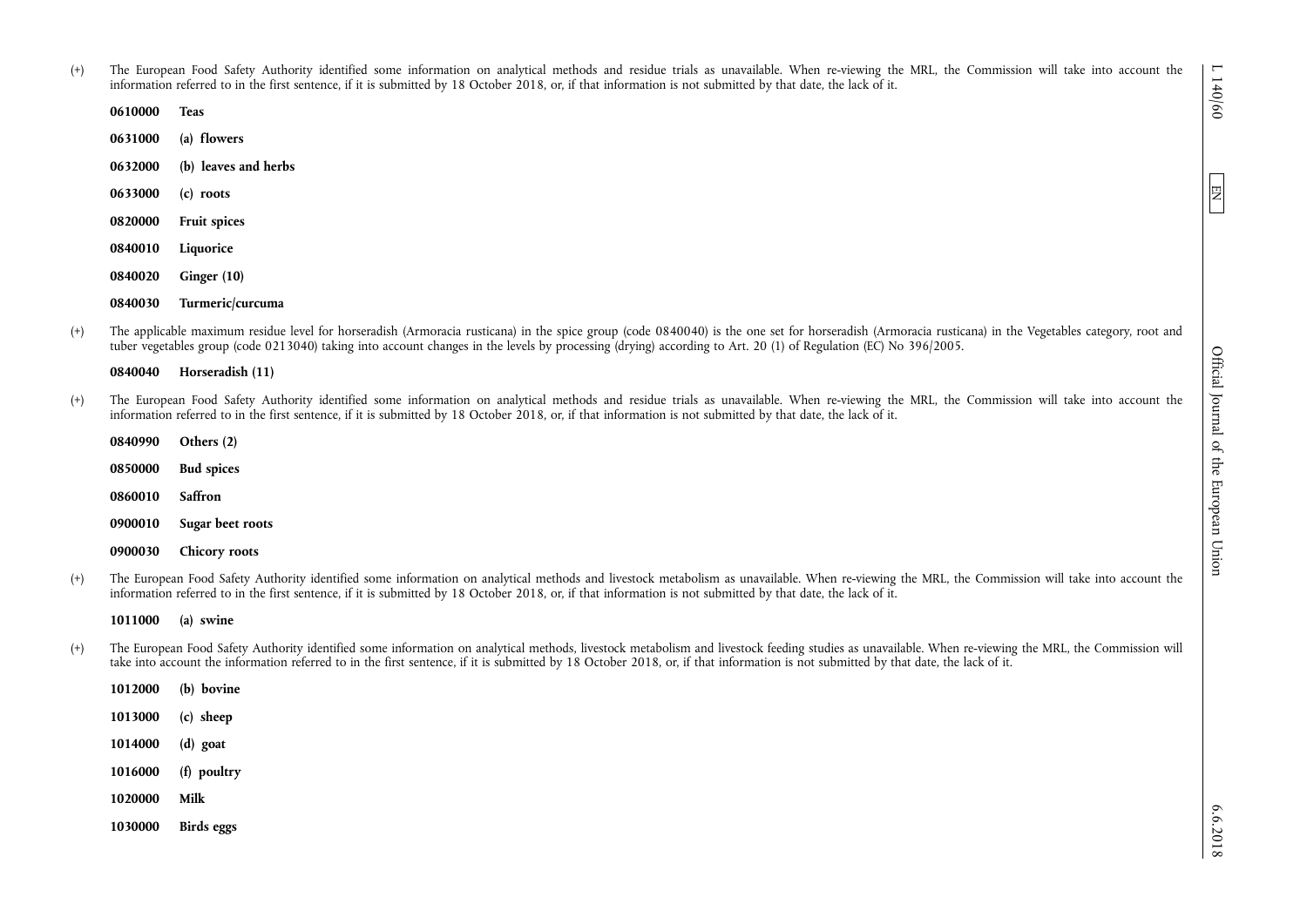(+) The European Food Safety Authority identified some information on analytical methods and residue trials as unavailable. When re-viewing the MRL, the Commission will take into account the information referred to in the first sentence, if it is submitted by 18 October 2018, or, if that information is not submitted by that date, the lack of it.

**0610000 Teas**

**0631000 (a) flowers**

**0632000 (b) leaves and herbs**

**0633000 (c) roots**

**0820000 Fruit spices**

**0840010 Liquorice**

**0840020 Ginger (10)**

**0840030 Turmeric/curcuma**

(+) The applicable maximum residue level for horseradish (Armoracia rusticana) in the spice group (code 0840040) is the one set for horseradish (Armoracia rusticana) in the Vegetables category, root and tuber vegetables group (code 0213040) taking into account changes in the levels by processing (drying) according to Art. 20 (1) of Regulation (EC) No 396/2005.

**0840040 Horseradish (11)**

(+) The European Food Safety Authority identified some information on analytical methods and residue trials as unavailable. When re-viewing the MRL, the Commission will take into account the information referred to in the first sentence, if it is submitted by 18 October 2018, or, if that information is not submitted by that date, the lack of it.

**0840990 Others (2)**

**0850000 Bud spices**

**0860010 Saffron**

**0900010 Sugar beet roots**

**0900030 Chicory roots**

(+) The European Food Safety Authority identified some information on analytical methods and livestock metabolism as unavailable. When re-viewing the MRL, the Commission will take into account the information referred to in the first sentence, if it is submitted by 18 October 2018, or, if that information is not submitted by that date, the lack of it.

**1011000 (a) swine**

(+) The European Food Safety Authority identified some information on analytical methods, livestock metabolism and livestock feeding studies as unavailable. When re-viewing the MRL, the Commission will take into account the information referred to in the first sentence, if it is submitted by 18 October 2018, or, if that information is not submitted by that date, the lack of it.

**1012000 (b) bovine**

**1013000 (c) sheep**

**1014000 (d) goat**

**1016000 (f) poultry**

**1020000 Milk**

**1030000 Birds eggs**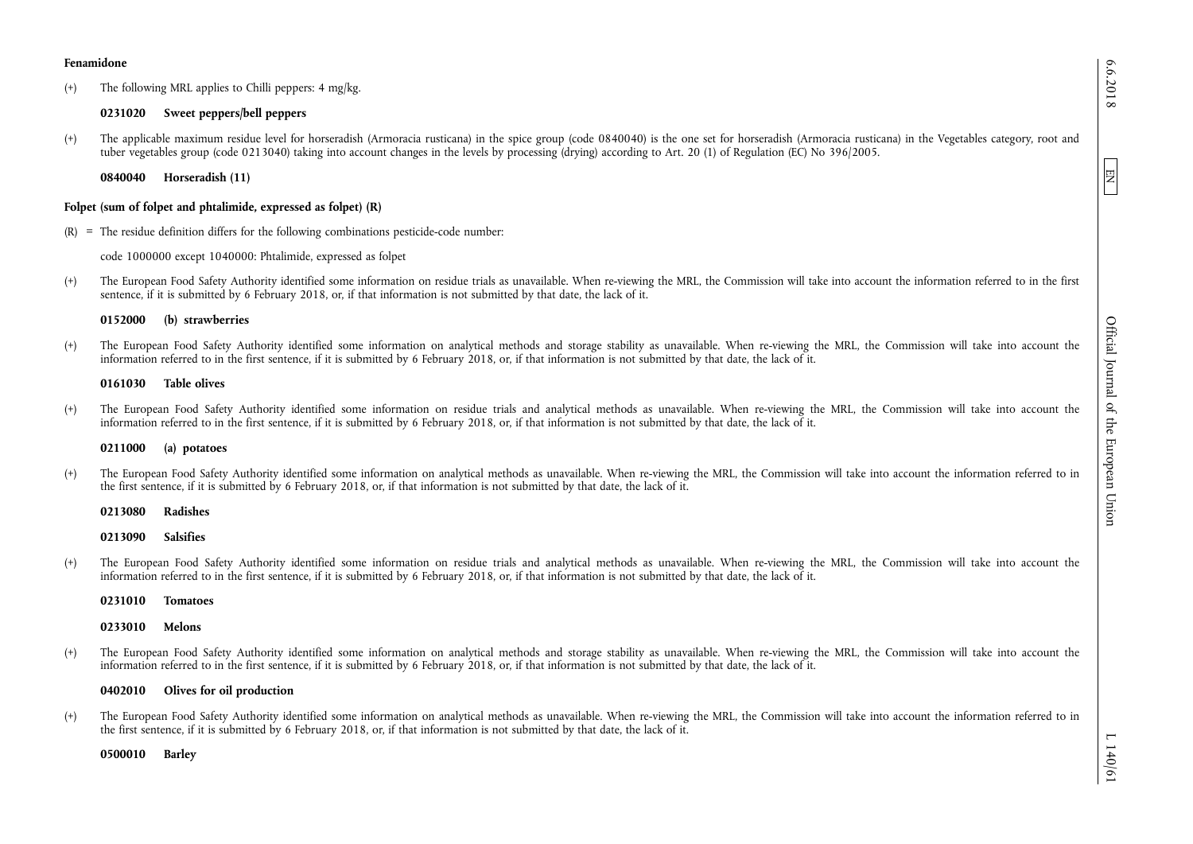**Fenamidone**

(+) The following MRL applies to Chilli peppers: 4 mg/kg.

**0231020 Sweet peppers/bell peppers**

(+) The applicable maximum residue level for horseradish (Armoracia rusticana) in the spice group (code 0840040) is the one set for horseradish (Armoracia rusticana) in the Vegetables category, root and tuber vegetables group (code 0213040) taking into account changes in the levels by processing (drying) according to Art. 20 (1) of Regulation (EC) No 396/2005.

**0840040 Horseradish (11)**

**Folpet (sum of folpet and phtalimide, expressed as folpet) (R)**

(R) = The residue definition differs for the following combinations pesticide-code number:

code 1000000 except 1040000: Phtalimide, expressed as folpet

(+) The European Food Safety Authority identified some information on residue trials as unavailable. When re-viewing the MRL, the Commission will take into account the information referred to in the first sentence, if it is submitted by 6 February 2018, or, if that information is not submitted by that date, the lack of it.

**0152000 (b) strawberries**

(+) The European Food Safety Authority identified some information on analytical methods and storage stability as unavailable. When re-viewing the MRL, the Commission will take into account the information referred to in the first sentence, if it is submitted by 6 February 2018, or, if that information is not submitted by that date, the lack of it.

**0161030 Table olives**

(+) The European Food Safety Authority identified some information on residue trials and analytical methods as unavailable. When re-viewing the MRL, the Commission will take into account the information referred to in the first sentence, if it is submitted by 6 February 2018, or, if that information is not submitted by that date, the lack of it.

**0211000 (a) potatoes**

(+) The European Food Safety Authority identified some information on analytical methods as unavailable. When re-viewing the MRL, the Commission will take into account the information referred to in the first sentence, if it is submitted by 6 February 2018, or, if that information is not submitted by that date, the lack of it.

**0213080 Radishes**

**0213090 Salsifies**

(+) The European Food Safety Authority identified some information on residue trials and analytical methods as unavailable. When re-viewing the MRL, the Commission will take into account the information referred to in the first sentence, if it is submitted by 6 February 2018, or, if that information is not submitted by that date, the lack of it.

**0231010 Tomatoes**

**0233010 Melons**

(+) The European Food Safety Authority identified some information on analytical methods and storage stability as unavailable. When re-viewing the MRL, the Commission will take into account the information referred to in the first sentence, if it is submitted by 6 February 2018, or, if that information is not submitted by that date, the lack of it.

**0402010 Olives for oil production**

(+) The European Food Safety Authority identified some information on analytical methods as unavailable. When re-viewing the MRL, the Commission will take into account the information referred to in the first sentence, if it is submitted by 6 February 2018, or, if that information is not submitted by that date, the lack of it.

**0500010 Barley**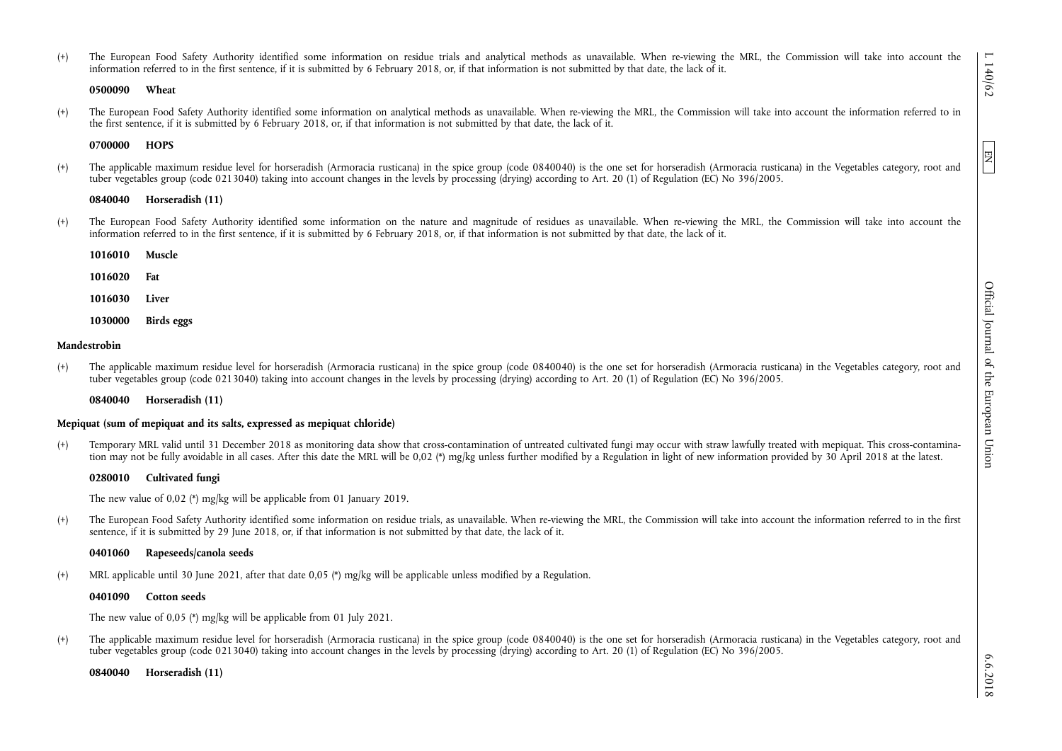(+) The European Food Safety Authority identified some information on residue trials and analytical methods as unavailable. When re-viewing the MRL, the Commission will take into account the information referred to in the first sentence, if it is submitted by 6 February 2018, or, if that information is not submitted by that date, the lack of it.

**0500090 Wheat**

(+) The European Food Safety Authority identified some information on analytical methods as unavailable. When re-viewing the MRL, the Commission will take into account the information referred to in the first sentence, if it is submitted by 6 February 2018, or, if that information is not submitted by that date, the lack of it.

**0700000 HOPS**

(+) The applicable maximum residue level for horseradish (Armoracia rusticana) in the spice group (code 0840040) is the one set for horseradish (Armoracia rusticana) in the Vegetables category, root and tuber vegetables group (code 0213040) taking into account changes in the levels by processing (drying) according to Art. 20 (1) of Regulation (EC) No 396/2005.

**0840040 Horseradish (11)**

(+) The European Food Safety Authority identified some information on the nature and magnitude of residues as unavailable. When re-viewing the MRL, the Commission will take into account the information referred to in the first sentence, if it is submitted by 6 February 2018, or, if that information is not submitted by that date, the lack of it.

**1016010 Muscle**

**1016020 Fat**

**1016030 Liver**

**1030000 Birds eggs**

**Mandestrobin**

(+) The applicable maximum residue level for horseradish (Armoracia rusticana) in the spice group (code 0840040) is the one set for horseradish (Armoracia rusticana) in the Vegetables category, root and tuber vegetables group (code 0213040) taking into account changes in the levels by processing (drying) according to Art. 20 (1) of Regulation (EC) No 396/2005.

**0840040 Horseradish (11)**

**Mepiquat (sum of mepiquat and its salts, expressed as mepiquat chloride)**

(+) Temporary MRL valid until 31 December 2018 as monitoring data show that cross-contamination of untreated cultivated fungi may occur with straw lawfully treated with mepiquat. This cross-contamination may not be fully avoidable in all cases. After this date the MRL will be 0,02 (*) mg/kg unless further modified by a Regulation in light of new information provided by 30 April 2018 at the latest.

**0280010 Cultivated fungi**

The new value of 0,02 (*) mg/kg will be applicable from 01 January 2019.

(+) The European Food Safety Authority identified some information on residue trials, as unavailable. When re-viewing the MRL, the Commission will take into account the information referred to in the first sentence, if it is submitted by 29 June 2018, or, if that information is not submitted by that date, the lack of it.

**0401060 Rapeseeds/canola seeds**

(+) MRL applicable until 30 June 2021, after that date 0,05 (*) mg/kg will be applicable unless modified by a Regulation.

**0401090 Cotton seeds**

The new value of 0,05 (*) mg/kg will be applicable from 01 July 2021.

(+) The applicable maximum residue level for horseradish (Armoracia rusticana) in the spice group (code 0840040) is the one set for horseradish (Armoracia rusticana) in the Vegetables category, root and tuber vegetables group (code 0213040) taking into account changes in the levels by processing (drying) according to Art. 20 (1) of Regulation (EC) No 396/2005.

**0840040 Horseradish (11)**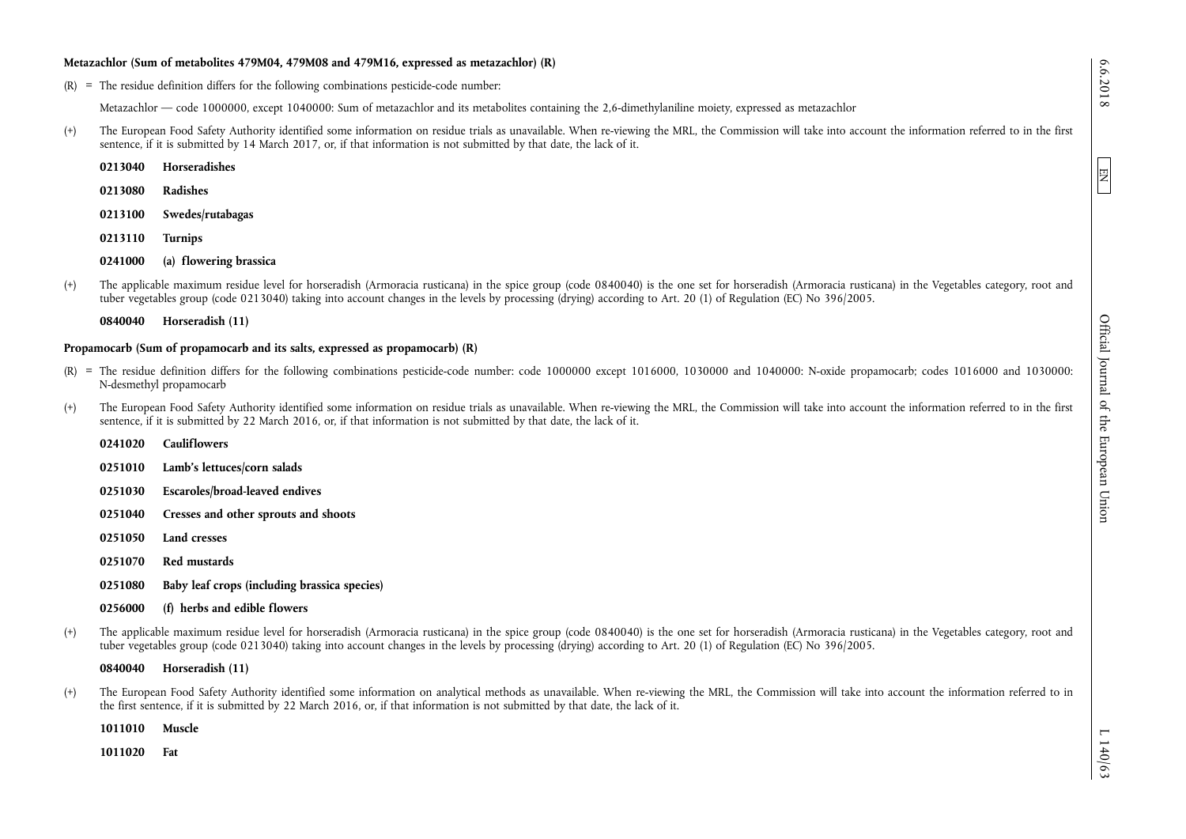**Metazachlor (Sum of metabolites 479M04, 479M08 and 479M16, expressed as metazachlor) (R)**

(R) = The residue definition differs for the following combinations pesticide-code number:

Metazachlor — code 1000000, except 1040000: Sum of metazachlor and its metabolites containing the 2,6-dimethylaniline moiety, expressed as metazachlor

(+) The European Food Safety Authority identified some information on residue trials as unavailable. When re-viewing the MRL, the Commission will take into account the information referred to in the first sentence, if it is submitted by 14 March 2017, or, if that information is not submitted by that date, the lack of it.

**0213040 Horseradishes**

**0213080 Radishes**

**0213100 Swedes/rutabagas**

**0213110 Turnips**

**0241000 (a) flowering brassica**

(+) The applicable maximum residue level for horseradish (Armoracia rusticana) in the spice group (code 0840040) is the one set for horseradish (Armoracia rusticana) in the Vegetables category, root and tuber vegetables group (code 0213040) taking into account changes in the levels by processing (drying) according to Art. 20 (1) of Regulation (EC) No 396/2005.

**0840040 Horseradish (11)**

**Propamocarb (Sum of propamocarb and its salts, expressed as propamocarb) (R)**

(R) = The residue definition differs for the following combinations pesticide-code number: code 1000000 except 1016000, 1030000 and 1040000: N-oxide propamocarb; codes 1016000 and 1030000: N-desmethyl propamocarb

(+) The European Food Safety Authority identified some information on residue trials as unavailable. When re-viewing the MRL, the Commission will take into account the information referred to in the first sentence, if it is submitted by 22 March 2016, or, if that information is not submitted by that date, the lack of it.

**0241020 Cauliflowers**

**0251010 Lamb's lettuces/corn salads**

**0251030 Escaroles/broad-leaved endives**

**0251040 Cresses and other sprouts and shoots**

**0251050 Land cresses**

**0251070 Red mustards**

**0251080 Baby leaf crops (including brassica species)**

**0256000 (f) herbs and edible flowers**

(+) The applicable maximum residue level for horseradish (Armoracia rusticana) in the spice group (code 0840040) is the one set for horseradish (Armoracia rusticana) in the Vegetables category, root and tuber vegetables group (code 0213040) taking into account changes in the levels by processing (drying) according to Art. 20 (1) of Regulation (EC) No 396/2005.

**0840040 Horseradish (11)**

(+) The European Food Safety Authority identified some information on analytical methods as unavailable. When re-viewing the MRL, the Commission will take into account the information referred to in the first sentence, if it is submitted by 22 March 2016, or, if that information is not submitted by that date, the lack of it.

**1011010 Muscle**

**1011020 Fat**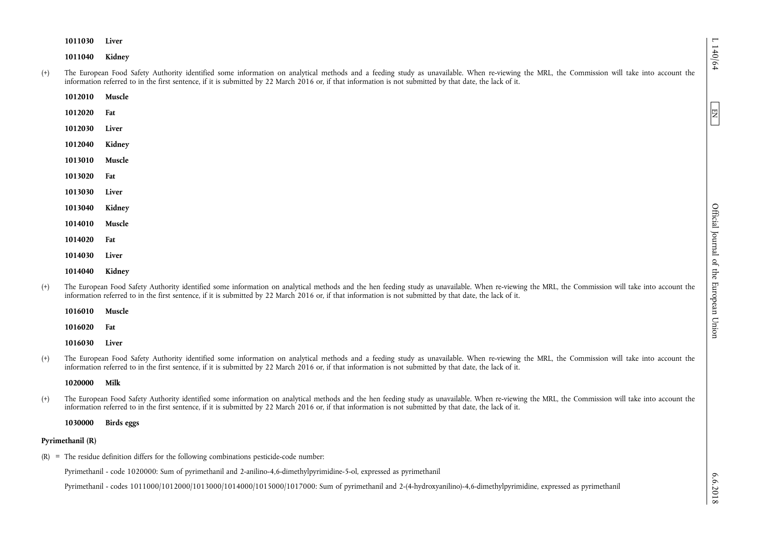**1011030 Liver**

**1011040 Kidney**

(+) The European Food Safety Authority identified some information on analytical methods and a feeding study as unavailable. When re-viewing the MRL, the Commission will take into account the information referred to in the first sentence, if it is submitted by 22 March 2016 or, if that information is not submitted by that date, the lack of it.

**1012010 Muscle**

**1012020 Fat**

**1012030 Liver**

**1012040 Kidney**

**1013010 Muscle**

**1013020 Fat**

**1013030 Liver**

**1013040 Kidney**

**1014010 Muscle**

**1014020 Fat**

**1014030 Liver**

**1014040 Kidney**

(+) The European Food Safety Authority identified some information on analytical methods and the hen feeding study as unavailable. When re-viewing the MRL, the Commission will take into account the information referred to in the first sentence, if it is submitted by 22 March 2016 or, if that information is not submitted by that date, the lack of it.

**1016010 Muscle**

**1016020 Fat**

**1016030 Liver**

(+) The European Food Safety Authority identified some information on analytical methods and a feeding study as unavailable. When re-viewing the MRL, the Commission will take into account the information referred to in the first sentence, if it is submitted by 22 March 2016 or, if that information is not submitted by that date, the lack of it.

**1020000 Milk**

(+) The European Food Safety Authority identified some information on analytical methods and the hen feeding study as unavailable. When re-viewing the MRL, the Commission will take into account the information referred to in the first sentence, if it is submitted by 22 March 2016 or, if that information is not submitted by that date, the lack of it.

**1030000 Birds eggs**

**Pyrimethanil (R)**

(R) = The residue definition differs for the following combinations pesticide-code number:

Pyrimethanil - code 1020000: Sum of pyrimethanil and 2-anilino-4,6-dimethylpyrimidine-5-ol, expressed as pyrimethanil

Pyrimethanil - codes 1011000/1012000/1013000/1014000/1015000/1017000: Sum of pyrimethanil and 2-(4-hydroxyanilino)-4,6-dimethylpyrimidine, expressed as pyrimethanil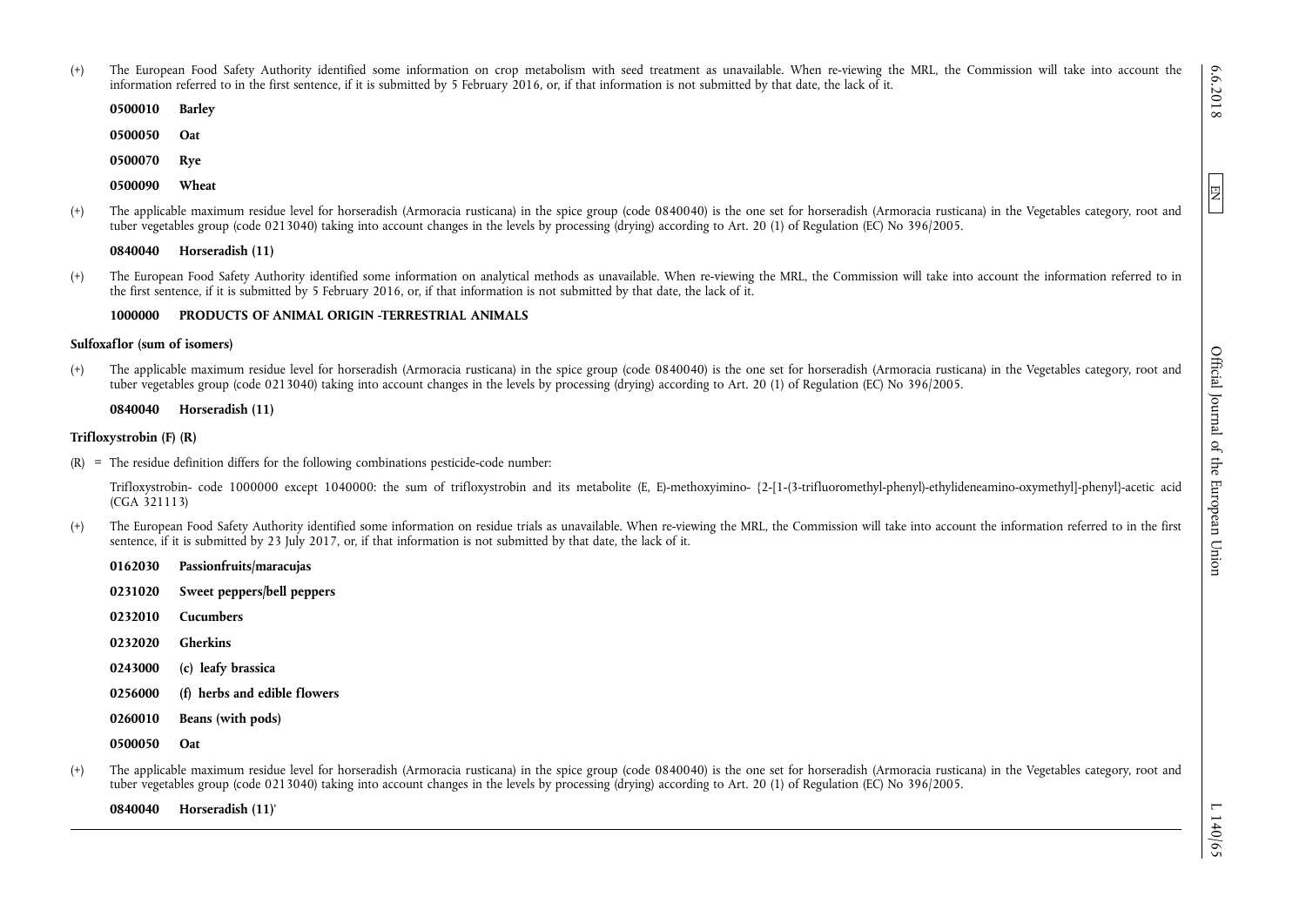(+) The European Food Safety Authority identified some information on crop metabolism with seed treatment as unavailable. When re-viewing the MRL, the Commission will take into account the information referred to in the first sentence, if it is submitted by 5 February 2016, or, if that information is not submitted by that date, the lack of it.

**0500010 Barley**

**0500050 Oat**

**0500070 Rye**

**0500090 Wheat**

(+) The applicable maximum residue level for horseradish (Armoracia rusticana) in the spice group (code 0840040) is the one set for horseradish (Armoracia rusticana) in the Vegetables category, root and tuber vegetables group (code 0213040) taking into account changes in the levels by processing (drying) according to Art. 20 (1) of Regulation (EC) No 396/2005.

**0840040 Horseradish (11)**

(+) The European Food Safety Authority identified some information on analytical methods as unavailable. When re-viewing the MRL, the Commission will take into account the information referred to in the first sentence, if it is submitted by 5 February 2016, or, if that information is not submitted by that date, the lack of it.

**1000000 PRODUCTS OF ANIMAL ORIGIN -TERRESTRIAL ANIMALS**

**Sulfoxaflor (sum of isomers)**

(+) The applicable maximum residue level for horseradish (Armoracia rusticana) in the spice group (code 0840040) is the one set for horseradish (Armoracia rusticana) in the Vegetables category, root and tuber vegetables group (code 0213040) taking into account changes in the levels by processing (drying) according to Art. 20 (1) of Regulation (EC) No 396/2005.

**0840040 Horseradish (11)**

**Trifloxystrobin (F) (R)**

(R) = The residue definition differs for the following combinations pesticide-code number:

Trifloxystrobin- code 1000000 except 1040000: the sum of trifloxystrobin and its metabolite (E, E)-methoxyimino- {2-[1-(3-trifluoromethyl-phenyl)-ethylideneamino-oxymethyl]-phenyl}-acetic acid (CGA 321113)

(+) The European Food Safety Authority identified some information on residue trials as unavailable. When re-viewing the MRL, the Commission will take into account the information referred to in the first sentence, if it is submitted by 23 July 2017, or, if that information is not submitted by that date, the lack of it.

**0162030 Passionfruits/maracujas**

**0231020 Sweet peppers/bell peppers**

**0232010 Cucumbers**

**0232020 Gherkins**

**0243000 (c) leafy brassica**

**0256000 (f) herbs and edible flowers**

**0260010 Beans (with pods)**

**0500050 Oat**

(+) The applicable maximum residue level for horseradish (Armoracia rusticana) in the spice group (code 0840040) is the one set for horseradish (Armoracia rusticana) in the Vegetables category, root and tuber vegetables group (code 0213040) taking into account changes in the levels by processing (drying) according to Art. 20 (1) of Regulation (EC) No 396/2005.

**0840040 Horseradish (11)**'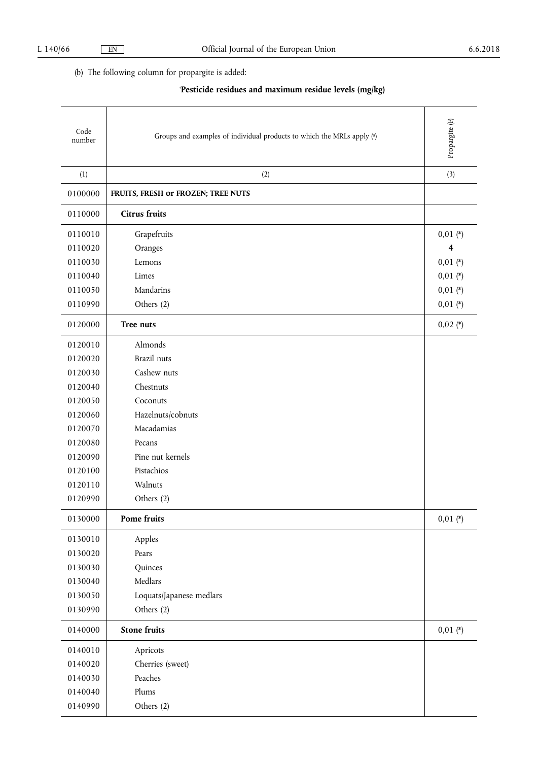(b) The following column for propargite is added:

'**Pesticide residues and maximum residue levels (mg/kg)**

| Code number | Groups and examples of individual products to which the MRLs apply (a) | Propargite (F) |
|---|---|---|
| (1) | (2) | (3) |
| 0100000 | **FRUITS, FRESH or FROZEN; TREE NUTS** | |
| 0110000 | **Citrus fruits** | |
| 0110010 | Grapefruits | 0,01 (*) |
| 0110020 | Oranges | **4** |
| 0110030 | Lemons | 0,01 (*) |
| 0110040 | Limes | 0,01 (*) |
| 0110050 | Mandarins | 0,01 (*) |
| 0110990 | Others (2) | 0,01 (*) |
| 0120000 | **Tree nuts** | 0,02 (*) |
| 0120010 | Almonds | |
| 0120020 | Brazil nuts | |
| 0120030 | Cashew nuts | |
| 0120040 | Chestnuts | |
| 0120050 | Coconuts | |
| 0120060 | Hazelnuts/cobnuts | |
| 0120070 | Macadamias | |
| 0120080 | Pecans | |
| 0120090 | Pine nut kernels | |
| 0120100 | Pistachios | |
| 0120110 | Walnuts | |
| 0120990 | Others (2) | |
| 0130000 | **Pome fruits** | 0,01 (*) |
| 0130010 | Apples | |
| 0130020 | Pears | |
| 0130030 | Quinces | |
| 0130040 | Medlars | |
| 0130050 | Loquats/Japanese medlars | |
| 0130990 | Others (2) | |
| 0140000 | **Stone fruits** | 0,01 (*) |
| 0140010 | Apricots | |
| 0140020 | Cherries (sweet) | |
| 0140030 | Peaches | |
| 0140040 | Plums | |
| 0140990 | Others (2) | |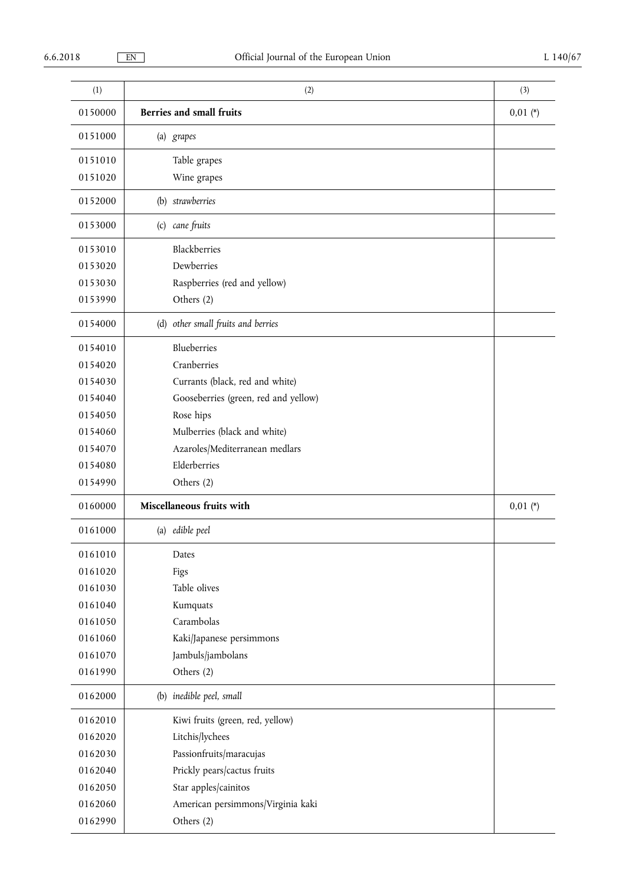| (1) | (2) | (3) |
|---|---|---|
| 0150000 | **Berries and small fruits** | 0,01 (*) |
| 0151000 | (a) *grapes* | |
| 0151010 | Table grapes | |
| 0151020 | Wine grapes | |
| 0152000 | (b) *strawberries* | |
| 0153000 | (c) *cane fruits* | |
| 0153010 | Blackberries | |
| 0153020 | Dewberries | |
| 0153030 | Raspberries (red and yellow) | |
| 0153990 | Others (2) | |
| 0154000 | (d) *other small fruits and berries* | |
| 0154010 | Blueberries | |
| 0154020 | Cranberries | |
| 0154030 | Currants (black, red and white) | |
| 0154040 | Gooseberries (green, red and yellow) | |
| 0154050 | Rose hips | |
| 0154060 | Mulberries (black and white) | |
| 0154070 | Azaroles/Mediterranean medlars | |
| 0154080 | Elderberries | |
| 0154990 | Others (2) | |
| 0160000 | **Miscellaneous fruits with** | 0,01 (*) |
| 0161000 | (a) *edible peel* | |
| 0161010 | Dates | |
| 0161020 | Figs | |
| 0161030 | Table olives | |
| 0161040 | Kumquats | |
| 0161050 | Carambolas | |
| 0161060 | Kaki/Japanese persimmons | |
| 0161070 | Jambuls/jambolans | |
| 0161990 | Others (2) | |
| 0162000 | (b) *inedible peel, small* | |
| 0162010 | Kiwi fruits (green, red, yellow) | |
| 0162020 | Litchis/lychees | |
| 0162030 | Passionfruits/maracujas | |
| 0162040 | Prickly pears/cactus fruits | |
| 0162050 | Star apples/cainitos | |
| 0162060 | American persimmons/Virginia kaki | |
| 0162990 | Others (2) | |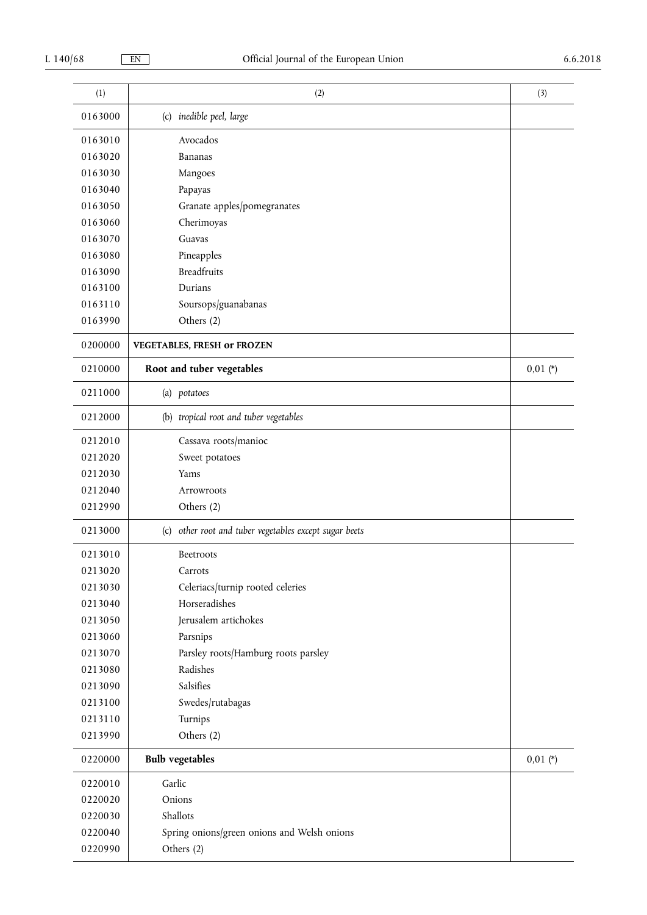| (1) | (2) | (3) |
|---|---|---|
| 0163000 | (c) *inedible peel, large* | |
| 0163010 | Avocados | |
| 0163020 | Bananas | |
| 0163030 | Mangoes | |
| 0163040 | Papayas | |
| 0163050 | Granate apples/pomegranates | |
| 0163060 | Cherimoyas | |
| 0163070 | Guavas | |
| 0163080 | Pineapples | |
| 0163090 | Breadfruits | |
| 0163100 | Durians | |
| 0163110 | Soursops/guanabanas | |
| 0163990 | Others (2) | |
| 0200000 | **VEGETABLES, FRESH or FROZEN** | |
| 0210000 | **Root and tuber vegetables** | 0,01 (*) |
| 0211000 | (a) *potatoes* | |
| 0212000 | (b) *tropical root and tuber vegetables* | |
| 0212010 | Cassava roots/manioc | |
| 0212020 | Sweet potatoes | |
| 0212030 | Yams | |
| 0212040 | Arrowroots | |
| 0212990 | Others (2) | |
| 0213000 | (c) *other root and tuber vegetables except sugar beets* | |
| 0213010 | Beetroots | |
| 0213020 | Carrots | |
| 0213030 | Celeriacs/turnip rooted celeries | |
| 0213040 | Horseradishes | |
| 0213050 | Jerusalem artichokes | |
| 0213060 | Parsnips | |
| 0213070 | Parsley roots/Hamburg roots parsley | |
| 0213080 | Radishes | |
| 0213090 | Salsifies | |
| 0213100 | Swedes/rutabagas | |
| 0213110 | Turnips | |
| 0213990 | Others (2) | |
| 0220000 | **Bulb vegetables** | 0,01 (*) |
| 0220010 | Garlic | |
| 0220020 | Onions | |
| 0220030 | Shallots | |
| 0220040 | Spring onions/green onions and Welsh onions | |
| 0220990 | Others (2) | |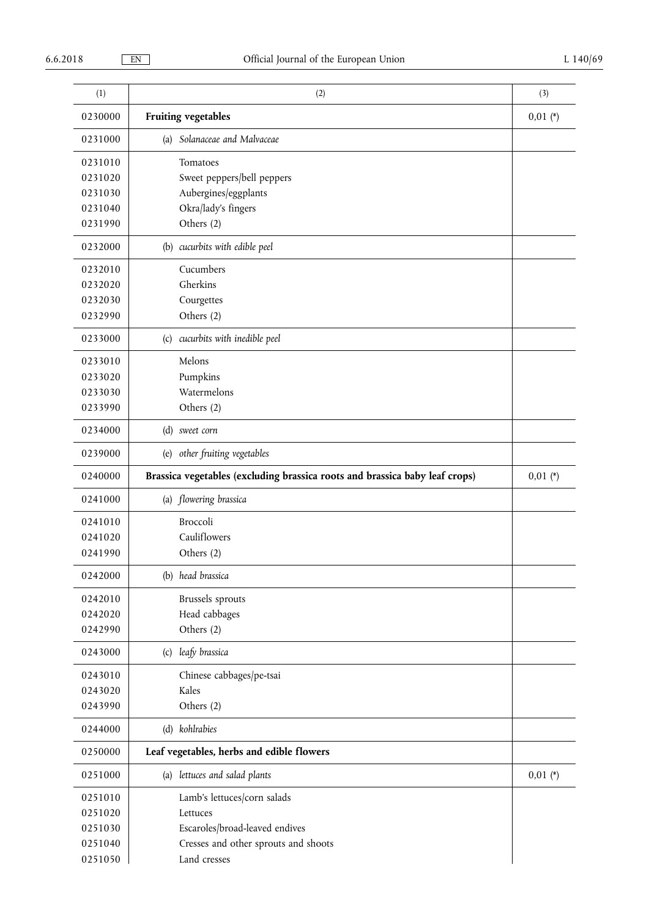| (1) | (2) | (3) |
|---|---|---|
| 0230000 | **Fruiting vegetables** | 0,01 (*) |
| 0231000 | (a) *Solanaceae and Malvaceae* | |
| 0231010 | Tomatoes | |
| 0231020 | Sweet peppers/bell peppers | |
| 0231030 | Aubergines/eggplants | |
| 0231040 | Okra/lady's fingers | |
| 0231990 | Others (2) | |
| 0232000 | (b) *cucurbits with edible peel* | |
| 0232010 | Cucumbers | |
| 0232020 | Gherkins | |
| 0232030 | Courgettes | |
| 0232990 | Others (2) | |
| 0233000 | (c) *cucurbits with inedible peel* | |
| 0233010 | Melons | |
| 0233020 | Pumpkins | |
| 0233030 | Watermelons | |
| 0233990 | Others (2) | |
| 0234000 | (d) *sweet corn* | |
| 0239000 | (e) *other fruiting vegetables* | |
| 0240000 | **Brassica vegetables (excluding brassica roots and brassica baby leaf crops)** | 0,01 (*) |
| 0241000 | (a) *flowering brassica* | |
| 0241010 | Broccoli | |
| 0241020 | Cauliflowers | |
| 0241990 | Others (2) | |
| 0242000 | (b) *head brassica* | |
| 0242010 | Brussels sprouts | |
| 0242020 | Head cabbages | |
| 0242990 | Others (2) | |
| 0243000 | (c) *leafy brassica* | |
| 0243010 | Chinese cabbages/pe-tsai | |
| 0243020 | Kales | |
| 0243990 | Others (2) | |
| 0244000 | (d) *kohlrabies* | |
| 0250000 | **Leaf vegetables, herbs and edible flowers** | |
| 0251000 | (a) *lettuces and salad plants* | 0,01 (*) |
| 0251010 | Lamb's lettuces/corn salads | |
| 0251020 | Lettuces | |
| 0251030 | Escaroles/broad-leaved endives | |
| 0251040 | Cresses and other sprouts and shoots | |
| 0251050 | Land cresses | |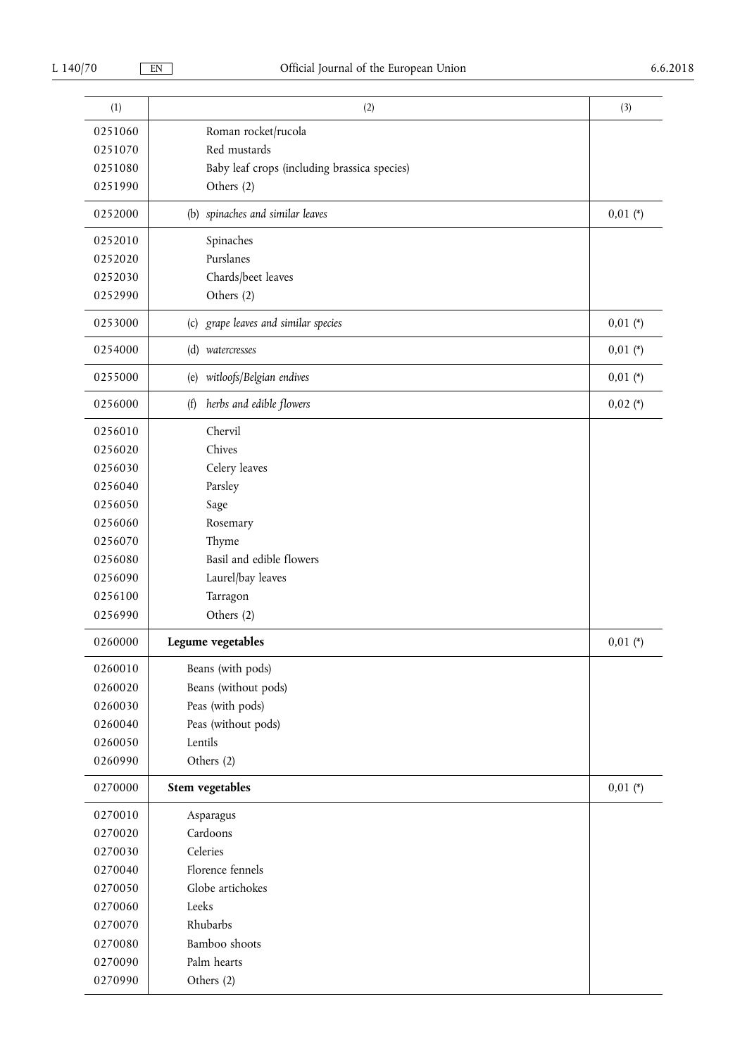| (1) | (2) | (3) |
|---|---|---|
| 0251060 | Roman rocket/rucola | |
| 0251070 | Red mustards | |
| 0251080 | Baby leaf crops (including brassica species) | |
| 0251990 | Others (2) | |
| 0252000 | (b) *spinaches and similar leaves* | 0,01 (*) |
| 0252010 | Spinaches | |
| 0252020 | Purslanes | |
| 0252030 | Chards/beet leaves | |
| 0252990 | Others (2) | |
| 0253000 | (c) *grape leaves and similar species* | 0,01 (*) |
| 0254000 | (d) *watercresses* | 0,01 (*) |
| 0255000 | (e) *witloofs/Belgian endives* | 0,01 (*) |
| 0256000 | (f) *herbs and edible flowers* | 0,02 (*) |
| 0256010 | Chervil | |
| 0256020 | Chives | |
| 0256030 | Celery leaves | |
| 0256040 | Parsley | |
| 0256050 | Sage | |
| 0256060 | Rosemary | |
| 0256070 | Thyme | |
| 0256080 | Basil and edible flowers | |
| 0256090 | Laurel/bay leaves | |
| 0256100 | Tarragon | |
| 0256990 | Others (2) | |
| 0260000 | **Legume vegetables** | 0,01 (*) |
| 0260010 | Beans (with pods) | |
| 0260020 | Beans (without pods) | |
| 0260030 | Peas (with pods) | |
| 0260040 | Peas (without pods) | |
| 0260050 | Lentils | |
| 0260990 | Others (2) | |
| 0270000 | **Stem vegetables** | 0,01 (*) |
| 0270010 | Asparagus | |
| 0270020 | Cardoons | |
| 0270030 | Celeries | |
| 0270040 | Florence fennels | |
| 0270050 | Globe artichokes | |
| 0270060 | Leeks | |
| 0270070 | Rhubarbs | |
| 0270080 | Bamboo shoots | |
| 0270090 | Palm hearts | |
| 0270990 | Others (2) | |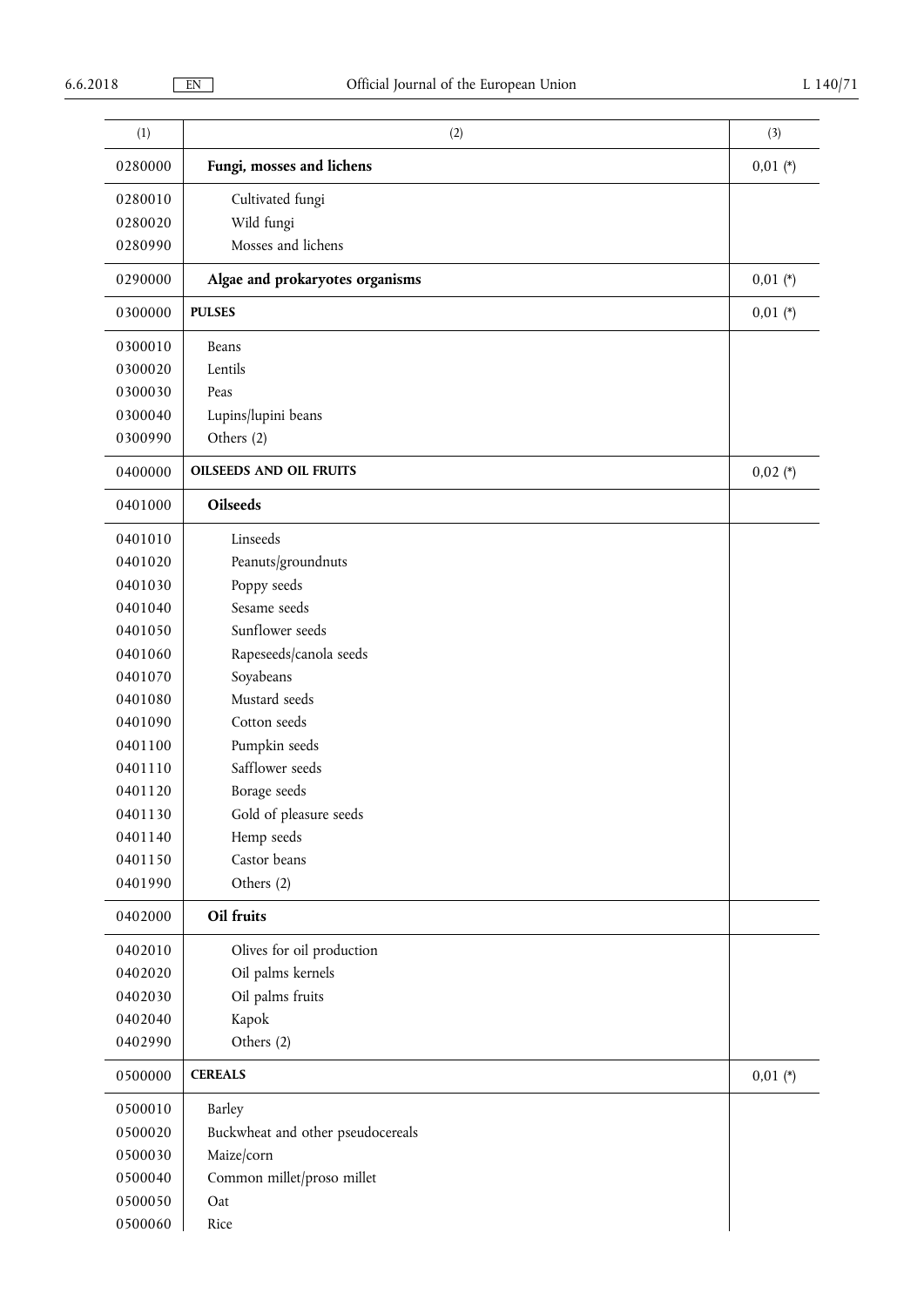| (1) | (2) | (3) |
|---|---|---|
| 0280000 | **Fungi, mosses and lichens** | 0,01 (*) |
| 0280010 | Cultivated fungi | |
| 0280020 | Wild fungi | |
| 0280990 | Mosses and lichens | |
| 0290000 | **Algae and prokaryotes organisms** | 0,01 (*) |
| 0300000 | **PULSES** | 0,01 (*) |
| 0300010 | Beans | |
| 0300020 | Lentils | |
| 0300030 | Peas | |
| 0300040 | Lupins/lupini beans | |
| 0300990 | Others (2) | |
| 0400000 | **OILSEEDS AND OIL FRUITS** | 0,02 (*) |
| 0401000 | **Oilseeds** | |
| 0401010 | Linseeds | |
| 0401020 | Peanuts/groundnuts | |
| 0401030 | Poppy seeds | |
| 0401040 | Sesame seeds | |
| 0401050 | Sunflower seeds | |
| 0401060 | Rapeseeds/canola seeds | |
| 0401070 | Soyabeans | |
| 0401080 | Mustard seeds | |
| 0401090 | Cotton seeds | |
| 0401100 | Pumpkin seeds | |
| 0401110 | Safflower seeds | |
| 0401120 | Borage seeds | |
| 0401130 | Gold of pleasure seeds | |
| 0401140 | Hemp seeds | |
| 0401150 | Castor beans | |
| 0401990 | Others (2) | |
| 0402000 | **Oil fruits** | |
| 0402010 | Olives for oil production | |
| 0402020 | Oil palms kernels | |
| 0402030 | Oil palms fruits | |
| 0402040 | Kapok | |
| 0402990 | Others (2) | |
| 0500000 | **CEREALS** | 0,01 (*) |
| 0500010 | Barley | |
| 0500020 | Buckwheat and other pseudocereals | |
| 0500030 | Maize/corn | |
| 0500040 | Common millet/proso millet | |
| 0500050 | Oat | |
| 0500060 | Rice | |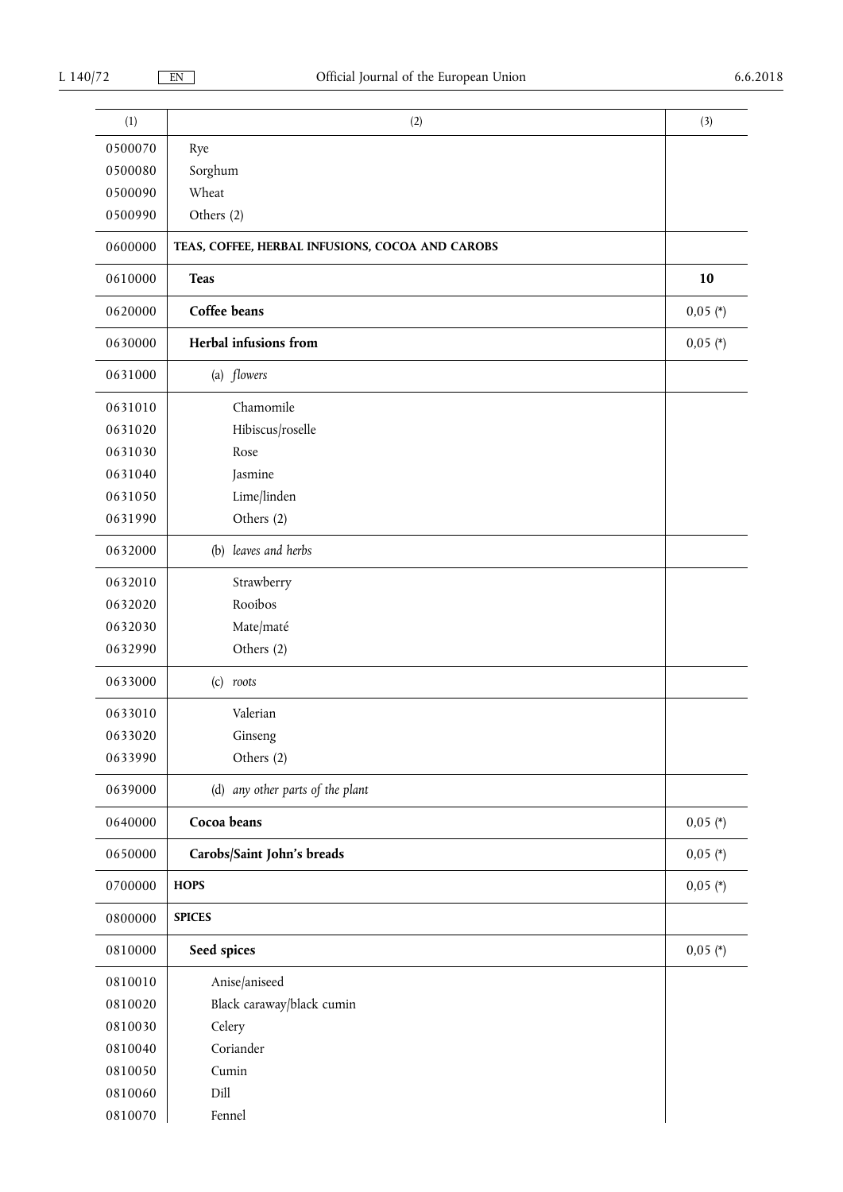| (1) | (2) | (3) |
|---|---|---|
| 0500070 | Rye | |
| 0500080 | Sorghum | |
| 0500090 | Wheat | |
| 0500990 | Others (2) | |
| 0600000 | **TEAS, COFFEE, HERBAL INFUSIONS, COCOA AND CAROBS** | |
| 0610000 | **Teas** | **10** |
| 0620000 | **Coffee beans** | 0,05 (*) |
| 0630000 | **Herbal infusions from** | 0,05 (*) |
| 0631000 | (a) *flowers* | |
| 0631010 | Chamomile | |
| 0631020 | Hibiscus/roselle | |
| 0631030 | Rose | |
| 0631040 | Jasmine | |
| 0631050 | Lime/linden | |
| 0631990 | Others (2) | |
| 0632000 | (b) *leaves and herbs* | |
| 0632010 | Strawberry | |
| 0632020 | Rooibos | |
| 0632030 | Mate/maté | |
| 0632990 | Others (2) | |
| 0633000 | (c) *roots* | |
| 0633010 | Valerian | |
| 0633020 | Ginseng | |
| 0633990 | Others (2) | |
| 0639000 | (d) *any other parts of the plant* | |
| 0640000 | **Cocoa beans** | 0,05 (*) |
| 0650000 | **Carobs/Saint John's breads** | 0,05 (*) |
| 0700000 | **HOPS** | 0,05 (*) |
| 0800000 | **SPICES** | |
| 0810000 | **Seed spices** | 0,05 (*) |
| 0810010 | Anise/aniseed | |
| 0810020 | Black caraway/black cumin | |
| 0810030 | Celery | |
| 0810040 | Coriander | |
| 0810050 | Cumin | |
| 0810060 | Dill | |
| 0810070 | Fennel | |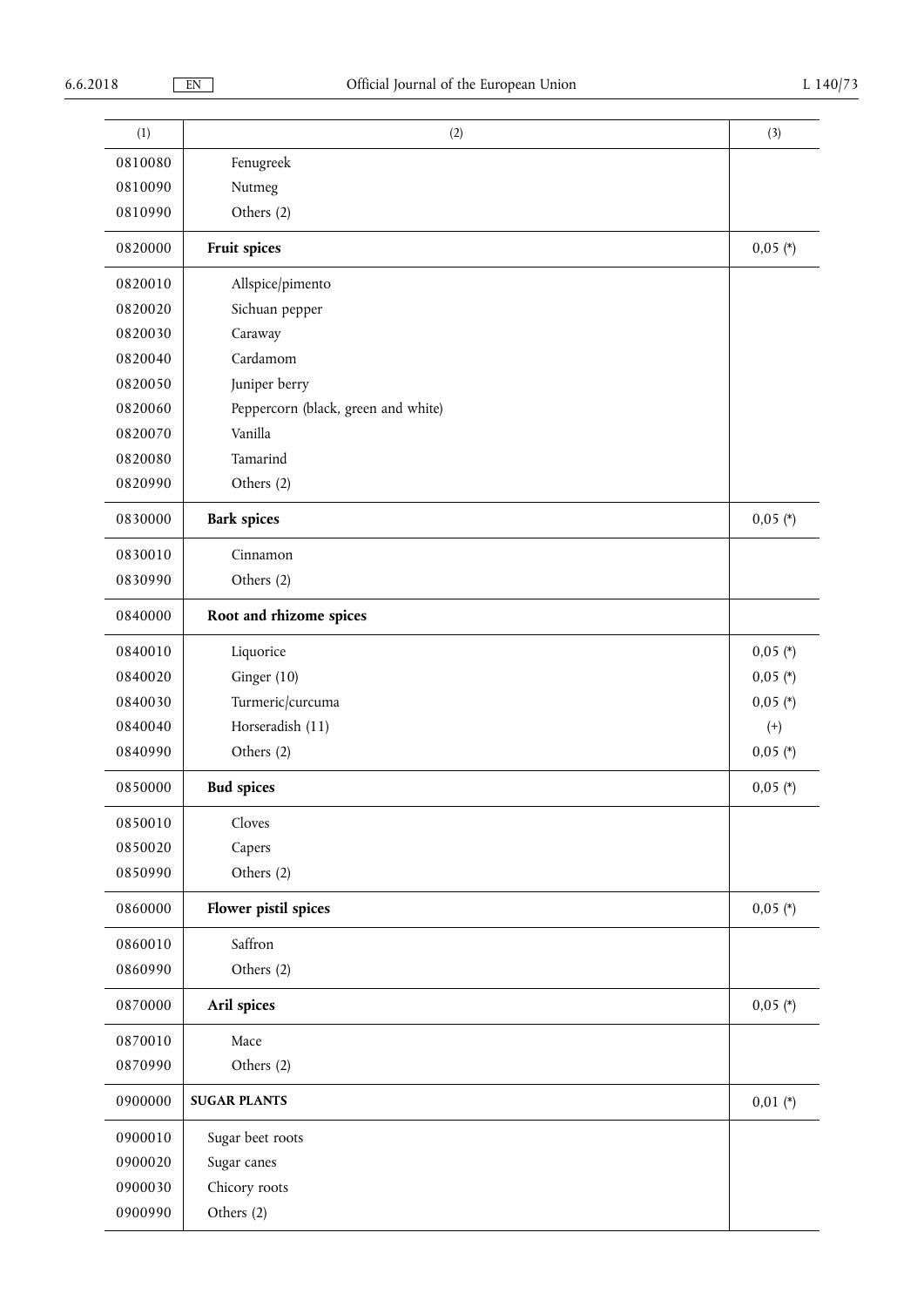| (1) | (2) | (3) |
|---|---|---|
| 0810080 | Fenugreek | |
| 0810090 | Nutmeg | |
| 0810990 | Others (2) | |
| 0820000 | **Fruit spices** | 0,05 (*) |
| 0820010 | Allspice/pimento | |
| 0820020 | Sichuan pepper | |
| 0820030 | Caraway | |
| 0820040 | Cardamom | |
| 0820050 | Juniper berry | |
| 0820060 | Peppercorn (black, green and white) | |
| 0820070 | Vanilla | |
| 0820080 | Tamarind | |
| 0820990 | Others (2) | |
| 0830000 | **Bark spices** | 0,05 (*) |
| 0830010 | Cinnamon | |
| 0830990 | Others (2) | |
| 0840000 | **Root and rhizome spices** | |
| 0840010 | Liquorice | 0,05 (*) |
| 0840020 | Ginger (10) | 0,05 (*) |
| 0840030 | Turmeric/curcuma | 0,05 (*) |
| 0840040 | Horseradish (11) | (+) |
| 0840990 | Others (2) | 0,05 (*) |
| 0850000 | **Bud spices** | 0,05 (*) |
| 0850010 | Cloves | |
| 0850020 | Capers | |
| 0850990 | Others (2) | |
| 0860000 | **Flower pistil spices** | 0,05 (*) |
| 0860010 | Saffron | |
| 0860990 | Others (2) | |
| 0870000 | **Aril spices** | 0,05 (*) |
| 0870010 | Mace | |
| 0870990 | Others (2) | |
| 0900000 | **SUGAR PLANTS** | 0,01 (*) |
| 0900010 | Sugar beet roots | |
| 0900020 | Sugar canes | |
| 0900030 | Chicory roots | |
| 0900990 | Others (2) | |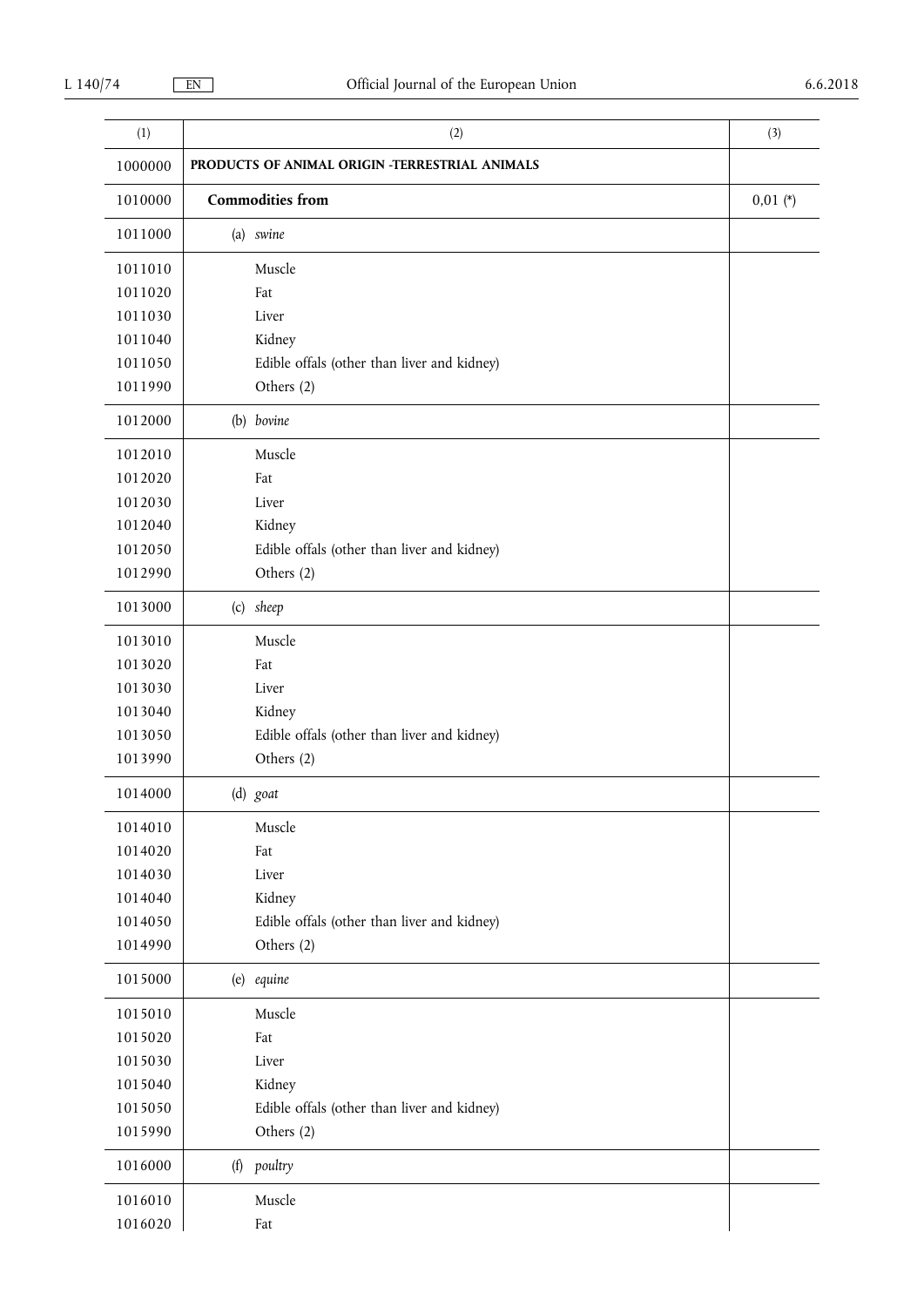| (1) | (2) | (3) |
|---|---|---|
| 1000000 | **PRODUCTS OF ANIMAL ORIGIN -TERRESTRIAL ANIMALS** | |
| 1010000 | **Commodities from** | 0,01 (*) |
| 1011000 | (a) *swine* | |
| 1011010 | Muscle | |
| 1011020 | Fat | |
| 1011030 | Liver | |
| 1011040 | Kidney | |
| 1011050 | Edible offals (other than liver and kidney) | |
| 1011990 | Others (2) | |
| 1012000 | (b) *bovine* | |
| 1012010 | Muscle | |
| 1012020 | Fat | |
| 1012030 | Liver | |
| 1012040 | Kidney | |
| 1012050 | Edible offals (other than liver and kidney) | |
| 1012990 | Others (2) | |
| 1013000 | (c) *sheep* | |
| 1013010 | Muscle | |
| 1013020 | Fat | |
| 1013030 | Liver | |
| 1013040 | Kidney | |
| 1013050 | Edible offals (other than liver and kidney) | |
| 1013990 | Others (2) | |
| 1014000 | (d) *goat* | |
| 1014010 | Muscle | |
| 1014020 | Fat | |
| 1014030 | Liver | |
| 1014040 | Kidney | |
| 1014050 | Edible offals (other than liver and kidney) | |
| 1014990 | Others (2) | |
| 1015000 | (e) *equine* | |
| 1015010 | Muscle | |
| 1015020 | Fat | |
| 1015030 | Liver | |
| 1015040 | Kidney | |
| 1015050 | Edible offals (other than liver and kidney) | |
| 1015990 | Others (2) | |
| 1016000 | (f) *poultry* | |
| 1016010 | Muscle | |
| 1016020 | Fat | |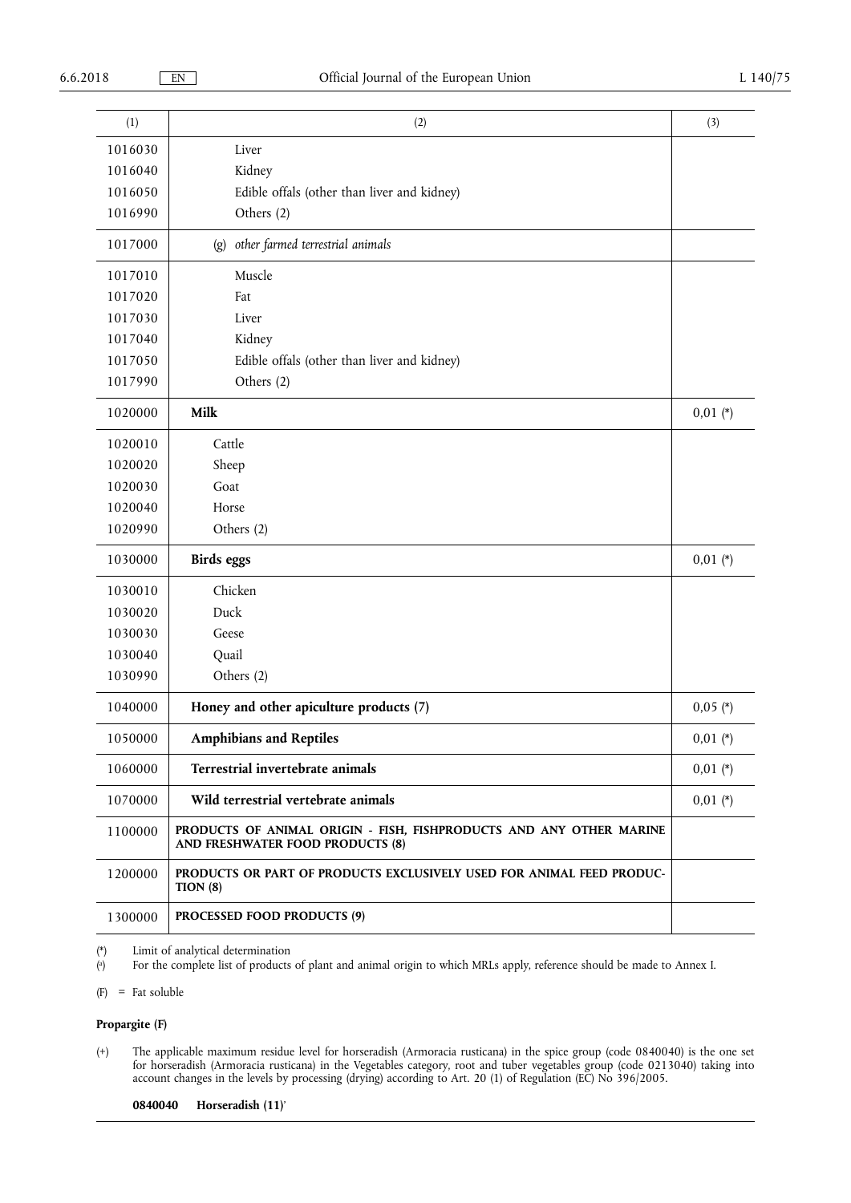| (1) | (2) | (3) |
|---|---|---|
| 1016030 | Liver | |
| 1016040 | Kidney | |
| 1016050 | Edible offals (other than liver and kidney) | |
| 1016990 | Others (2) | |
| 1017000 | (g) *other farmed terrestrial animals* | |
| 1017010 | Muscle | |
| 1017020 | Fat | |
| 1017030 | Liver | |
| 1017040 | Kidney | |
| 1017050 | Edible offals (other than liver and kidney) | |
| 1017990 | Others (2) | |
| 1020000 | **Milk** | 0,01 (*) |
| 1020010 | Cattle | |
| 1020020 | Sheep | |
| 1020030 | Goat | |
| 1020040 | Horse | |
| 1020990 | Others (2) | |
| 1030000 | **Birds eggs** | 0,01 (*) |
| 1030010 | Chicken | |
| 1030020 | Duck | |
| 1030030 | Geese | |
| 1030040 | Quail | |
| 1030990 | Others (2) | |
| 1040000 | **Honey and other apiculture products (7)** | 0,05 (*) |
| 1050000 | **Amphibians and Reptiles** | 0,01 (*) |
| 1060000 | **Terrestrial invertebrate animals** | 0,01 (*) |
| 1070000 | **Wild terrestrial vertebrate animals** | 0,01 (*) |
| 1100000 | **PRODUCTS OF ANIMAL ORIGIN - FISH, FISHPRODUCTS AND ANY OTHER MARINE AND FRESHWATER FOOD PRODUCTS (8)** | |
| 1200000 | **PRODUCTS OR PART OF PRODUCTS EXCLUSIVELY USED FOR ANIMAL FEED PRODUCTION (8)** | |
| 1300000 | **PROCESSED FOOD PRODUCTS (9)** | |

(*) Limit of analytical determination

(a) For the complete list of products of plant and animal origin to which MRLs apply, reference should be made to Annex I.

(F) = Fat soluble

**Propargite (F)**

(+) The applicable maximum residue level for horseradish (Armoracia rusticana) in the spice group (code 0840040) is the one set for horseradish (Armoracia rusticana) in the Vegetables category, root and tuber vegetables group (code 0213040) taking into account changes in the levels by processing (drying) according to Art. 20 (1) of Regulation (EC) No 396/2005.

**0840040 Horseradish (11)**'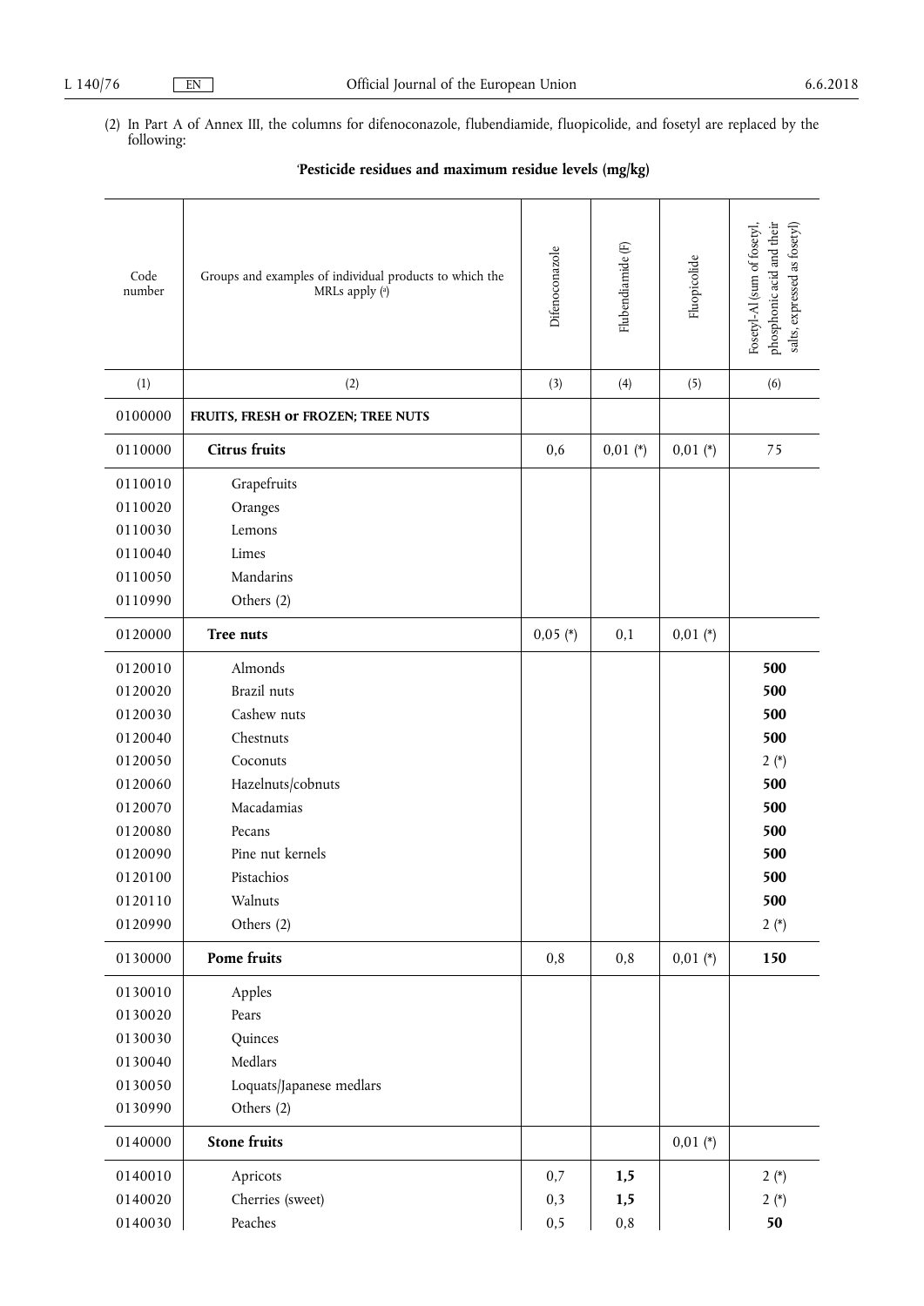(2) In Part A of Annex III, the columns for difenoconazole, flubendiamide, fluopicolide, and fosetyl are replaced by the following:

'**Pesticide residues and maximum residue levels (mg/kg)**

| Code number | Groups and examples of individual products to which the MRLs apply ([a]) | Difenoconazole | Flubendiamide (F) | Fluopicolide | Fosetyl-Al (sum of fosetyl, phosphonic acid and their salts, expressed as fosetyl) |
|---|---|---|---|---|---|
| (1) | (2) | (3) | (4) | (5) | (6) |
| 0100000 | **FRUITS, FRESH or FROZEN; TREE NUTS** | | | | |
| 0110000 | **Citrus fruits** | 0,6 | 0,01 (*) | 0,01 (*) | 75 |
| 0110010 | Grapefruits | | | | |
| 0110020 | Oranges | | | | |
| 0110030 | Lemons | | | | |
| 0110040 | Limes | | | | |
| 0110050 | Mandarins | | | | |
| 0110990 | Others (2) | | | | |
| 0120000 | **Tree nuts** | 0,05 (*) | 0,1 | 0,01 (*) | |
| 0120010 | Almonds | | | | **500** |
| 0120020 | Brazil nuts | | | | **500** |
| 0120030 | Cashew nuts | | | | **500** |
| 0120040 | Chestnuts | | | | **500** |
| 0120050 | Coconuts | | | | 2 (*) |
| 0120060 | Hazelnuts/cobnuts | | | | **500** |
| 0120070 | Macadamias | | | | **500** |
| 0120080 | Pecans | | | | **500** |
| 0120090 | Pine nut kernels | | | | **500** |
| 0120100 | Pistachios | | | | **500** |
| 0120110 | Walnuts | | | | **500** |
| 0120990 | Others (2) | | | | 2 (*) |
| 0130000 | **Pome fruits** | 0,8 | 0,8 | 0,01 (*) | **150** |
| 0130010 | Apples | | | | |
| 0130020 | Pears | | | | |
| 0130030 | Quinces | | | | |
| 0130040 | Medlars | | | | |
| 0130050 | Loquats/Japanese medlars | | | | |
| 0130990 | Others (2) | | | | |
| 0140000 | **Stone fruits** | | | 0,01 (*) | |
| 0140010 | Apricots | 0,7 | **1,5** | | 2 (*) |
| 0140020 | Cherries (sweet) | 0,3 | **1,5** | | 2 (*) |
| 0140030 | Peaches | 0,5 | 0,8 | | **50** |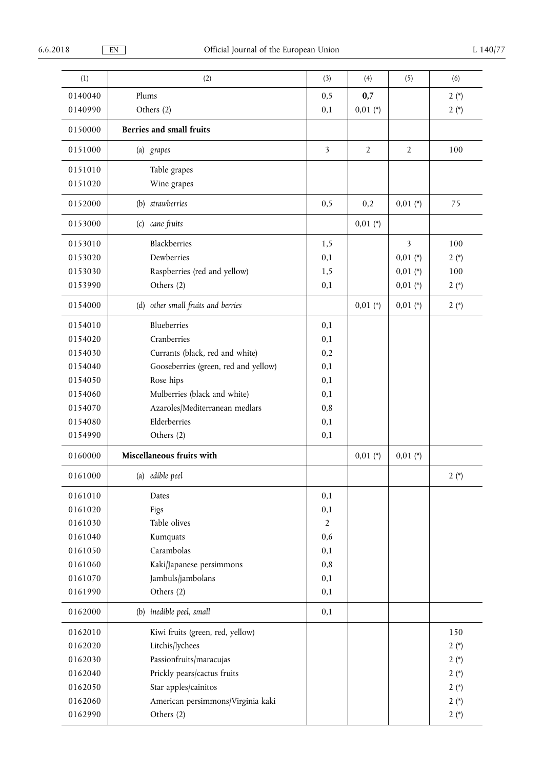| (1) | (2) | (3) | (4) | (5) | (6) |
|---|---|---|---|---|---|
| 0140040 | Plums | 0,5 | **0,7** | | 2 (*) |
| 0140990 | Others (2) | 0,1 | 0,01 (*) | | 2 (*) |
| 0150000 | **Berries and small fruits** | | | | |
| 0151000 | (a) *grapes* | 3 | 2 | 2 | 100 |
| 0151010 | Table grapes | | | | |
| 0151020 | Wine grapes | | | | |
| 0152000 | (b) *strawberries* | 0,5 | 0,2 | 0,01 (*) | 75 |
| 0153000 | (c) *cane fruits* | | 0,01 (*) | | |
| 0153010 | Blackberries | 1,5 | | 3 | 100 |
| 0153020 | Dewberries | 0,1 | | 0,01 (*) | 2 (*) |
| 0153030 | Raspberries (red and yellow) | 1,5 | | 0,01 (*) | 100 |
| 0153990 | Others (2) | 0,1 | | 0,01 (*) | 2 (*) |
| 0154000 | (d) *other small fruits and berries* | | 0,01 (*) | 0,01 (*) | 2 (*) |
| 0154010 | Blueberries | 0,1 | | | |
| 0154020 | Cranberries | 0,1 | | | |
| 0154030 | Currants (black, red and white) | 0,2 | | | |
| 0154040 | Gooseberries (green, red and yellow) | 0,1 | | | |
| 0154050 | Rose hips | 0,1 | | | |
| 0154060 | Mulberries (black and white) | 0,1 | | | |
| 0154070 | Azaroles/Mediterranean medlars | 0,8 | | | |
| 0154080 | Elderberries | 0,1 | | | |
| 0154990 | Others (2) | 0,1 | | | |
| 0160000 | **Miscellaneous fruits with** | | 0,01 (*) | 0,01 (*) | |
| 0161000 | (a) *edible peel* | | | | 2 (*) |
| 0161010 | Dates | 0,1 | | | |
| 0161020 | Figs | 0,1 | | | |
| 0161030 | Table olives | 2 | | | |
| 0161040 | Kumquats | 0,6 | | | |
| 0161050 | Carambolas | 0,1 | | | |
| 0161060 | Kaki/Japanese persimmons | 0,8 | | | |
| 0161070 | Jambuls/jambolans | 0,1 | | | |
| 0161990 | Others (2) | 0,1 | | | |
| 0162000 | (b) *inedible peel, small* | 0,1 | | | |
| 0162010 | Kiwi fruits (green, red, yellow) | | | | 150 |
| 0162020 | Litchis/lychees | | | | 2 (*) |
| 0162030 | Passionfruits/maracujas | | | | 2 (*) |
| 0162040 | Prickly pears/cactus fruits | | | | 2 (*) |
| 0162050 | Star apples/cainitos | | | | 2 (*) |
| 0162060 | American persimmons/Virginia kaki | | | | 2 (*) |
| 0162990 | Others (2) | | | | 2 (*) |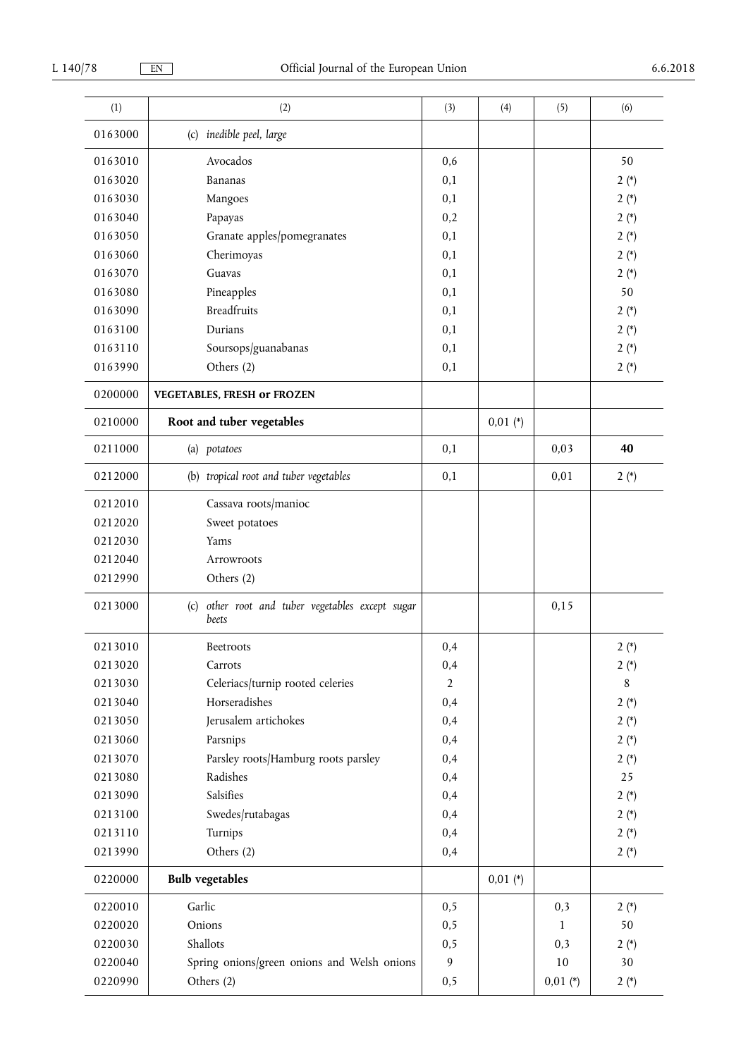| (1) | (2) | (3) | (4) | (5) | (6) |
|---|---|---|---|---|---|
| 0163000 | (c) *inedible peel, large* | | | | |
| 0163010 | Avocados | 0,6 | | | 50 |
| 0163020 | Bananas | 0,1 | | | 2 (*) |
| 0163030 | Mangoes | 0,1 | | | 2 (*) |
| 0163040 | Papayas | 0,2 | | | 2 (*) |
| 0163050 | Granate apples/pomegranates | 0,1 | | | 2 (*) |
| 0163060 | Cherimoyas | 0,1 | | | 2 (*) |
| 0163070 | Guavas | 0,1 | | | 2 (*) |
| 0163080 | Pineapples | 0,1 | | | 50 |
| 0163090 | Breadfruits | 0,1 | | | 2 (*) |
| 0163100 | Durians | 0,1 | | | 2 (*) |
| 0163110 | Soursops/guanabanas | 0,1 | | | 2 (*) |
| 0163990 | Others (2) | 0,1 | | | 2 (*) |
| 0200000 | **VEGETABLES, FRESH or FROZEN** | | | | |
| 0210000 | **Root and tuber vegetables** | | 0,01 (*) | | |
| 0211000 | (a) *potatoes* | 0,1 | | 0,03 | **40** |
| 0212000 | (b) *tropical root and tuber vegetables* | 0,1 | | 0,01 | 2 (*) |
| 0212010 | Cassava roots/manioc | | | | |
| 0212020 | Sweet potatoes | | | | |
| 0212030 | Yams | | | | |
| 0212040 | Arrowroots | | | | |
| 0212990 | Others (2) | | | | |
| 0213000 | (c) *other root and tuber vegetables except sugar beets* | | | 0,15 | |
| 0213010 | Beetroots | 0,4 | | | 2 (*) |
| 0213020 | Carrots | 0,4 | | | 2 (*) |
| 0213030 | Celeriacs/turnip rooted celeries | 2 | | | 8 |
| 0213040 | Horseradishes | 0,4 | | | 2 (*) |
| 0213050 | Jerusalem artichokes | 0,4 | | | 2 (*) |
| 0213060 | Parsnips | 0,4 | | | 2 (*) |
| 0213070 | Parsley roots/Hamburg roots parsley | 0,4 | | | 2 (*) |
| 0213080 | Radishes | 0,4 | | | 25 |
| 0213090 | Salsifies | 0,4 | | | 2 (*) |
| 0213100 | Swedes/rutabagas | 0,4 | | | 2 (*) |
| 0213110 | Turnips | 0,4 | | | 2 (*) |
| 0213990 | Others (2) | 0,4 | | | 2 (*) |
| 0220000 | **Bulb vegetables** | | 0,01 (*) | | |
| 0220010 | Garlic | 0,5 | | 0,3 | 2 (*) |
| 0220020 | Onions | 0,5 | | 1 | 50 |
| 0220030 | Shallots | 0,5 | | 0,3 | 2 (*) |
| 0220040 | Spring onions/green onions and Welsh onions | 9 | | 10 | 30 |
| 0220990 | Others (2) | 0,5 | | 0,01 (*) | 2 (*) |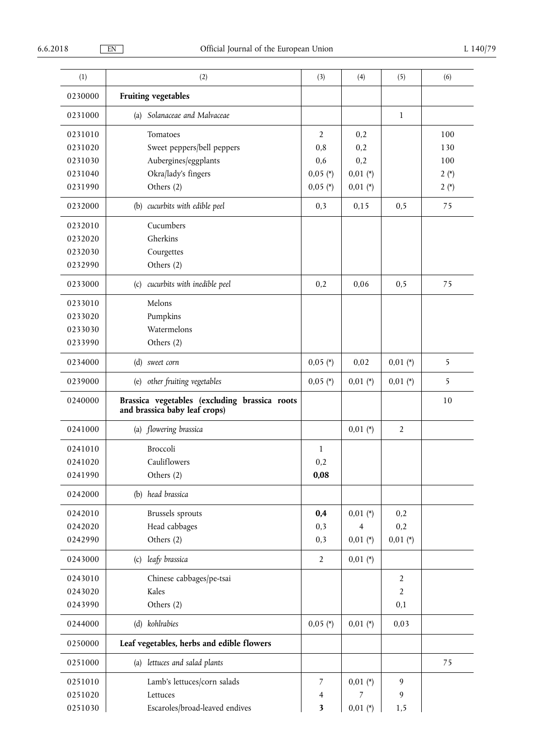| (1) | (2) | (3) | (4) | (5) | (6) |
|---|---|---|---|---|---|
| 0230000 | **Fruiting vegetables** | | | | |
| 0231000 | (a) *Solanaceae and Malvaceae* | | | 1 | |
| 0231010 | Tomatoes | 2 | 0,2 | | 100 |
| 0231020 | Sweet peppers/bell peppers | 0,8 | 0,2 | | 130 |
| 0231030 | Aubergines/eggplants | 0,6 | 0,2 | | 100 |
| 0231040 | Okra/lady's fingers | 0,05 (*) | 0,01 (*) | | 2 (*) |
| 0231990 | Others (2) | 0,05 (*) | 0,01 (*) | | 2 (*) |
| 0232000 | (b) *cucurbits with edible peel* | 0,3 | 0,15 | 0,5 | 75 |
| 0232010 | Cucumbers | | | | |
| 0232020 | Gherkins | | | | |
| 0232030 | Courgettes | | | | |
| 0232990 | Others (2) | | | | |
| 0233000 | (c) *cucurbits with inedible peel* | 0,2 | 0,06 | 0,5 | 75 |
| 0233010 | Melons | | | | |
| 0233020 | Pumpkins | | | | |
| 0233030 | Watermelons | | | | |
| 0233990 | Others (2) | | | | |
| 0234000 | (d) *sweet corn* | 0,05 (*) | 0,02 | 0,01 (*) | 5 |
| 0239000 | (e) *other fruiting vegetables* | 0,05 (*) | 0,01 (*) | 0,01 (*) | 5 |
| 0240000 | **Brassica vegetables (excluding brassica roots and brassica baby leaf crops)** | | | | 10 |
| 0241000 | (a) *flowering brassica* | | 0,01 (*) | 2 | |
| 0241010 | Broccoli | 1 | | | |
| 0241020 | Cauliflowers | 0,2 | | | |
| 0241990 | Others (2) | **0,08** | | | |
| 0242000 | (b) *head brassica* | | | | |
| 0242010 | Brussels sprouts | **0,4** | 0,01 (*) | 0,2 | |
| 0242020 | Head cabbages | 0,3 | 4 | 0,2 | |
| 0242990 | Others (2) | 0,3 | 0,01 (*) | 0,01 (*) | |
| 0243000 | (c) *leafy brassica* | 2 | 0,01 (*) | | |
| 0243010 | Chinese cabbages/pe-tsai | | | 2 | |
| 0243020 | Kales | | | 2 | |
| 0243990 | Others (2) | | | 0,1 | |
| 0244000 | (d) *kohlrabies* | 0,05 (*) | 0,01 (*) | 0,03 | |
| 0250000 | **Leaf vegetables, herbs and edible flowers** | | | | |
| 0251000 | (a) *lettuces and salad plants* | | | | 75 |
| 0251010 | Lamb's lettuces/corn salads | 7 | 0,01 (*) | 9 | |
| 0251020 | Lettuces | 4 | 7 | 9 | |
| 0251030 | Escaroles/broad-leaved endives | **3** | 0,01 (*) | 1,5 | |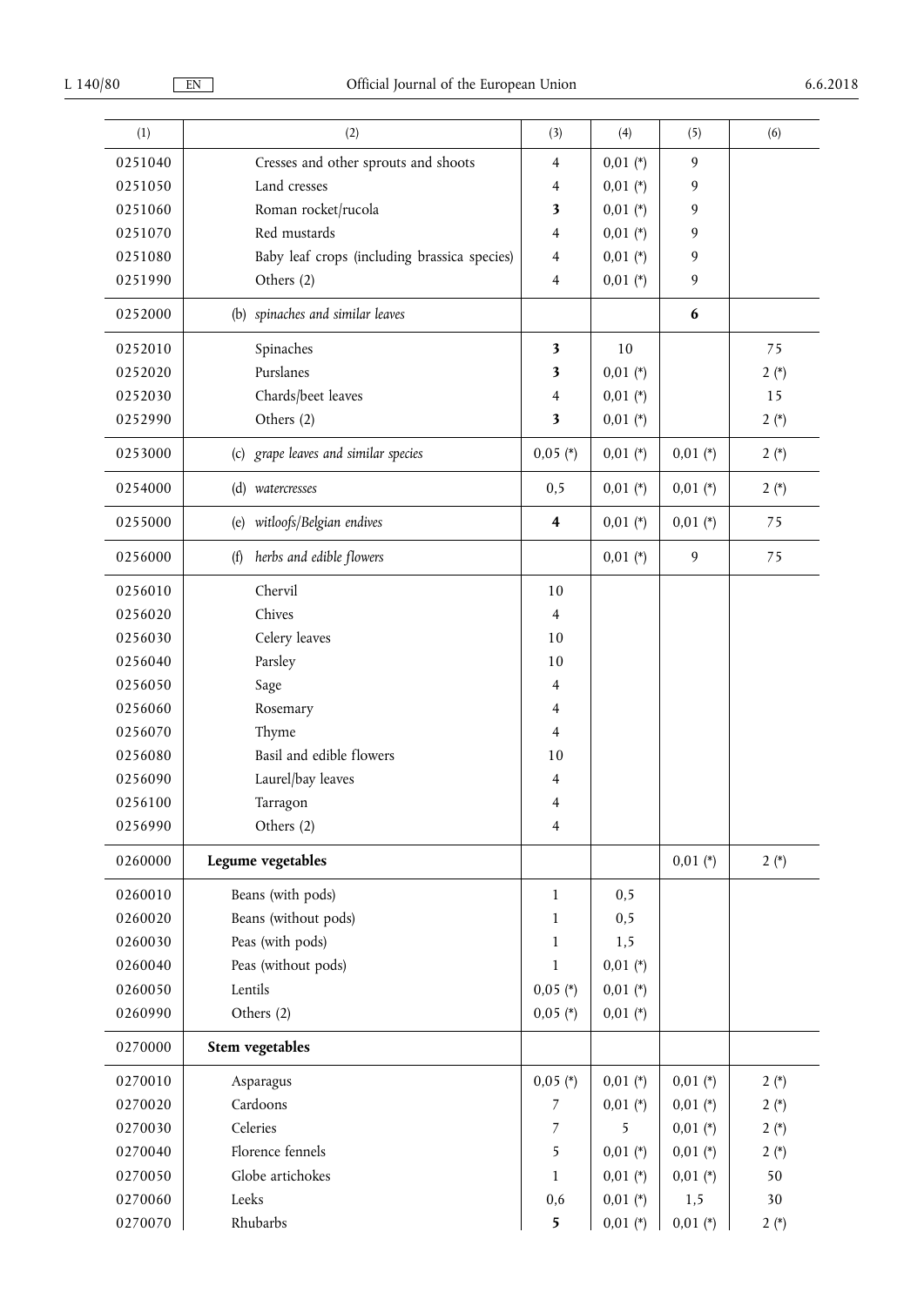| (1) | (2) | (3) | (4) | (5) | (6) |
|---|---|---|---|---|---|
| 0251040 | Cresses and other sprouts and shoots | 4 | 0,01 (*) | 9 | |
| 0251050 | Land cresses | 4 | 0,01 (*) | 9 | |
| 0251060 | Roman rocket/rucola | **3** | 0,01 (*) | 9 | |
| 0251070 | Red mustards | 4 | 0,01 (*) | 9 | |
| 0251080 | Baby leaf crops (including brassica species) | 4 | 0,01 (*) | 9 | |
| 0251990 | Others (2) | 4 | 0,01 (*) | 9 | |
| 0252000 | (b) *spinaches and similar leaves* | | | **6** | |
| 0252010 | Spinaches | **3** | 10 | | 75 |
| 0252020 | Purslanes | **3** | 0,01 (*) | | 2 (*) |
| 0252030 | Chards/beet leaves | 4 | 0,01 (*) | | 15 |
| 0252990 | Others (2) | **3** | 0,01 (*) | | 2 (*) |
| 0253000 | (c) *grape leaves and similar species* | 0,05 (*) | 0,01 (*) | 0,01 (*) | 2 (*) |
| 0254000 | (d) *watercresses* | 0,5 | 0,01 (*) | 0,01 (*) | 2 (*) |
| 0255000 | (e) *witloofs/Belgian endives* | **4** | 0,01 (*) | 0,01 (*) | 75 |
| 0256000 | (f) *herbs and edible flowers* | | 0,01 (*) | 9 | 75 |
| 0256010 | Chervil | 10 | | | |
| 0256020 | Chives | 4 | | | |
| 0256030 | Celery leaves | 10 | | | |
| 0256040 | Parsley | 10 | | | |
| 0256050 | Sage | 4 | | | |
| 0256060 | Rosemary | 4 | | | |
| 0256070 | Thyme | 4 | | | |
| 0256080 | Basil and edible flowers | 10 | | | |
| 0256090 | Laurel/bay leaves | 4 | | | |
| 0256100 | Tarragon | 4 | | | |
| 0256990 | Others (2) | 4 | | | |
| 0260000 | **Legume vegetables** | | | 0,01 (*) | 2 (*) |
| 0260010 | Beans (with pods) | 1 | 0,5 | | |
| 0260020 | Beans (without pods) | 1 | 0,5 | | |
| 0260030 | Peas (with pods) | 1 | 1,5 | | |
| 0260040 | Peas (without pods) | 1 | 0,01 (*) | | |
| 0260050 | Lentils | 0,05 (*) | 0,01 (*) | | |
| 0260990 | Others (2) | 0,05 (*) | 0,01 (*) | | |
| 0270000 | **Stem vegetables** | | | | |
| 0270010 | Asparagus | 0,05 (*) | 0,01 (*) | 0,01 (*) | 2 (*) |
| 0270020 | Cardoons | 7 | 0,01 (*) | 0,01 (*) | 2 (*) |
| 0270030 | Celeries | 7 | 5 | 0,01 (*) | 2 (*) |
| 0270040 | Florence fennels | 5 | 0,01 (*) | 0,01 (*) | 2 (*) |
| 0270050 | Globe artichokes | 1 | 0,01 (*) | 0,01 (*) | 50 |
| 0270060 | Leeks | 0,6 | 0,01 (*) | 1,5 | 30 |
| 0270070 | Rhubarbs | **5** | 0,01 (*) | 0,01 (*) | 2 (*) |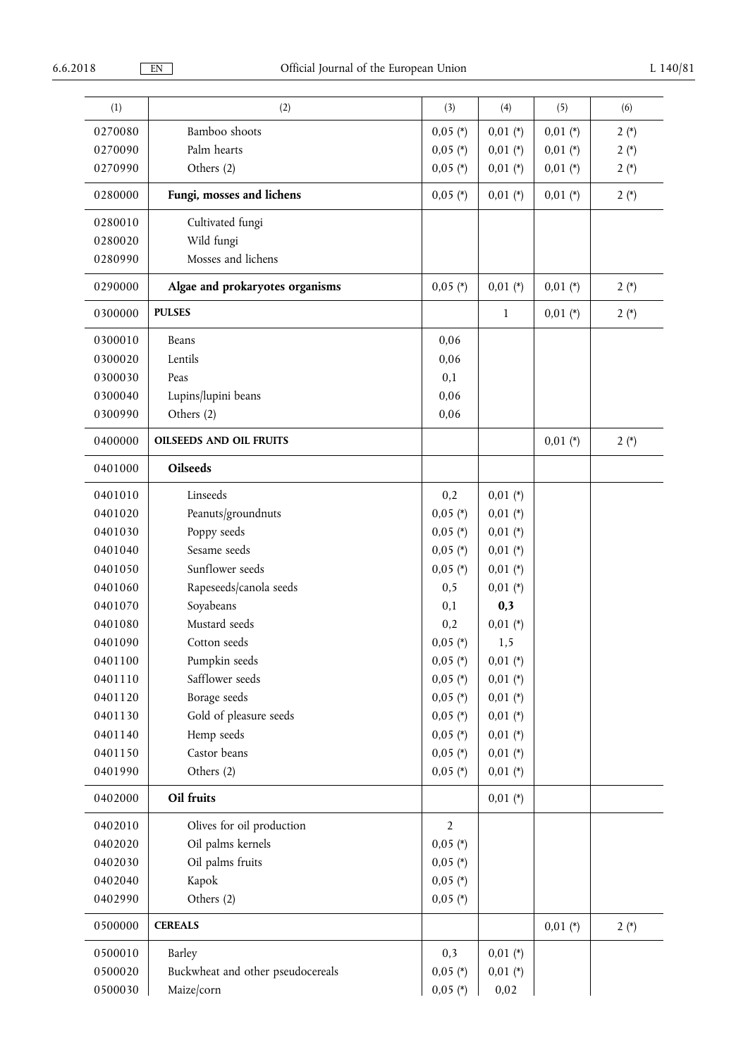| (1) | (2) | (3) | (4) | (5) | (6) |
|---|---|---|---|---|---|
| 0270080 | Bamboo shoots | 0,05 (*) | 0,01 (*) | 0,01 (*) | 2 (*) |
| 0270090 | Palm hearts | 0,05 (*) | 0,01 (*) | 0,01 (*) | 2 (*) |
| 0270990 | Others (2) | 0,05 (*) | 0,01 (*) | 0,01 (*) | 2 (*) |
| 0280000 | **Fungi, mosses and lichens** | 0,05 (*) | 0,01 (*) | 0,01 (*) | 2 (*) |
| 0280010 | Cultivated fungi | | | | |
| 0280020 | Wild fungi | | | | |
| 0280990 | Mosses and lichens | | | | |
| 0290000 | **Algae and prokaryotes organisms** | 0,05 (*) | 0,01 (*) | 0,01 (*) | 2 (*) |
| 0300000 | **PULSES** | | 1 | 0,01 (*) | 2 (*) |
| 0300010 | Beans | 0,06 | | | |
| 0300020 | Lentils | 0,06 | | | |
| 0300030 | Peas | 0,1 | | | |
| 0300040 | Lupins/lupini beans | 0,06 | | | |
| 0300990 | Others (2) | 0,06 | | | |
| 0400000 | **OILSEEDS AND OIL FRUITS** | | | 0,01 (*) | 2 (*) |
| 0401000 | **Oilseeds** | | | | |
| 0401010 | Linseeds | 0,2 | 0,01 (*) | | |
| 0401020 | Peanuts/groundnuts | 0,05 (*) | 0,01 (*) | | |
| 0401030 | Poppy seeds | 0,05 (*) | 0,01 (*) | | |
| 0401040 | Sesame seeds | 0,05 (*) | 0,01 (*) | | |
| 0401050 | Sunflower seeds | 0,05 (*) | 0,01 (*) | | |
| 0401060 | Rapeseeds/canola seeds | 0,5 | 0,01 (*) | | |
| 0401070 | Soyabeans | 0,1 | **0,3** | | |
| 0401080 | Mustard seeds | 0,2 | 0,01 (*) | | |
| 0401090 | Cotton seeds | 0,05 (*) | 1,5 | | |
| 0401100 | Pumpkin seeds | 0,05 (*) | 0,01 (*) | | |
| 0401110 | Safflower seeds | 0,05 (*) | 0,01 (*) | | |
| 0401120 | Borage seeds | 0,05 (*) | 0,01 (*) | | |
| 0401130 | Gold of pleasure seeds | 0,05 (*) | 0,01 (*) | | |
| 0401140 | Hemp seeds | 0,05 (*) | 0,01 (*) | | |
| 0401150 | Castor beans | 0,05 (*) | 0,01 (*) | | |
| 0401990 | Others (2) | 0,05 (*) | 0,01 (*) | | |
| 0402000 | **Oil fruits** | | 0,01 (*) | | |
| 0402010 | Olives for oil production | 2 | | | |
| 0402020 | Oil palms kernels | 0,05 (*) | | | |
| 0402030 | Oil palms fruits | 0,05 (*) | | | |
| 0402040 | Kapok | 0,05 (*) | | | |
| 0402990 | Others (2) | 0,05 (*) | | | |
| 0500000 | **CEREALS** | | | 0,01 (*) | 2 (*) |
| 0500010 | Barley | 0,3 | 0,01 (*) | | |
| 0500020 | Buckwheat and other pseudocereals | 0,05 (*) | 0,01 (*) | | |
| 0500030 | Maize/corn | 0,05 (*) | 0,02 | | |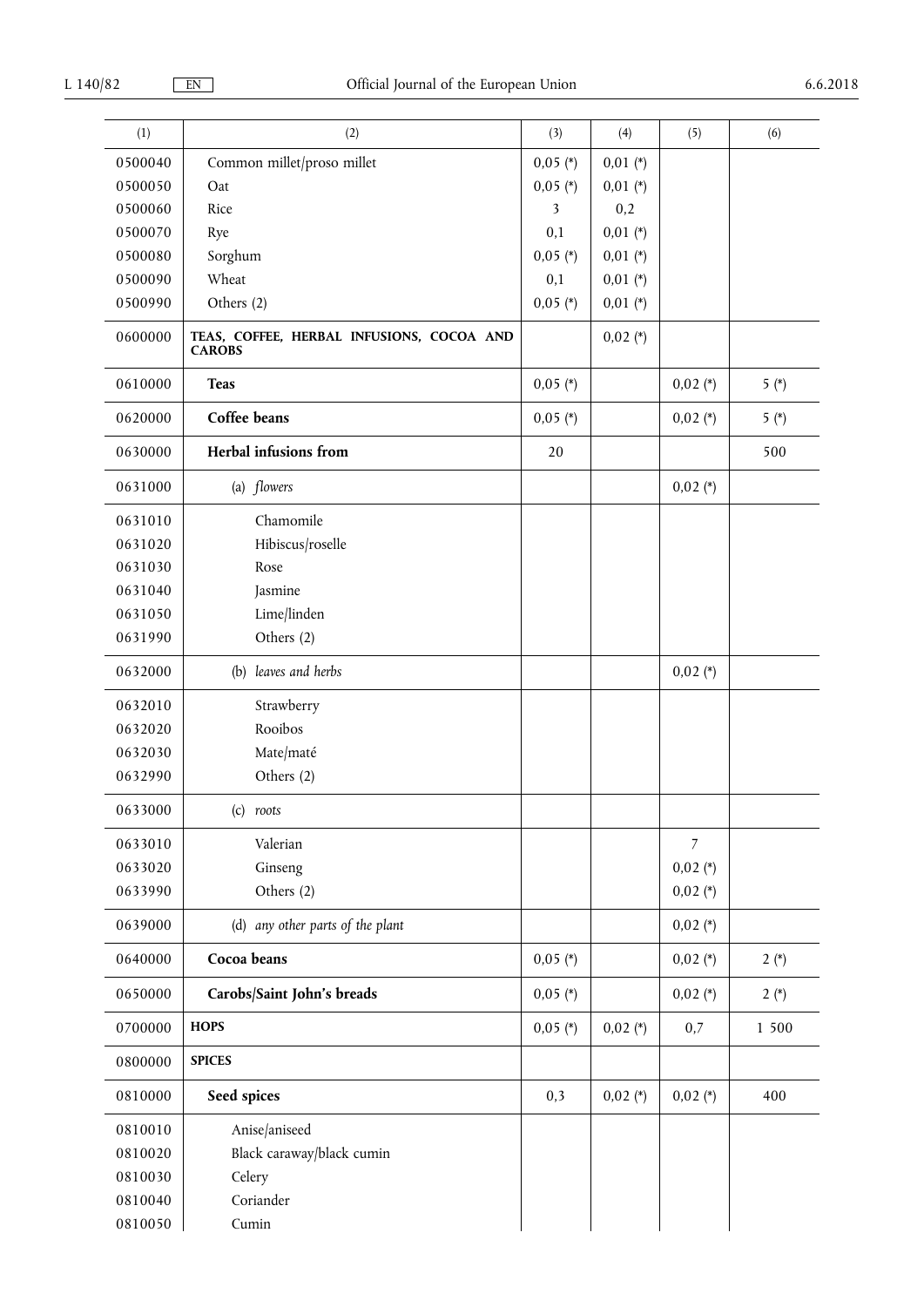| (1) | (2) | (3) | (4) | (5) | (6) |
|---|---|---|---|---|---|
| 0500040 | Common millet/proso millet | 0,05 (*) | 0,01 (*) | | |
| 0500050 | Oat | 0,05 (*) | 0,01 (*) | | |
| 0500060 | Rice | 3 | 0,2 | | |
| 0500070 | Rye | 0,1 | 0,01 (*) | | |
| 0500080 | Sorghum | 0,05 (*) | 0,01 (*) | | |
| 0500090 | Wheat | 0,1 | 0,01 (*) | | |
| 0500990 | Others (2) | 0,05 (*) | 0,01 (*) | | |
| 0600000 | **TEAS, COFFEE, HERBAL INFUSIONS, COCOA AND CAROBS** | | 0,02 (*) | | |
| 0610000 | **Teas** | 0,05 (*) | | 0,02 (*) | 5 (*) |
| 0620000 | **Coffee beans** | 0,05 (*) | | 0,02 (*) | 5 (*) |
| 0630000 | **Herbal infusions from** | 20 | | | 500 |
| 0631000 | (a) *flowers* | | | 0,02 (*) | |
| 0631010 | Chamomile | | | | |
| 0631020 | Hibiscus/roselle | | | | |
| 0631030 | Rose | | | | |
| 0631040 | Jasmine | | | | |
| 0631050 | Lime/linden | | | | |
| 0631990 | Others (2) | | | | |
| 0632000 | (b) *leaves and herbs* | | | 0,02 (*) | |
| 0632010 | Strawberry | | | | |
| 0632020 | Rooibos | | | | |
| 0632030 | Mate/maté | | | | |
| 0632990 | Others (2) | | | | |
| 0633000 | (c) *roots* | | | | |
| 0633010 | Valerian | | | 7 | |
| 0633020 | Ginseng | | | 0,02 (*) | |
| 0633990 | Others (2) | | | 0,02 (*) | |
| 0639000 | (d) *any other parts of the plant* | | | 0,02 (*) | |
| 0640000 | **Cocoa beans** | 0,05 (*) | | 0,02 (*) | 2 (*) |
| 0650000 | **Carobs/Saint John's breads** | 0,05 (*) | | 0,02 (*) | 2 (*) |
| 0700000 | **HOPS** | 0,05 (*) | 0,02 (*) | 0,7 | 1 500 |
| 0800000 | **SPICES** | | | | |
| 0810000 | **Seed spices** | 0,3 | 0,02 (*) | 0,02 (*) | 400 |
| 0810010 | Anise/aniseed | | | | |
| 0810020 | Black caraway/black cumin | | | | |
| 0810030 | Celery | | | | |
| 0810040 | Coriander | | | | |
| 0810050 | Cumin | | | | |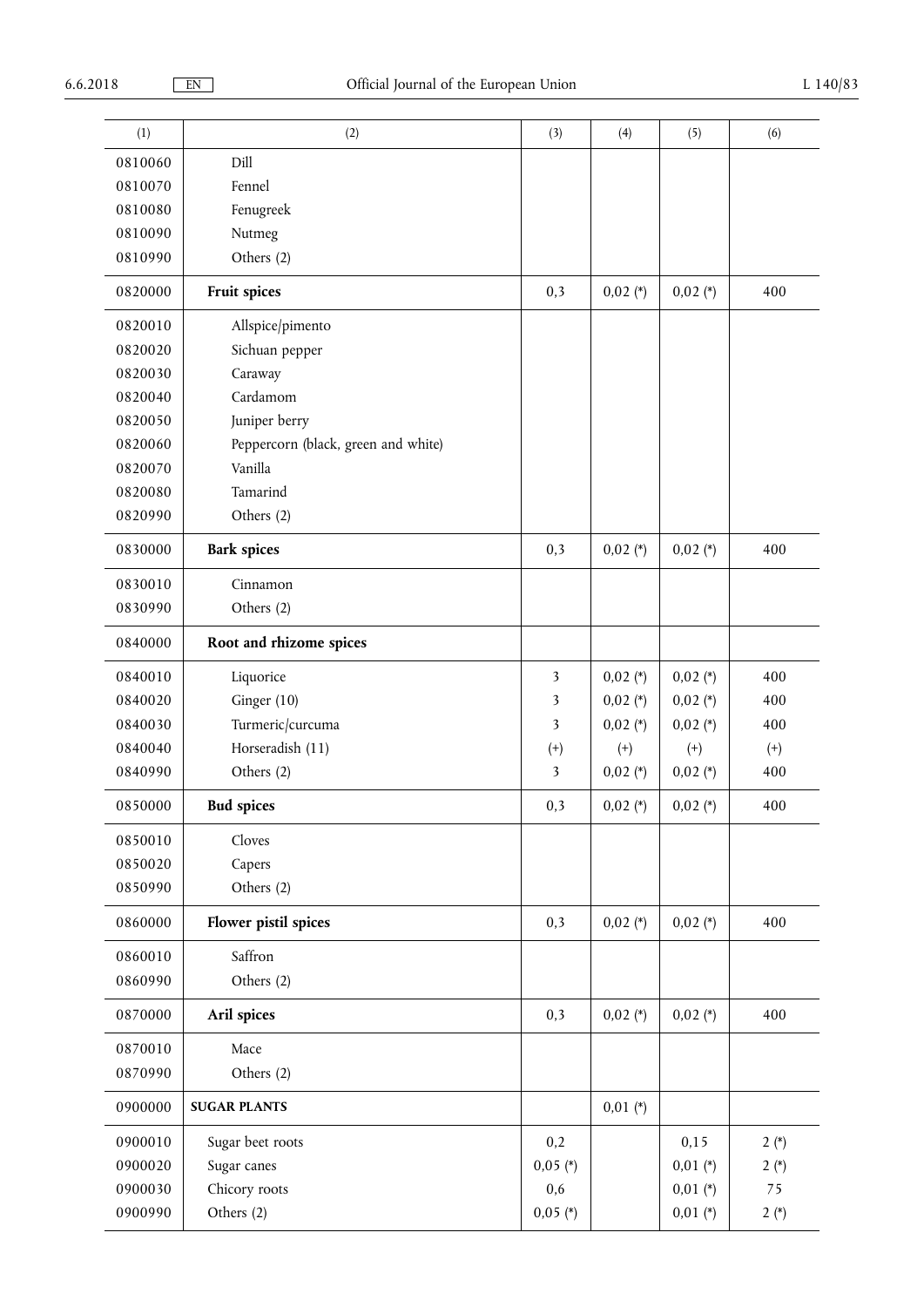| (1) | (2) | (3) | (4) | (5) | (6) |
|---|---|---|---|---|---|
| 0810060 | Dill | | | | |
| 0810070 | Fennel | | | | |
| 0810080 | Fenugreek | | | | |
| 0810090 | Nutmeg | | | | |
| 0810990 | Others (2) | | | | |
| 0820000 | **Fruit spices** | 0,3 | 0,02 (*) | 0,02 (*) | 400 |
| 0820010 | Allspice/pimento | | | | |
| 0820020 | Sichuan pepper | | | | |
| 0820030 | Caraway | | | | |
| 0820040 | Cardamom | | | | |
| 0820050 | Juniper berry | | | | |
| 0820060 | Peppercorn (black, green and white) | | | | |
| 0820070 | Vanilla | | | | |
| 0820080 | Tamarind | | | | |
| 0820990 | Others (2) | | | | |
| 0830000 | **Bark spices** | 0,3 | 0,02 (*) | 0,02 (*) | 400 |
| 0830010 | Cinnamon | | | | |
| 0830990 | Others (2) | | | | |
| 0840000 | **Root and rhizome spices** | | | | |
| 0840010 | Liquorice | 3 | 0,02 (*) | 0,02 (*) | 400 |
| 0840020 | Ginger (10) | 3 | 0,02 (*) | 0,02 (*) | 400 |
| 0840030 | Turmeric/curcuma | 3 | 0,02 (*) | 0,02 (*) | 400 |
| 0840040 | Horseradish (11) | (+) | (+) | (+) | (+) |
| 0840990 | Others (2) | 3 | 0,02 (*) | 0,02 (*) | 400 |
| 0850000 | **Bud spices** | 0,3 | 0,02 (*) | 0,02 (*) | 400 |
| 0850010 | Cloves | | | | |
| 0850020 | Capers | | | | |
| 0850990 | Others (2) | | | | |
| 0860000 | **Flower pistil spices** | 0,3 | 0,02 (*) | 0,02 (*) | 400 |
| 0860010 | Saffron | | | | |
| 0860990 | Others (2) | | | | |
| 0870000 | **Aril spices** | 0,3 | 0,02 (*) | 0,02 (*) | 400 |
| 0870010 | Mace | | | | |
| 0870990 | Others (2) | | | | |
| 0900000 | **SUGAR PLANTS** | | 0,01 (*) | | |
| 0900010 | Sugar beet roots | 0,2 | | 0,15 | 2 (*) |
| 0900020 | Sugar canes | 0,05 (*) | | 0,01 (*) | 2 (*) |
| 0900030 | Chicory roots | 0,6 | | 0,01 (*) | 75 |
| 0900990 | Others (2) | 0,05 (*) | | 0,01 (*) | 2 (*) |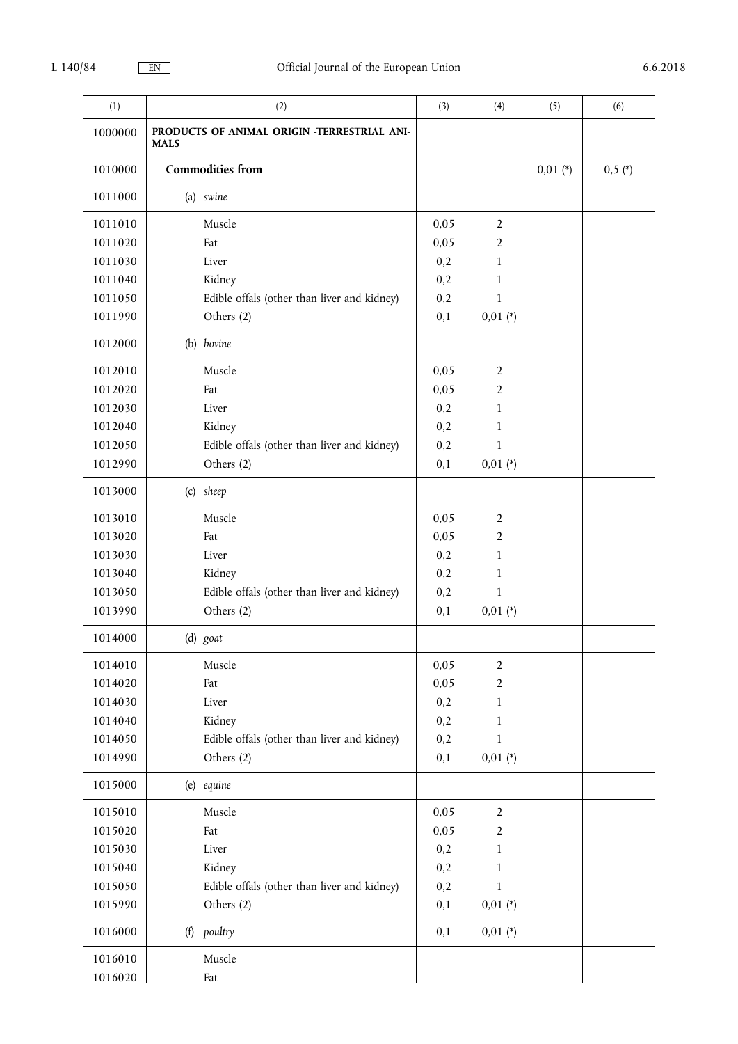| (1) | (2) | (3) | (4) | (5) | (6) |
|---|---|---|---|---|---|
| 1000000 | **PRODUCTS OF ANIMAL ORIGIN -TERRESTRIAL ANIMALS** | | | | |
| 1010000 | **Commodities from** | | | 0,01 (*) | 0,5 (*) |
| 1011000 | (a) *swine* | | | | |
| 1011010 | Muscle | 0,05 | 2 | | |
| 1011020 | Fat | 0,05 | 2 | | |
| 1011030 | Liver | 0,2 | 1 | | |
| 1011040 | Kidney | 0,2 | 1 | | |
| 1011050 | Edible offals (other than liver and kidney) | 0,2 | 1 | | |
| 1011990 | Others (2) | 0,1 | 0,01 (*) | | |
| 1012000 | (b) *bovine* | | | | |
| 1012010 | Muscle | 0,05 | 2 | | |
| 1012020 | Fat | 0,05 | 2 | | |
| 1012030 | Liver | 0,2 | 1 | | |
| 1012040 | Kidney | 0,2 | 1 | | |
| 1012050 | Edible offals (other than liver and kidney) | 0,2 | 1 | | |
| 1012990 | Others (2) | 0,1 | 0,01 (*) | | |
| 1013000 | (c) *sheep* | | | | |
| 1013010 | Muscle | 0,05 | 2 | | |
| 1013020 | Fat | 0,05 | 2 | | |
| 1013030 | Liver | 0,2 | 1 | | |
| 1013040 | Kidney | 0,2 | 1 | | |
| 1013050 | Edible offals (other than liver and kidney) | 0,2 | 1 | | |
| 1013990 | Others (2) | 0,1 | 0,01 (*) | | |
| 1014000 | (d) *goat* | | | | |
| 1014010 | Muscle | 0,05 | 2 | | |
| 1014020 | Fat | 0,05 | 2 | | |
| 1014030 | Liver | 0,2 | 1 | | |
| 1014040 | Kidney | 0,2 | 1 | | |
| 1014050 | Edible offals (other than liver and kidney) | 0,2 | 1 | | |
| 1014990 | Others (2) | 0,1 | 0,01 (*) | | |
| 1015000 | (e) *equine* | | | | |
| 1015010 | Muscle | 0,05 | 2 | | |
| 1015020 | Fat | 0,05 | 2 | | |
| 1015030 | Liver | 0,2 | 1 | | |
| 1015040 | Kidney | 0,2 | 1 | | |
| 1015050 | Edible offals (other than liver and kidney) | 0,2 | 1 | | |
| 1015990 | Others (2) | 0,1 | 0,01 (*) | | |
| 1016000 | (f) *poultry* | 0,1 | 0,01 (*) | | |
| 1016010 | Muscle | | | | |
| 1016020 | Fat | | | | |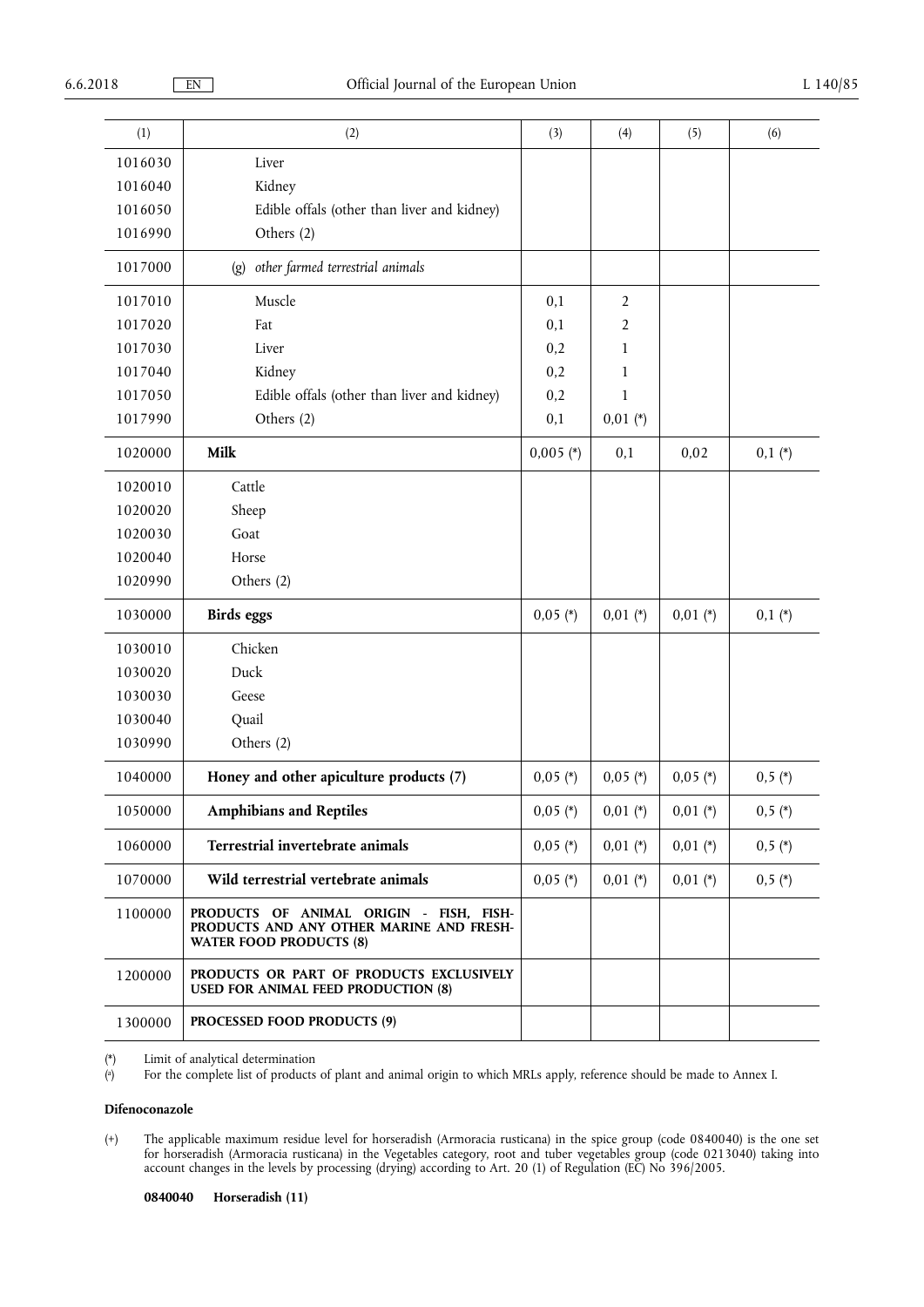| (1) | (2) | (3) | (4) | (5) | (6) |
|---|---|---|---|---|---|
| 1016030 | Liver | | | | |
| 1016040 | Kidney | | | | |
| 1016050 | Edible offals (other than liver and kidney) | | | | |
| 1016990 | Others (2) | | | | |
| 1017000 | (g) *other farmed terrestrial animals* | | | | |
| 1017010 | Muscle | 0,1 | 2 | | |
| 1017020 | Fat | 0,1 | 2 | | |
| 1017030 | Liver | 0,2 | 1 | | |
| 1017040 | Kidney | 0,2 | 1 | | |
| 1017050 | Edible offals (other than liver and kidney) | 0,2 | 1 | | |
| 1017990 | Others (2) | 0,1 | 0,01 (*) | | |
| 1020000 | **Milk** | 0,005 (*) | 0,1 | 0,02 | 0,1 (*) |
| 1020010 | Cattle | | | | |
| 1020020 | Sheep | | | | |
| 1020030 | Goat | | | | |
| 1020040 | Horse | | | | |
| 1020990 | Others (2) | | | | |
| 1030000 | **Birds eggs** | 0,05 (*) | 0,01 (*) | 0,01 (*) | 0,1 (*) |
| 1030010 | Chicken | | | | |
| 1030020 | Duck | | | | |
| 1030030 | Geese | | | | |
| 1030040 | Quail | | | | |
| 1030990 | Others (2) | | | | |
| 1040000 | **Honey and other apiculture products (7)** | 0,05 (*) | 0,05 (*) | 0,05 (*) | 0,5 (*) |
| 1050000 | **Amphibians and Reptiles** | 0,05 (*) | 0,01 (*) | 0,01 (*) | 0,5 (*) |
| 1060000 | **Terrestrial invertebrate animals** | 0,05 (*) | 0,01 (*) | 0,01 (*) | 0,5 (*) |
| 1070000 | **Wild terrestrial vertebrate animals** | 0,05 (*) | 0,01 (*) | 0,01 (*) | 0,5 (*) |
| 1100000 | **PRODUCTS OF ANIMAL ORIGIN - FISH, FISH-PRODUCTS AND ANY OTHER MARINE AND FRESH-WATER FOOD PRODUCTS (8)** | | | | |
| 1200000 | **PRODUCTS OR PART OF PRODUCTS EXCLUSIVELY USED FOR ANIMAL FEED PRODUCTION (8)** | | | | |
| 1300000 | **PROCESSED FOOD PRODUCTS (9)** | | | | |

(*) Limit of analytical determination

(2) For the complete list of products of plant and animal origin to which MRLs apply, reference should be made to Annex I.

**Difenoconazole**

(+) The applicable maximum residue level for horseradish (Armoracia rusticana) in the spice group (code 0840040) is the one set for horseradish (Armoracia rusticana) in the Vegetables category, root and tuber vegetables group (code 0213040) taking into account changes in the levels by processing (drying) according to Art. 20 (1) of Regulation (EC) No 396/2005.

**0840040 Horseradish (11)**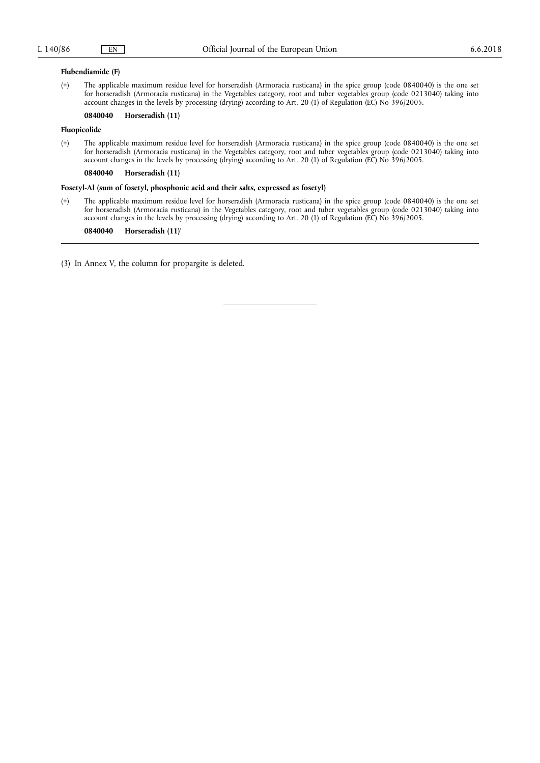**Flubendiamide (F)**

(+) The applicable maximum residue level for horseradish (Armoracia rusticana) in the spice group (code 0840040) is the one set for horseradish (Armoracia rusticana) in the Vegetables category, root and tuber vegetables group (code 0213040) taking into account changes in the levels by processing (drying) according to Art. 20 (1) of Regulation (EC) No 396/2005.

**0840040 Horseradish (11)**

**Fluopicolide**

(+) The applicable maximum residue level for horseradish (Armoracia rusticana) in the spice group (code 0840040) is the one set for horseradish (Armoracia rusticana) in the Vegetables category, root and tuber vegetables group (code 0213040) taking into account changes in the levels by processing (drying) according to Art. 20 (1) of Regulation (EC) No 396/2005.

**0840040 Horseradish (11)**

**Fosetyl-Al (sum of fosetyl, phosphonic acid and their salts, expressed as fosetyl)**

(+) The applicable maximum residue level for horseradish (Armoracia rusticana) in the spice group (code 0840040) is the one set for horseradish (Armoracia rusticana) in the Vegetables category, root and tuber vegetables group (code 0213040) taking into account changes in the levels by processing (drying) according to Art. 20 (1) of Regulation (EC) No 396/2005.

**0840040 Horseradish (11)**'

---

(3) In Annex V, the column for propargite is deleted.